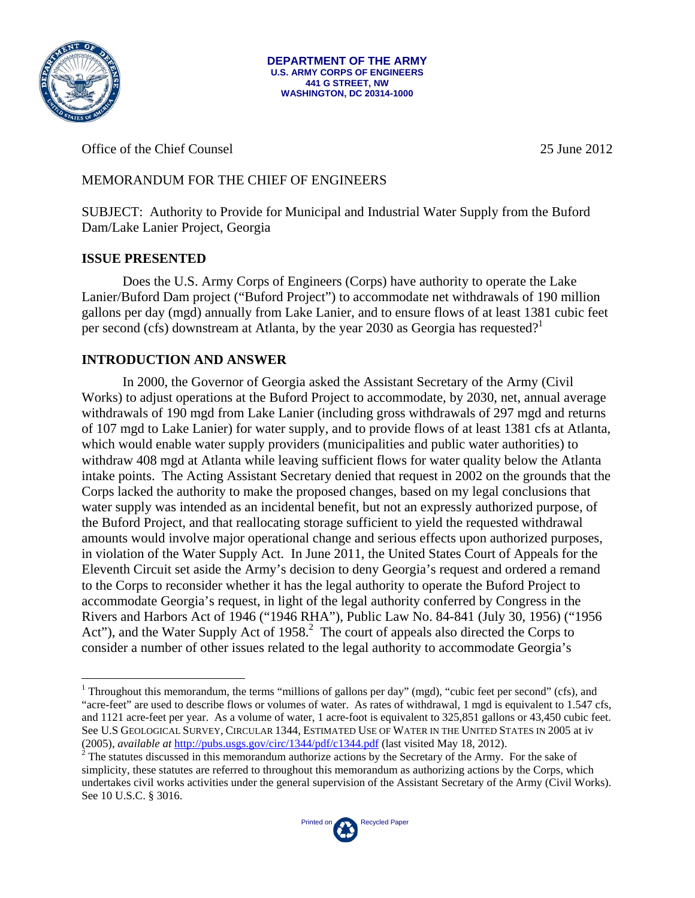**DEPARTMENT OF THE ARMY**
**U.S. ARMY CORPS OF ENGINEERS**
**441 G STREET, NW**
**WASHINGTON, DC 20314-1000**

Office of the Chief Counsel 25 June 2012

MEMORANDUM FOR THE CHIEF OF ENGINEERS

SUBJECT: Authority to Provide for Municipal and Industrial Water Supply from the Buford Dam/Lake Lanier Project, Georgia

## ISSUE PRESENTED

Does the U.S. Army Corps of Engineers (Corps) have authority to operate the Lake Lanier/Buford Dam project ("Buford Project") to accommodate net withdrawals of 190 million gallons per day (mgd) annually from Lake Lanier, and to ensure flows of at least 1381 cubic feet per second (cfs) downstream at Atlanta, by the year 2030 as Georgia has requested?[1]

## INTRODUCTION AND ANSWER

In 2000, the Governor of Georgia asked the Assistant Secretary of the Army (Civil Works) to adjust operations at the Buford Project to accommodate, by 2030, net, annual average withdrawals of 190 mgd from Lake Lanier (including gross withdrawals of 297 mgd and returns of 107 mgd to Lake Lanier) for water supply, and to provide flows of at least 1381 cfs at Atlanta, which would enable water supply providers (municipalities and public water authorities) to withdraw 408 mgd at Atlanta while leaving sufficient flows for water quality below the Atlanta intake points. The Acting Assistant Secretary denied that request in 2002 on the grounds that the Corps lacked the authority to make the proposed changes, based on my legal conclusions that water supply was intended as an incidental benefit, but not an expressly authorized purpose, of the Buford Project, and that reallocating storage sufficient to yield the requested withdrawal amounts would involve major operational change and serious effects upon authorized purposes, in violation of the Water Supply Act. In June 2011, the United States Court of Appeals for the Eleventh Circuit set aside the Army's decision to deny Georgia's request and ordered a remand to the Corps to reconsider whether it has the legal authority to operate the Buford Project to accommodate Georgia's request, in light of the legal authority conferred by Congress in the Rivers and Harbors Act of 1946 ("1946 RHA"), Public Law No. 84-841 (July 30, 1956) ("1956 Act"), and the Water Supply Act of 1958.[2] The court of appeals also directed the Corps to consider a number of other issues related to the legal authority to accommodate Georgia's

[1] Throughout this memorandum, the terms "millions of gallons per day" (mgd), "cubic feet per second" (cfs), and "acre-feet" are used to describe flows or volumes of water. As rates of withdrawal, 1 mgd is equivalent to 1.547 cfs, and 1121 acre-feet per year. As a volume of water, 1 acre-foot is equivalent to 325,851 gallons or 43,450 cubic feet. See U.S GEOLOGICAL SURVEY, CIRCULAR 1344, ESTIMATED USE OF WATER IN THE UNITED STATES IN 2005 at iv (2005), *available at* http://pubs.usgs.gov/circ/1344/pdf/c1344.pdf (last visited May 18, 2012).

[2] The statutes discussed in this memorandum authorize actions by the Secretary of the Army. For the sake of simplicity, these statutes are referred to throughout this memorandum as authorizing actions by the Corps, which undertakes civil works activities under the general supervision of the Assistant Secretary of the Army (Civil Works). See 10 U.S.C. § 3016.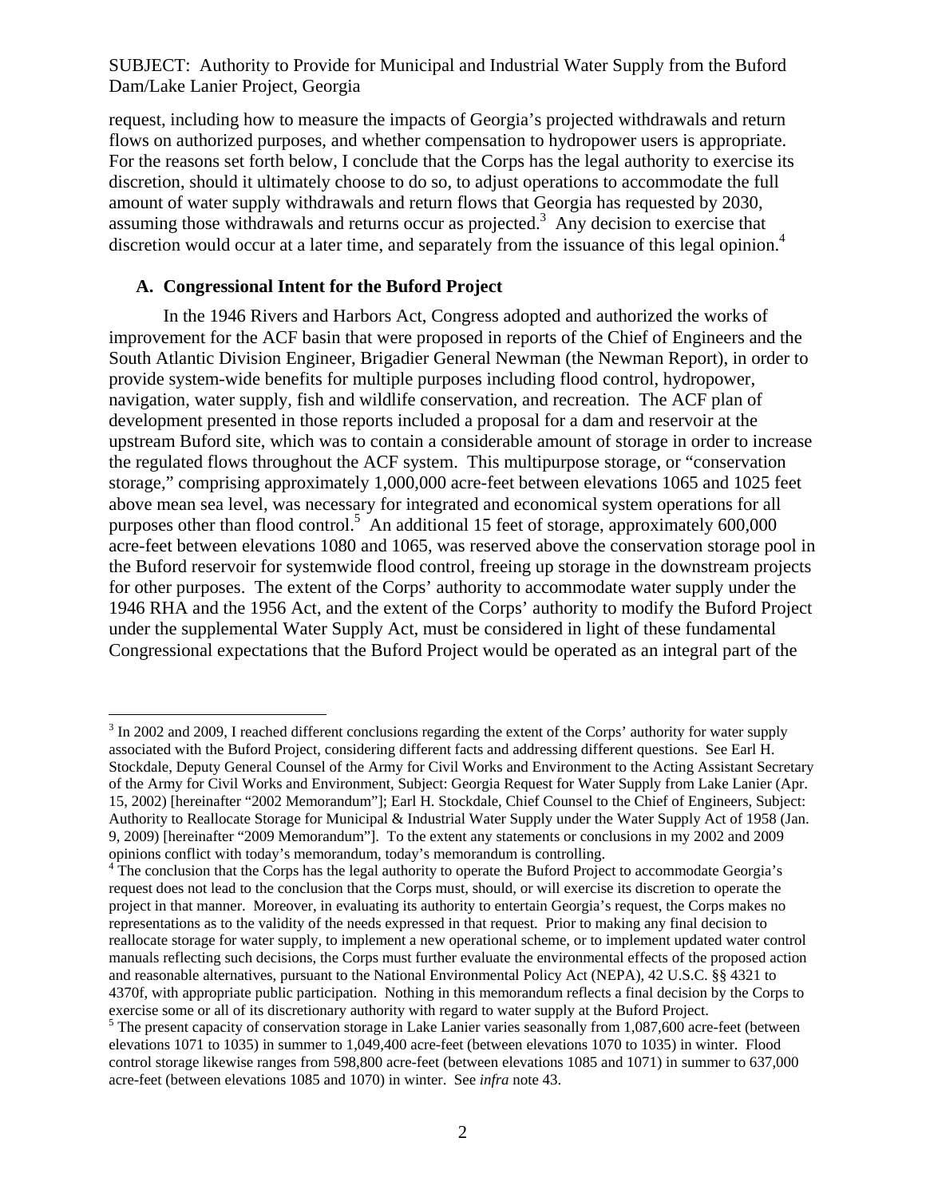SUBJECT: Authority to Provide for Municipal and Industrial Water Supply from the Buford Dam/Lake Lanier Project, Georgia

request, including how to measure the impacts of Georgia's projected withdrawals and return flows on authorized purposes, and whether compensation to hydropower users is appropriate. For the reasons set forth below, I conclude that the Corps has the legal authority to exercise its discretion, should it ultimately choose to do so, to adjust operations to accommodate the full amount of water supply withdrawals and return flows that Georgia has requested by 2030, assuming those withdrawals and returns occur as projected.[3] Any decision to exercise that discretion would occur at a later time, and separately from the issuance of this legal opinion.[4]

## A. Congressional Intent for the Buford Project

In the 1946 Rivers and Harbors Act, Congress adopted and authorized the works of improvement for the ACF basin that were proposed in reports of the Chief of Engineers and the South Atlantic Division Engineer, Brigadier General Newman (the Newman Report), in order to provide system-wide benefits for multiple purposes including flood control, hydropower, navigation, water supply, fish and wildlife conservation, and recreation. The ACF plan of development presented in those reports included a proposal for a dam and reservoir at the upstream Buford site, which was to contain a considerable amount of storage in order to increase the regulated flows throughout the ACF system. This multipurpose storage, or "conservation storage," comprising approximately 1,000,000 acre-feet between elevations 1065 and 1025 feet above mean sea level, was necessary for integrated and economical system operations for all purposes other than flood control.[5] An additional 15 feet of storage, approximately 600,000 acre-feet between elevations 1080 and 1065, was reserved above the conservation storage pool in the Buford reservoir for systemwide flood control, freeing up storage in the downstream projects for other purposes. The extent of the Corps' authority to accommodate water supply under the 1946 RHA and the 1956 Act, and the extent of the Corps' authority to modify the Buford Project under the supplemental Water Supply Act, must be considered in light of these fundamental Congressional expectations that the Buford Project would be operated as an integral part of the

---

[3] In 2002 and 2009, I reached different conclusions regarding the extent of the Corps' authority for water supply associated with the Buford Project, considering different facts and addressing different questions. See Earl H. Stockdale, Deputy General Counsel of the Army for Civil Works and Environment to the Acting Assistant Secretary of the Army for Civil Works and Environment, Subject: Georgia Request for Water Supply from Lake Lanier (Apr. 15, 2002) [hereinafter "2002 Memorandum"]; Earl H. Stockdale, Chief Counsel to the Chief of Engineers, Subject: Authority to Reallocate Storage for Municipal & Industrial Water Supply under the Water Supply Act of 1958 (Jan. 9, 2009) [hereinafter "2009 Memorandum"]. To the extent any statements or conclusions in my 2002 and 2009 opinions conflict with today's memorandum, today's memorandum is controlling.

[4] The conclusion that the Corps has the legal authority to operate the Buford Project to accommodate Georgia's request does not lead to the conclusion that the Corps must, should, or will exercise its discretion to operate the project in that manner. Moreover, in evaluating its authority to entertain Georgia's request, the Corps makes no representations as to the validity of the needs expressed in that request. Prior to making any final decision to reallocate storage for water supply, to implement a new operational scheme, or to implement updated water control manuals reflecting such decisions, the Corps must further evaluate the environmental effects of the proposed action and reasonable alternatives, pursuant to the National Environmental Policy Act (NEPA), 42 U.S.C. §§ 4321 to 4370f, with appropriate public participation. Nothing in this memorandum reflects a final decision by the Corps to exercise some or all of its discretionary authority with regard to water supply at the Buford Project.

[5] The present capacity of conservation storage in Lake Lanier varies seasonally from 1,087,600 acre-feet (between elevations 1071 to 1035) in summer to 1,049,400 acre-feet (between elevations 1070 to 1035) in winter. Flood control storage likewise ranges from 598,800 acre-feet (between elevations 1085 and 1071) in summer to 637,000 acre-feet (between elevations 1085 and 1070) in winter. See *infra* note 43.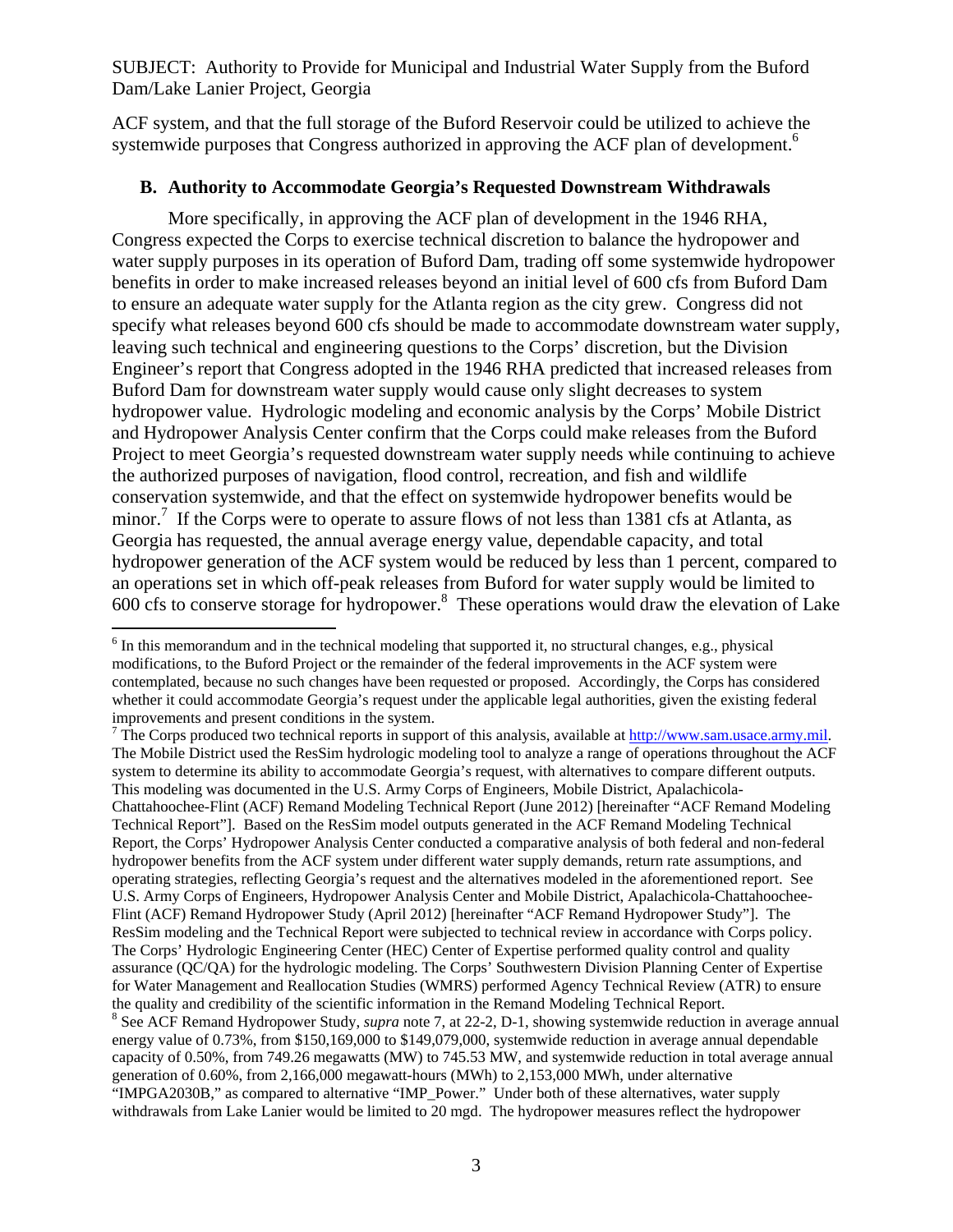ACF system, and that the full storage of the Buford Reservoir could be utilized to achieve the systemwide purposes that Congress authorized in approving the ACF plan of development.[6]

### B. Authority to Accommodate Georgia's Requested Downstream Withdrawals

More specifically, in approving the ACF plan of development in the 1946 RHA, Congress expected the Corps to exercise technical discretion to balance the hydropower and water supply purposes in its operation of Buford Dam, trading off some systemwide hydropower benefits in order to make increased releases beyond an initial level of 600 cfs from Buford Dam to ensure an adequate water supply for the Atlanta region as the city grew. Congress did not specify what releases beyond 600 cfs should be made to accommodate downstream water supply, leaving such technical and engineering questions to the Corps' discretion, but the Division Engineer's report that Congress adopted in the 1946 RHA predicted that increased releases from Buford Dam for downstream water supply would cause only slight decreases to system hydropower value. Hydrologic modeling and economic analysis by the Corps' Mobile District and Hydropower Analysis Center confirm that the Corps could make releases from the Buford Project to meet Georgia's requested downstream water supply needs while continuing to achieve the authorized purposes of navigation, flood control, recreation, and fish and wildlife conservation systemwide, and that the effect on systemwide hydropower benefits would be minor.[7] If the Corps were to operate to assure flows of not less than 1381 cfs at Atlanta, as Georgia has requested, the annual average energy value, dependable capacity, and total hydropower generation of the ACF system would be reduced by less than 1 percent, compared to an operations set in which off-peak releases from Buford for water supply would be limited to 600 cfs to conserve storage for hydropower.[8] These operations would draw the elevation of Lake

---

[6] In this memorandum and in the technical modeling that supported it, no structural changes, e.g., physical modifications, to the Buford Project or the remainder of the federal improvements in the ACF system were contemplated, because no such changes have been requested or proposed. Accordingly, the Corps has considered whether it could accommodate Georgia's request under the applicable legal authorities, given the existing federal improvements and present conditions in the system.

[7] The Corps produced two technical reports in support of this analysis, available at http://www.sam.usace.army.mil. The Mobile District used the ResSim hydrologic modeling tool to analyze a range of operations throughout the ACF system to determine its ability to accommodate Georgia's request, with alternatives to compare different outputs. This modeling was documented in the U.S. Army Corps of Engineers, Mobile District, Apalachicola-Chattahoochee-Flint (ACF) Remand Modeling Technical Report (June 2012) [hereinafter "ACF Remand Modeling Technical Report"]. Based on the ResSim model outputs generated in the ACF Remand Modeling Technical Report, the Corps' Hydropower Analysis Center conducted a comparative analysis of both federal and non-federal hydropower benefits from the ACF system under different water supply demands, return rate assumptions, and operating strategies, reflecting Georgia's request and the alternatives modeled in the aforementioned report. See U.S. Army Corps of Engineers, Hydropower Analysis Center and Mobile District, Apalachicola-Chattahoochee-Flint (ACF) Remand Hydropower Study (April 2012) [hereinafter "ACF Remand Hydropower Study"]. The ResSim modeling and the Technical Report were subjected to technical review in accordance with Corps policy. The Corps' Hydrologic Engineering Center (HEC) Center of Expertise performed quality control and quality assurance (QC/QA) for the hydrologic modeling. The Corps' Southwestern Division Planning Center of Expertise for Water Management and Reallocation Studies (WMRS) performed Agency Technical Review (ATR) to ensure the quality and credibility of the scientific information in the Remand Modeling Technical Report.

[8] See ACF Remand Hydropower Study, *supra* note 7, at 22-2, D-1, showing systemwide reduction in average annual energy value of 0.73%, from $150,169,000 to $149,079,000, systemwide reduction in average annual dependable capacity of 0.50%, from 749.26 megawatts (MW) to 745.53 MW, and systemwide reduction in total average annual generation of 0.60%, from 2,166,000 megawatt-hours (MWh) to 2,153,000 MWh, under alternative "IMPGA2030B," as compared to alternative "IMP_Power." Under both of these alternatives, water supply withdrawals from Lake Lanier would be limited to 20 mgd. The hydropower measures reflect the hydropower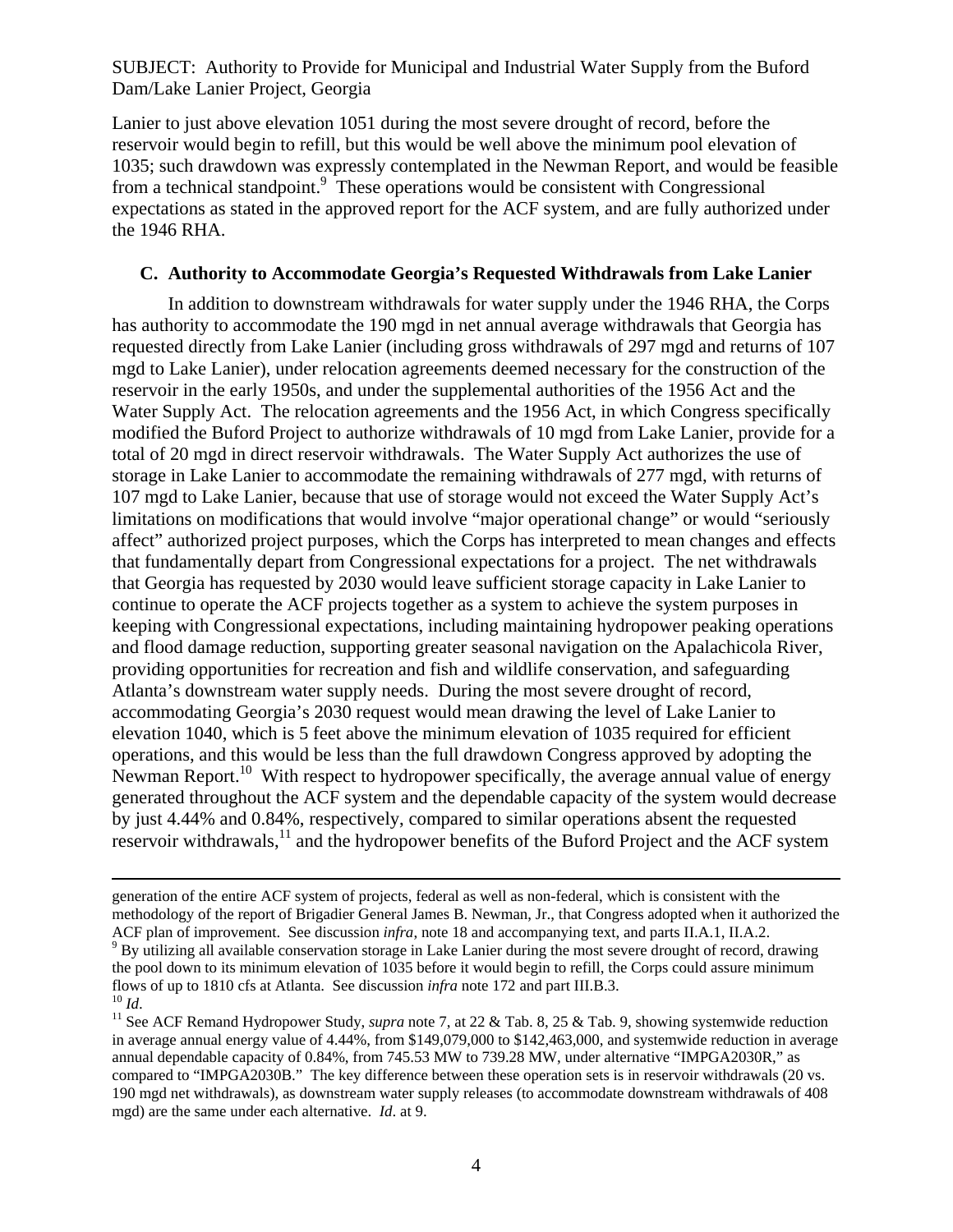Lanier to just above elevation 1051 during the most severe drought of record, before the reservoir would begin to refill, but this would be well above the minimum pool elevation of 1035; such drawdown was expressly contemplated in the Newman Report, and would be feasible from a technical standpoint.[9] These operations would be consistent with Congressional expectations as stated in the approved report for the ACF system, and are fully authorized under the 1946 RHA.

### C. Authority to Accommodate Georgia's Requested Withdrawals from Lake Lanier

In addition to downstream withdrawals for water supply under the 1946 RHA, the Corps has authority to accommodate the 190 mgd in net annual average withdrawals that Georgia has requested directly from Lake Lanier (including gross withdrawals of 297 mgd and returns of 107 mgd to Lake Lanier), under relocation agreements deemed necessary for the construction of the reservoir in the early 1950s, and under the supplemental authorities of the 1956 Act and the Water Supply Act. The relocation agreements and the 1956 Act, in which Congress specifically modified the Buford Project to authorize withdrawals of 10 mgd from Lake Lanier, provide for a total of 20 mgd in direct reservoir withdrawals. The Water Supply Act authorizes the use of storage in Lake Lanier to accommodate the remaining withdrawals of 277 mgd, with returns of 107 mgd to Lake Lanier, because that use of storage would not exceed the Water Supply Act's limitations on modifications that would involve "major operational change" or would "seriously affect" authorized project purposes, which the Corps has interpreted to mean changes and effects that fundamentally depart from Congressional expectations for a project. The net withdrawals that Georgia has requested by 2030 would leave sufficient storage capacity in Lake Lanier to continue to operate the ACF projects together as a system to achieve the system purposes in keeping with Congressional expectations, including maintaining hydropower peaking operations and flood damage reduction, supporting greater seasonal navigation on the Apalachicola River, providing opportunities for recreation and fish and wildlife conservation, and safeguarding Atlanta's downstream water supply needs. During the most severe drought of record, accommodating Georgia's 2030 request would mean drawing the level of Lake Lanier to elevation 1040, which is 5 feet above the minimum elevation of 1035 required for efficient operations, and this would be less than the full drawdown Congress approved by adopting the Newman Report.[10] With respect to hydropower specifically, the average annual value of energy generated throughout the ACF system and the dependable capacity of the system would decrease by just 4.44% and 0.84%, respectively, compared to similar operations absent the requested reservoir withdrawals,[11] and the hydropower benefits of the Buford Project and the ACF system

---

generation of the entire ACF system of projects, federal as well as non-federal, which is consistent with the methodology of the report of Brigadier General James B. Newman, Jr., that Congress adopted when it authorized the ACF plan of improvement. See discussion *infra*, note 18 and accompanying text, and parts II.A.1, II.A.2.

[9] By utilizing all available conservation storage in Lake Lanier during the most severe drought of record, drawing the pool down to its minimum elevation of 1035 before it would begin to refill, the Corps could assure minimum flows of up to 1810 cfs at Atlanta. See discussion *infra* note 172 and part III.B.3.

[10] *Id*.

[11] See ACF Remand Hydropower Study, *supra* note 7, at 22 & Tab. 8, 25 & Tab. 9, showing systemwide reduction in average annual energy value of 4.44%, from $149,079,000 to $142,463,000, and systemwide reduction in average annual dependable capacity of 0.84%, from 745.53 MW to 739.28 MW, under alternative "IMPGA2030R," as compared to "IMPGA2030B." The key difference between these operation sets is in reservoir withdrawals (20 vs. 190 mgd net withdrawals), as downstream water supply releases (to accommodate downstream withdrawals of 408 mgd) are the same under each alternative. *Id*. at 9.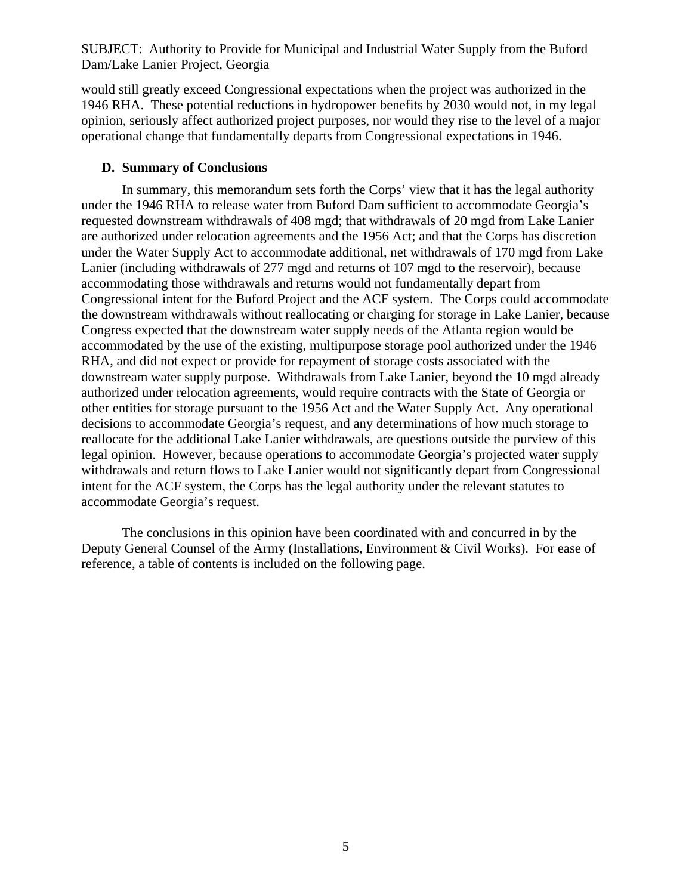would still greatly exceed Congressional expectations when the project was authorized in the 1946 RHA. These potential reductions in hydropower benefits by 2030 would not, in my legal opinion, seriously affect authorized project purposes, nor would they rise to the level of a major operational change that fundamentally departs from Congressional expectations in 1946.

### D. Summary of Conclusions

In summary, this memorandum sets forth the Corps' view that it has the legal authority under the 1946 RHA to release water from Buford Dam sufficient to accommodate Georgia's requested downstream withdrawals of 408 mgd; that withdrawals of 20 mgd from Lake Lanier are authorized under relocation agreements and the 1956 Act; and that the Corps has discretion under the Water Supply Act to accommodate additional, net withdrawals of 170 mgd from Lake Lanier (including withdrawals of 277 mgd and returns of 107 mgd to the reservoir), because accommodating those withdrawals and returns would not fundamentally depart from Congressional intent for the Buford Project and the ACF system. The Corps could accommodate the downstream withdrawals without reallocating or charging for storage in Lake Lanier, because Congress expected that the downstream water supply needs of the Atlanta region would be accommodated by the use of the existing, multipurpose storage pool authorized under the 1946 RHA, and did not expect or provide for repayment of storage costs associated with the downstream water supply purpose. Withdrawals from Lake Lanier, beyond the 10 mgd already authorized under relocation agreements, would require contracts with the State of Georgia or other entities for storage pursuant to the 1956 Act and the Water Supply Act. Any operational decisions to accommodate Georgia's request, and any determinations of how much storage to reallocate for the additional Lake Lanier withdrawals, are questions outside the purview of this legal opinion. However, because operations to accommodate Georgia's projected water supply withdrawals and return flows to Lake Lanier would not significantly depart from Congressional intent for the ACF system, the Corps has the legal authority under the relevant statutes to accommodate Georgia's request.

The conclusions in this opinion have been coordinated with and concurred in by the Deputy General Counsel of the Army (Installations, Environment & Civil Works). For ease of reference, a table of contents is included on the following page.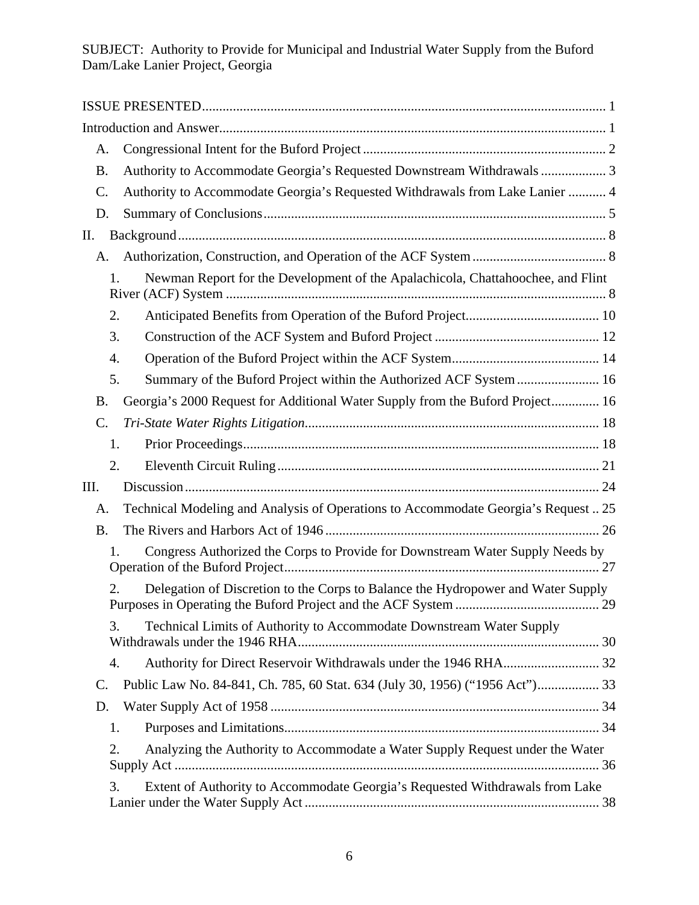SUBJECT: Authority to Provide for Municipal and Industrial Water Supply from the Buford Dam/Lake Lanier Project, Georgia

ISSUE PRESENTED ..... 1

Introduction and Answer ..... 1

- A. Congressional Intent for the Buford Project ..... 2
- B. Authority to Accommodate Georgia's Requested Downstream Withdrawals ..... 3
- C. Authority to Accommodate Georgia's Requested Withdrawals from Lake Lanier ..... 4
- D. Summary of Conclusions ..... 5

II. Background ..... 8

- A. Authorization, Construction, and Operation of the ACF System ..... 8
  - 1. Newman Report for the Development of the Apalachicola, Chattahoochee, and Flint River (ACF) System ..... 8
  - 2. Anticipated Benefits from Operation of the Buford Project ..... 10
  - 3. Construction of the ACF System and Buford Project ..... 12
  - 4. Operation of the Buford Project within the ACF System ..... 14
  - 5. Summary of the Buford Project within the Authorized ACF System ..... 16
- B. Georgia's 2000 Request for Additional Water Supply from the Buford Project ..... 16
- C. *Tri-State Water Rights Litigation* ..... 18
  - 1. Prior Proceedings ..... 18
  - 2. Eleventh Circuit Ruling ..... 21

III. Discussion ..... 24

- A. Technical Modeling and Analysis of Operations to Accommodate Georgia's Request .. 25
- B. The Rivers and Harbors Act of 1946 ..... 26
  - 1. Congress Authorized the Corps to Provide for Downstream Water Supply Needs by Operation of the Buford Project ..... 27
  - 2. Delegation of Discretion to the Corps to Balance the Hydropower and Water Supply Purposes in Operating the Buford Project and the ACF System ..... 29
  - 3. Technical Limits of Authority to Accommodate Downstream Water Supply Withdrawals under the 1946 RHA ..... 30
  - 4. Authority for Direct Reservoir Withdrawals under the 1946 RHA ..... 32
- C. Public Law No. 84-841, Ch. 785, 60 Stat. 634 (July 30, 1956) ("1956 Act") ..... 33
- D. Water Supply Act of 1958 ..... 34
  - 1. Purposes and Limitations ..... 34
  - 2. Analyzing the Authority to Accommodate a Water Supply Request under the Water Supply Act ..... 36
  - 3. Extent of Authority to Accommodate Georgia's Requested Withdrawals from Lake Lanier under the Water Supply Act ..... 38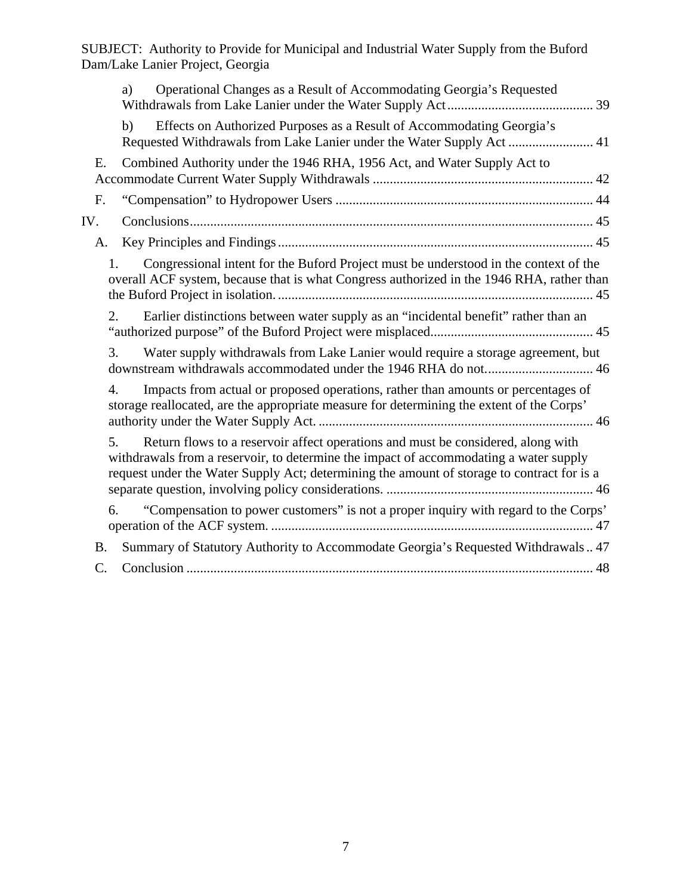a) Operational Changes as a Result of Accommodating Georgia's Requested Withdrawals from Lake Lanier under the Water Supply Act ........................................... 39

b) Effects on Authorized Purposes as a Result of Accommodating Georgia's Requested Withdrawals from Lake Lanier under the Water Supply Act ......................... 41

E. Combined Authority under the 1946 RHA, 1956 Act, and Water Supply Act to Accommodate Current Water Supply Withdrawals ................................................................. 42

F. "Compensation" to Hydropower Users ............................................................................ 44

IV. Conclusions...................................................................................................................... 45

A. Key Principles and Findings............................................................................................ 45

1. Congressional intent for the Buford Project must be understood in the context of the overall ACF system, because that is what Congress authorized in the 1946 RHA, rather than the Buford Project in isolation. ............................................................................................ 45

2. Earlier distinctions between water supply as an "incidental benefit" rather than an "authorized purpose" of the Buford Project were misplaced................................................ 45

3. Water supply withdrawals from Lake Lanier would require a storage agreement, but downstream withdrawals accommodated under the 1946 RHA do not................................ 46

4. Impacts from actual or proposed operations, rather than amounts or percentages of storage reallocated, are the appropriate measure for determining the extent of the Corps' authority under the Water Supply Act. ................................................................................. 46

5. Return flows to a reservoir affect operations and must be considered, along with withdrawals from a reservoir, to determine the impact of accommodating a water supply request under the Water Supply Act; determining the amount of storage to contract for is a separate question, involving policy considerations. ............................................................. 46

6. "Compensation to power customers" is not a proper inquiry with regard to the Corps' operation of the ACF system. ............................................................................................... 47

B. Summary of Statutory Authority to Accommodate Georgia's Requested Withdrawals.. 47

C. Conclusion ....................................................................................................................... 48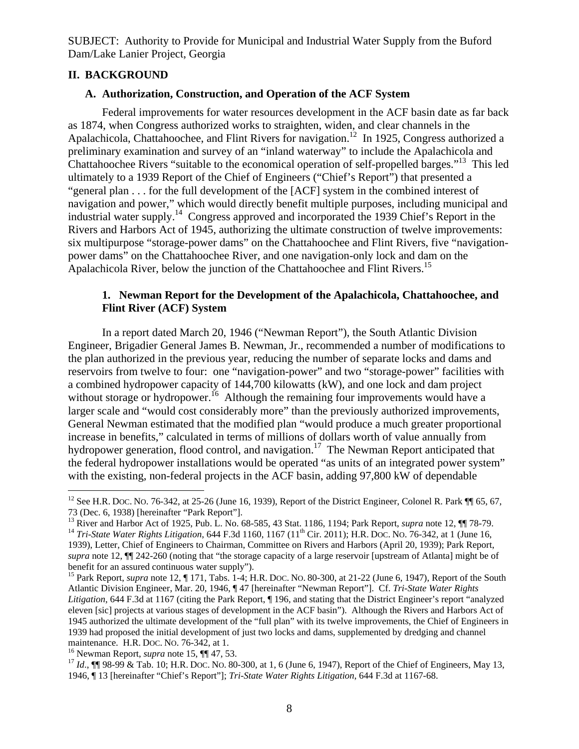SUBJECT: Authority to Provide for Municipal and Industrial Water Supply from the Buford Dam/Lake Lanier Project, Georgia

## II. BACKGROUND

### A. Authorization, Construction, and Operation of the ACF System

Federal improvements for water resources development in the ACF basin date as far back as 1874, when Congress authorized works to straighten, widen, and clear channels in the Apalachicola, Chattahoochee, and Flint Rivers for navigation.[12] In 1925, Congress authorized a preliminary examination and survey of an "inland waterway" to include the Apalachicola and Chattahoochee Rivers "suitable to the economical operation of self-propelled barges."[13] This led ultimately to a 1939 Report of the Chief of Engineers ("Chief's Report") that presented a "general plan . . . for the full development of the [ACF] system in the combined interest of navigation and power," which would directly benefit multiple purposes, including municipal and industrial water supply.[14] Congress approved and incorporated the 1939 Chief's Report in the Rivers and Harbors Act of 1945, authorizing the ultimate construction of twelve improvements: six multipurpose "storage-power dams" on the Chattahoochee and Flint Rivers, five "navigation-power dams" on the Chattahoochee River, and one navigation-only lock and dam on the Apalachicola River, below the junction of the Chattahoochee and Flint Rivers.[15]

#### 1. Newman Report for the Development of the Apalachicola, Chattahoochee, and Flint River (ACF) System

In a report dated March 20, 1946 ("Newman Report"), the South Atlantic Division Engineer, Brigadier General James B. Newman, Jr., recommended a number of modifications to the plan authorized in the previous year, reducing the number of separate locks and dams and reservoirs from twelve to four: one "navigation-power" and two "storage-power" facilities with a combined hydropower capacity of 144,700 kilowatts (kW), and one lock and dam project without storage or hydropower.[16] Although the remaining four improvements would have a larger scale and "would cost considerably more" than the previously authorized improvements, General Newman estimated that the modified plan "would produce a much greater proportional increase in benefits," calculated in terms of millions of dollars worth of value annually from hydropower generation, flood control, and navigation.[17] The Newman Report anticipated that the federal hydropower installations would be operated "as units of an integrated power system" with the existing, non-federal projects in the ACF basin, adding 97,800 kW of dependable

---

[12] See H.R. DOC. NO. 76-342, at 25-26 (June 16, 1939), Report of the District Engineer, Colonel R. Park ¶¶ 65, 67, 73 (Dec. 6, 1938) [hereinafter "Park Report"].

[13] River and Harbor Act of 1925, Pub. L. No. 68-585, 43 Stat. 1186, 1194; Park Report, *supra* note 12, ¶¶ 78-79.

[14] *Tri-State Water Rights Litigation*, 644 F.3d 1160, 1167 (11th Cir. 2011); H.R. DOC. NO. 76-342, at 1 (June 16, 1939), Letter, Chief of Engineers to Chairman, Committee on Rivers and Harbors (April 20, 1939); Park Report, *supra* note 12, ¶¶ 242-260 (noting that "the storage capacity of a large reservoir [upstream of Atlanta] might be of benefit for an assured continuous water supply").

[15] Park Report, *supra* note 12, ¶ 171, Tabs. 1-4; H.R. DOC. NO. 80-300, at 21-22 (June 6, 1947), Report of the South Atlantic Division Engineer, Mar. 20, 1946, ¶ 47 [hereinafter "Newman Report"]. Cf. *Tri-State Water Rights Litigation*, 644 F.3d at 1167 (citing the Park Report, ¶ 196, and stating that the District Engineer's report "analyzed eleven [sic] projects at various stages of development in the ACF basin"). Although the Rivers and Harbors Act of 1945 authorized the ultimate development of the "full plan" with its twelve improvements, the Chief of Engineers in 1939 had proposed the initial development of just two locks and dams, supplemented by dredging and channel maintenance. H.R. DOC. NO. 76-342, at 1.

[16] Newman Report, *supra* note 15, ¶¶ 47, 53.

[17] *Id*., ¶¶ 98-99 & Tab. 10; H.R. DOC. NO. 80-300, at 1, 6 (June 6, 1947), Report of the Chief of Engineers, May 13, 1946, ¶ 13 [hereinafter "Chief's Report"]; *Tri-State Water Rights Litigation*, 644 F.3d at 1167-68.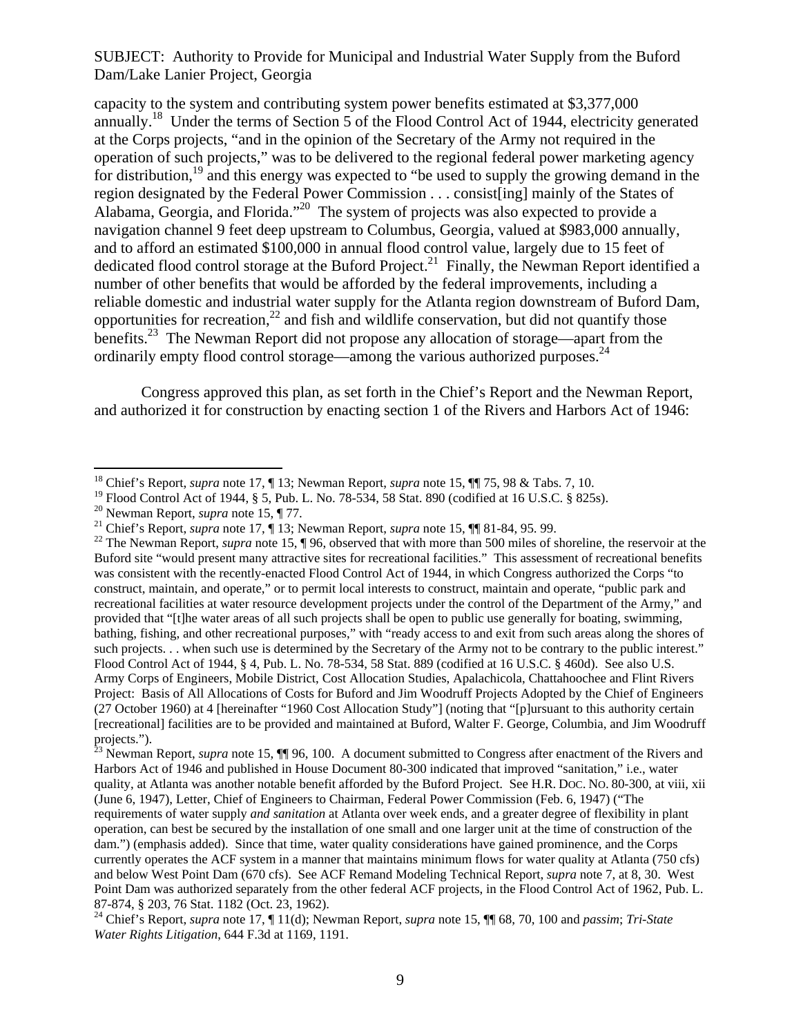capacity to the system and contributing system power benefits estimated at $3,377,000 annually.[18] Under the terms of Section 5 of the Flood Control Act of 1944, electricity generated at the Corps projects, "and in the opinion of the Secretary of the Army not required in the operation of such projects," was to be delivered to the regional federal power marketing agency for distribution,[19] and this energy was expected to "be used to supply the growing demand in the region designated by the Federal Power Commission . . . consist[ing] mainly of the States of Alabama, Georgia, and Florida."[20] The system of projects was also expected to provide a navigation channel 9 feet deep upstream to Columbus, Georgia, valued at $983,000 annually, and to afford an estimated $100,000 in annual flood control value, largely due to 15 feet of dedicated flood control storage at the Buford Project.[21] Finally, the Newman Report identified a number of other benefits that would be afforded by the federal improvements, including a reliable domestic and industrial water supply for the Atlanta region downstream of Buford Dam, opportunities for recreation,[22] and fish and wildlife conservation, but did not quantify those benefits.[23] The Newman Report did not propose any allocation of storage—apart from the ordinarily empty flood control storage—among the various authorized purposes.[24]

Congress approved this plan, as set forth in the Chief's Report and the Newman Report, and authorized it for construction by enacting section 1 of the Rivers and Harbors Act of 1946:

---

[18] Chief's Report, *supra* note 17, ¶ 13; Newman Report, *supra* note 15, ¶¶ 75, 98 & Tabs. 7, 10.

[19] Flood Control Act of 1944, § 5, Pub. L. No. 78-534, 58 Stat. 890 (codified at 16 U.S.C. § 825s).

[20] Newman Report, *supra* note 15, ¶ 77.

[21] Chief's Report, *supra* note 17, ¶ 13; Newman Report, *supra* note 15, ¶¶ 81-84, 95. 99.

[22] The Newman Report, *supra* note 15, ¶ 96, observed that with more than 500 miles of shoreline, the reservoir at the Buford site "would present many attractive sites for recreational facilities." This assessment of recreational benefits was consistent with the recently-enacted Flood Control Act of 1944, in which Congress authorized the Corps "to construct, maintain, and operate," or to permit local interests to construct, maintain and operate, "public park and recreational facilities at water resource development projects under the control of the Department of the Army," and provided that "[t]he water areas of all such projects shall be open to public use generally for boating, swimming, bathing, fishing, and other recreational purposes," with "ready access to and exit from such areas along the shores of such projects. . . when such use is determined by the Secretary of the Army not to be contrary to the public interest." Flood Control Act of 1944, § 4, Pub. L. No. 78-534, 58 Stat. 889 (codified at 16 U.S.C. § 460d). See also U.S. Army Corps of Engineers, Mobile District, Cost Allocation Studies, Apalachicola, Chattahoochee and Flint Rivers Project: Basis of All Allocations of Costs for Buford and Jim Woodruff Projects Adopted by the Chief of Engineers (27 October 1960) at 4 [hereinafter "1960 Cost Allocation Study"] (noting that "[p]ursuant to this authority certain [recreational] facilities are to be provided and maintained at Buford, Walter F. George, Columbia, and Jim Woodruff projects.").

[23] Newman Report, *supra* note 15, ¶¶ 96, 100. A document submitted to Congress after enactment of the Rivers and Harbors Act of 1946 and published in House Document 80-300 indicated that improved "sanitation," i.e., water quality, at Atlanta was another notable benefit afforded by the Buford Project. See H.R. DOC. NO. 80-300, at viii, xii (June 6, 1947), Letter, Chief of Engineers to Chairman, Federal Power Commission (Feb. 6, 1947) ("The requirements of water supply *and sanitation* at Atlanta over week ends, and a greater degree of flexibility in plant operation, can best be secured by the installation of one small and one larger unit at the time of construction of the dam.") (emphasis added). Since that time, water quality considerations have gained prominence, and the Corps currently operates the ACF system in a manner that maintains minimum flows for water quality at Atlanta (750 cfs) and below West Point Dam (670 cfs). See ACF Remand Modeling Technical Report, *supra* note 7, at 8, 30. West Point Dam was authorized separately from the other federal ACF projects, in the Flood Control Act of 1962, Pub. L. 87-874, § 203, 76 Stat. 1182 (Oct. 23, 1962).

[24] Chief's Report, *supra* note 17, ¶ 11(d); Newman Report, *supra* note 15, ¶¶ 68, 70, 100 and *passim*; *Tri-State Water Rights Litigation*, 644 F.3d at 1169, 1191.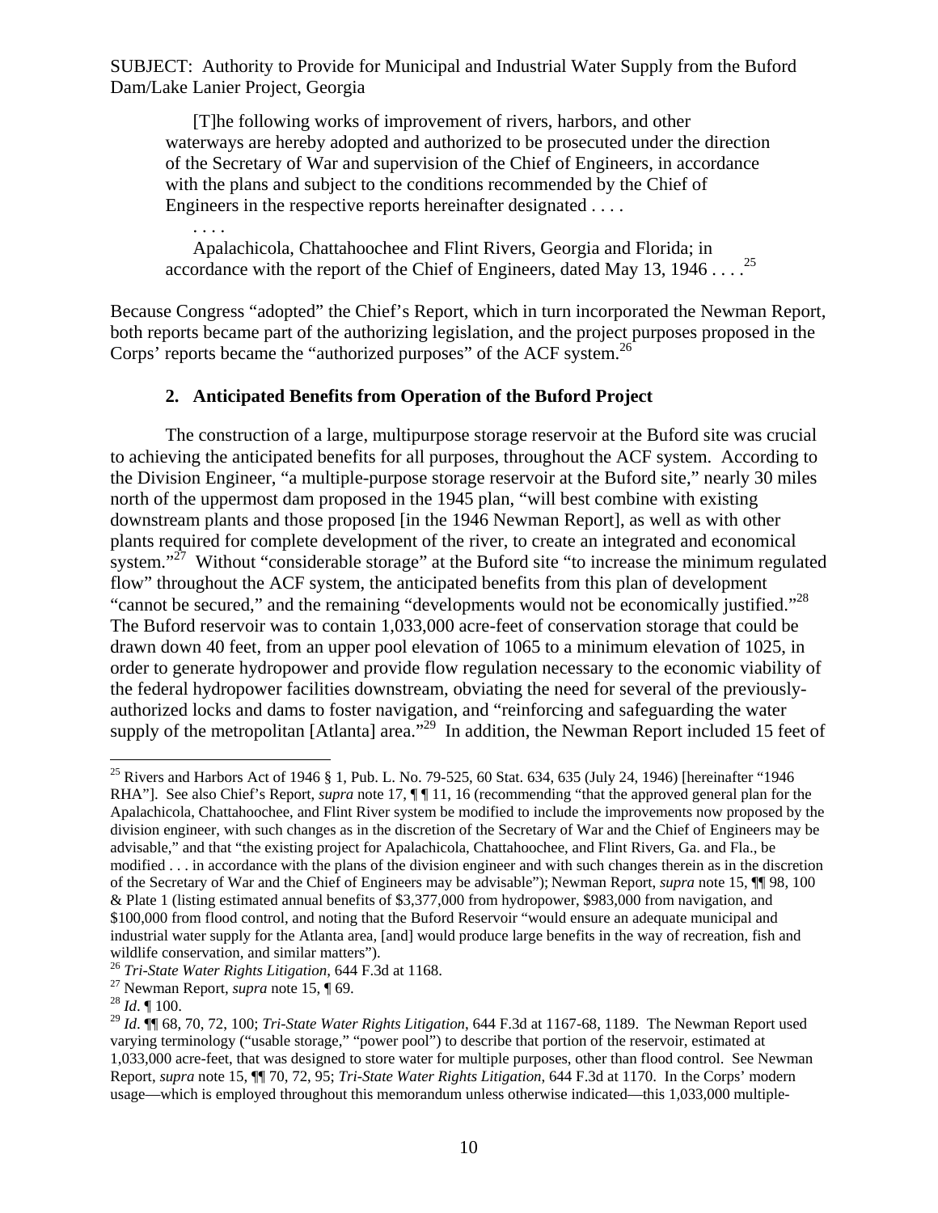> [T]he following works of improvement of rivers, harbors, and other waterways are hereby adopted and authorized to be prosecuted under the direction of the Secretary of War and supervision of the Chief of Engineers, in accordance with the plans and subject to the conditions recommended by the Chief of Engineers in the respective reports hereinafter designated . . . .
>
> . . . .
>
> Apalachicola, Chattahoochee and Flint Rivers, Georgia and Florida; in accordance with the report of the Chief of Engineers, dated May 13, 1946 . . . .[25]

Because Congress "adopted" the Chief's Report, which in turn incorporated the Newman Report, both reports became part of the authorizing legislation, and the project purposes proposed in the Corps' reports became the "authorized purposes" of the ACF system.[26]

### 2. Anticipated Benefits from Operation of the Buford Project

The construction of a large, multipurpose storage reservoir at the Buford site was crucial to achieving the anticipated benefits for all purposes, throughout the ACF system. According to the Division Engineer, "a multiple-purpose storage reservoir at the Buford site," nearly 30 miles north of the uppermost dam proposed in the 1945 plan, "will best combine with existing downstream plants and those proposed [in the 1946 Newman Report], as well as with other plants required for complete development of the river, to create an integrated and economical system."[27] Without "considerable storage" at the Buford site "to increase the minimum regulated flow" throughout the ACF system, the anticipated benefits from this plan of development "cannot be secured," and the remaining "developments would not be economically justified."[28] The Buford reservoir was to contain 1,033,000 acre-feet of conservation storage that could be drawn down 40 feet, from an upper pool elevation of 1065 to a minimum elevation of 1025, in order to generate hydropower and provide flow regulation necessary to the economic viability of the federal hydropower facilities downstream, obviating the need for several of the previously-authorized locks and dams to foster navigation, and "reinforcing and safeguarding the water supply of the metropolitan [Atlanta] area."[29] In addition, the Newman Report included 15 feet of

---

[25] Rivers and Harbors Act of 1946 § 1, Pub. L. No. 79-525, 60 Stat. 634, 635 (July 24, 1946) [hereinafter "1946 RHA"]. See also Chief's Report, *supra* note 17, ¶ ¶ 11, 16 (recommending "that the approved general plan for the Apalachicola, Chattahoochee, and Flint River system be modified to include the improvements now proposed by the division engineer, with such changes as in the discretion of the Secretary of War and the Chief of Engineers may be advisable," and that "the existing project for Apalachicola, Chattahoochee, and Flint Rivers, Ga. and Fla., be modified . . . in accordance with the plans of the division engineer and with such changes therein as in the discretion of the Secretary of War and the Chief of Engineers may be advisable"); Newman Report, *supra* note 15, ¶¶ 98, 100 & Plate 1 (listing estimated annual benefits of $3,377,000 from hydropower, $983,000 from navigation, and $100,000 from flood control, and noting that the Buford Reservoir "would ensure an adequate municipal and industrial water supply for the Atlanta area, [and] would produce large benefits in the way of recreation, fish and wildlife conservation, and similar matters").

[26] *Tri-State Water Rights Litigation*, 644 F.3d at 1168.

[27] Newman Report, *supra* note 15, ¶ 69.

[28] *Id*. ¶ 100.

[29] *Id*. ¶¶ 68, 70, 72, 100; *Tri-State Water Rights Litigation*, 644 F.3d at 1167-68, 1189. The Newman Report used varying terminology ("usable storage," "power pool") to describe that portion of the reservoir, estimated at 1,033,000 acre-feet, that was designed to store water for multiple purposes, other than flood control. See Newman Report, *supra* note 15, ¶¶ 70, 72, 95; *Tri-State Water Rights Litigation*, 644 F.3d at 1170. In the Corps' modern usage—which is employed throughout this memorandum unless otherwise indicated—this 1,033,000 multiple-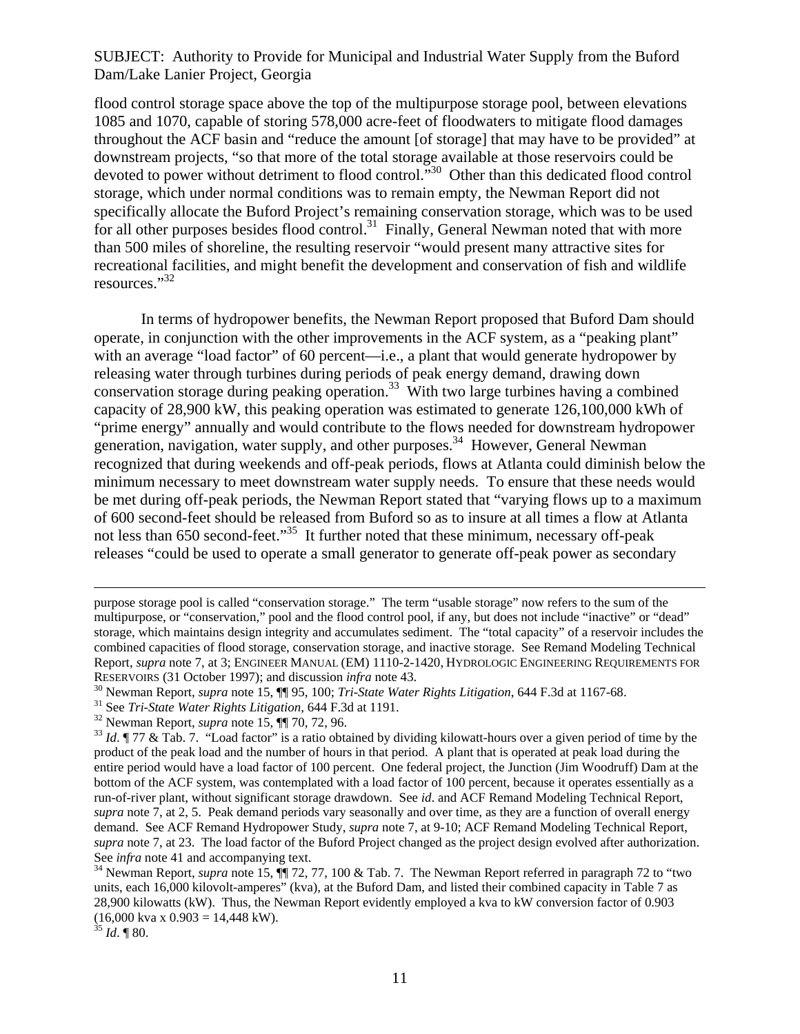flood control storage space above the top of the multipurpose storage pool, between elevations 1085 and 1070, capable of storing 578,000 acre-feet of floodwaters to mitigate flood damages throughout the ACF basin and "reduce the amount [of storage] that may have to be provided" at downstream projects, "so that more of the total storage available at those reservoirs could be devoted to power without detriment to flood control."[30] Other than this dedicated flood control storage, which under normal conditions was to remain empty, the Newman Report did not specifically allocate the Buford Project's remaining conservation storage, which was to be used for all other purposes besides flood control.[31] Finally, General Newman noted that with more than 500 miles of shoreline, the resulting reservoir "would present many attractive sites for recreational facilities, and might benefit the development and conservation of fish and wildlife resources."[32]

In terms of hydropower benefits, the Newman Report proposed that Buford Dam should operate, in conjunction with the other improvements in the ACF system, as a "peaking plant" with an average "load factor" of 60 percent—i.e., a plant that would generate hydropower by releasing water through turbines during periods of peak energy demand, drawing down conservation storage during peaking operation.[33] With two large turbines having a combined capacity of 28,900 kW, this peaking operation was estimated to generate 126,100,000 kWh of "prime energy" annually and would contribute to the flows needed for downstream hydropower generation, navigation, water supply, and other purposes.[34] However, General Newman recognized that during weekends and off-peak periods, flows at Atlanta could diminish below the minimum necessary to meet downstream water supply needs. To ensure that these needs would be met during off-peak periods, the Newman Report stated that "varying flows up to a maximum of 600 second-feet should be released from Buford so as to insure at all times a flow at Atlanta not less than 650 second-feet."[35] It further noted that these minimum, necessary off-peak releases "could be used to operate a small generator to generate off-peak power as secondary

---

purpose storage pool is called "conservation storage." The term "usable storage" now refers to the sum of the multipurpose, or "conservation," pool and the flood control pool, if any, but does not include "inactive" or "dead" storage, which maintains design integrity and accumulates sediment. The "total capacity" of a reservoir includes the combined capacities of flood storage, conservation storage, and inactive storage. See Remand Modeling Technical Report, *supra* note 7, at 3; ENGINEER MANUAL (EM) 1110-2-1420, HYDROLOGIC ENGINEERING REQUIREMENTS FOR RESERVOIRS (31 October 1997); and discussion *infra* note 43.

[30] Newman Report, *supra* note 15, ¶¶ 95, 100; *Tri-State Water Rights Litigation*, 644 F.3d at 1167-68.

[31] See *Tri-State Water Rights Litigation*, 644 F.3d at 1191.

[32] Newman Report, *supra* note 15, ¶¶ 70, 72, 96.

[33] *Id*. ¶ 77 & Tab. 7. "Load factor" is a ratio obtained by dividing kilowatt-hours over a given period of time by the product of the peak load and the number of hours in that period. A plant that is operated at peak load during the entire period would have a load factor of 100 percent. One federal project, the Junction (Jim Woodruff) Dam at the bottom of the ACF system, was contemplated with a load factor of 100 percent, because it operates essentially as a run-of-river plant, without significant storage drawdown. See *id*. and ACF Remand Modeling Technical Report, *supra* note 7, at 2, 5. Peak demand periods vary seasonally and over time, as they are a function of overall energy demand. See ACF Remand Hydropower Study, *supra* note 7, at 9-10; ACF Remand Modeling Technical Report, *supra* note 7, at 23. The load factor of the Buford Project changed as the project design evolved after authorization. See *infra* note 41 and accompanying text.

[34] Newman Report, *supra* note 15, ¶¶ 72, 77, 100 & Tab. 7. The Newman Report referred in paragraph 72 to "two units, each 16,000 kilovolt-amperes" (kva), at the Buford Dam, and listed their combined capacity in Table 7 as 28,900 kilowatts (kW). Thus, the Newman Report evidently employed a kva to kW conversion factor of 0.903 (16,000 kva x 0.903 = 14,448 kW).

[35] *Id*. ¶ 80.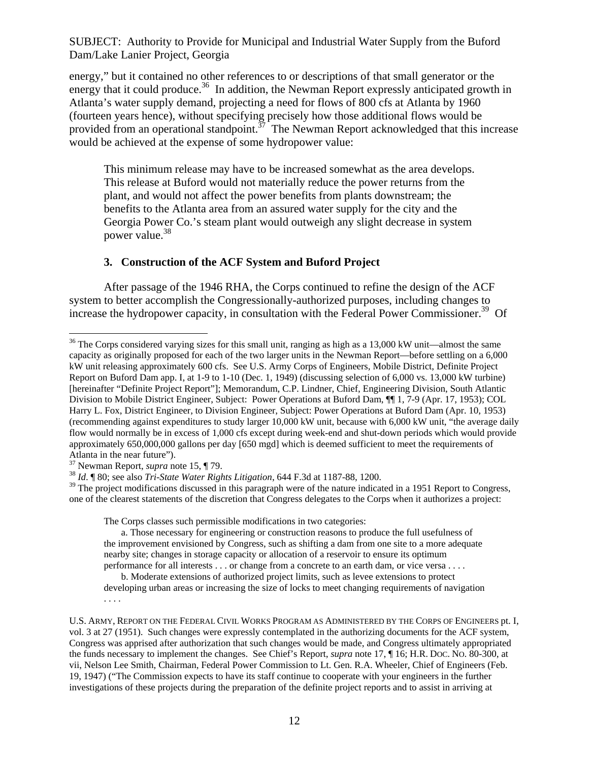energy," but it contained no other references to or descriptions of that small generator or the energy that it could produce.[36] In addition, the Newman Report expressly anticipated growth in Atlanta's water supply demand, projecting a need for flows of 800 cfs at Atlanta by 1960 (fourteen years hence), without specifying precisely how those additional flows would be provided from an operational standpoint.[37] The Newman Report acknowledged that this increase would be achieved at the expense of some hydropower value:

> This minimum release may have to be increased somewhat as the area develops. This release at Buford would not materially reduce the power returns from the plant, and would not affect the power benefits from plants downstream; the benefits to the Atlanta area from an assured water supply for the city and the Georgia Power Co.'s steam plant would outweigh any slight decrease in system power value.[38]

### 3. Construction of the ACF System and Buford Project

After passage of the 1946 RHA, the Corps continued to refine the design of the ACF system to better accomplish the Congressionally-authorized purposes, including changes to increase the hydropower capacity, in consultation with the Federal Power Commissioner.[39] Of

---

[36] The Corps considered varying sizes for this small unit, ranging as high as a 13,000 kW unit—almost the same capacity as originally proposed for each of the two larger units in the Newman Report—before settling on a 6,000 kW unit releasing approximately 600 cfs. See U.S. Army Corps of Engineers, Mobile District, Definite Project Report on Buford Dam app. I, at 1-9 to 1-10 (Dec. 1, 1949) (discussing selection of 6,000 vs. 13,000 kW turbine) [hereinafter "Definite Project Report"]; Memorandum, C.P. Lindner, Chief, Engineering Division, South Atlantic Division to Mobile District Engineer, Subject: Power Operations at Buford Dam, ¶¶ 1, 7-9 (Apr. 17, 1953); COL Harry L. Fox, District Engineer, to Division Engineer, Subject: Power Operations at Buford Dam (Apr. 10, 1953) (recommending against expenditures to study larger 10,000 kW unit, because with 6,000 kW unit, "the average daily flow would normally be in excess of 1,000 cfs except during week-end and shut-down periods which would provide approximately 650,000,000 gallons per day [650 mgd] which is deemed sufficient to meet the requirements of Atlanta in the near future").

[37] Newman Report, *supra* note 15, ¶ 79.

[38] *Id*. ¶ 80; see also *Tri-State Water Rights Litigation*, 644 F.3d at 1187-88, 1200.

[39] The project modifications discussed in this paragraph were of the nature indicated in a 1951 Report to Congress, one of the clearest statements of the discretion that Congress delegates to the Corps when it authorizes a project:

> The Corps classes such permissible modifications in two categories:
>
> a. Those necessary for engineering or construction reasons to produce the full usefulness of the improvement envisioned by Congress, such as shifting a dam from one site to a more adequate nearby site; changes in storage capacity or allocation of a reservoir to ensure its optimum performance for all interests . . . or change from a concrete to an earth dam, or vice versa . . . .
>
> b. Moderate extensions of authorized project limits, such as levee extensions to protect developing urban areas or increasing the size of locks to meet changing requirements of navigation . . . .

U.S. ARMY, REPORT ON THE FEDERAL CIVIL WORKS PROGRAM AS ADMINISTERED BY THE CORPS OF ENGINEERS pt. I, vol. 3 at 27 (1951). Such changes were expressly contemplated in the authorizing documents for the ACF system, Congress was apprised after authorization that such changes would be made, and Congress ultimately appropriated the funds necessary to implement the changes. See Chief's Report, *supra* note 17, ¶ 16; H.R. DOC. NO. 80-300, at vii, Nelson Lee Smith, Chairman, Federal Power Commission to Lt. Gen. R.A. Wheeler, Chief of Engineers (Feb. 19, 1947) ("The Commission expects to have its staff continue to cooperate with your engineers in the further investigations of these projects during the preparation of the definite project reports and to assist in arriving at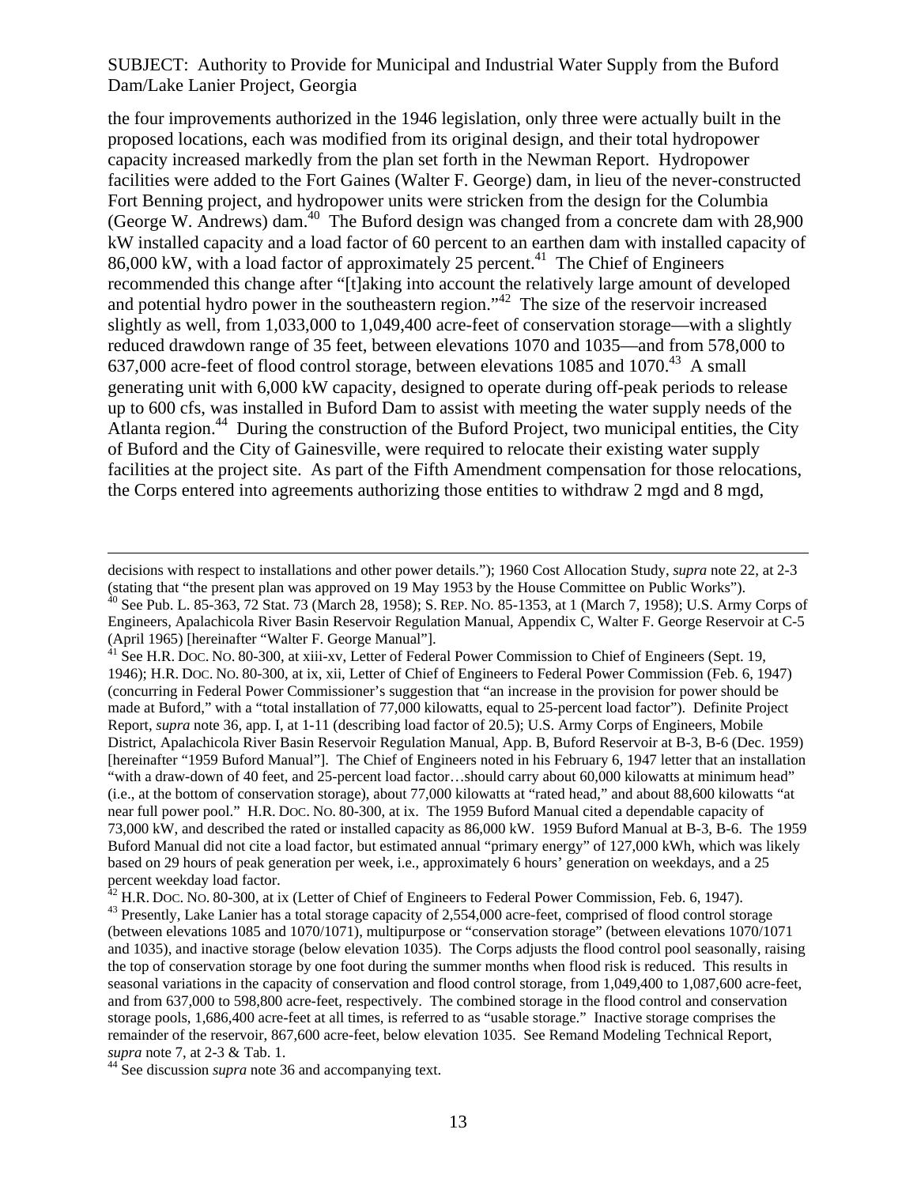the four improvements authorized in the 1946 legislation, only three were actually built in the proposed locations, each was modified from its original design, and their total hydropower capacity increased markedly from the plan set forth in the Newman Report. Hydropower facilities were added to the Fort Gaines (Walter F. George) dam, in lieu of the never-constructed Fort Benning project, and hydropower units were stricken from the design for the Columbia (George W. Andrews) dam.[40] The Buford design was changed from a concrete dam with 28,900 kW installed capacity and a load factor of 60 percent to an earthen dam with installed capacity of 86,000 kW, with a load factor of approximately 25 percent.[41] The Chief of Engineers recommended this change after "[t]aking into account the relatively large amount of developed and potential hydro power in the southeastern region."[42] The size of the reservoir increased slightly as well, from 1,033,000 to 1,049,400 acre-feet of conservation storage—with a slightly reduced drawdown range of 35 feet, between elevations 1070 and 1035—and from 578,000 to 637,000 acre-feet of flood control storage, between elevations 1085 and 1070.[43] A small generating unit with 6,000 kW capacity, designed to operate during off-peak periods to release up to 600 cfs, was installed in Buford Dam to assist with meeting the water supply needs of the Atlanta region.[44] During the construction of the Buford Project, two municipal entities, the City of Buford and the City of Gainesville, were required to relocate their existing water supply facilities at the project site. As part of the Fifth Amendment compensation for those relocations, the Corps entered into agreements authorizing those entities to withdraw 2 mgd and 8 mgd,

---

decisions with respect to installations and other power details."); 1960 Cost Allocation Study, *supra* note 22, at 2-3 (stating that "the present plan was approved on 19 May 1953 by the House Committee on Public Works").

[40] See Pub. L. 85-363, 72 Stat. 73 (March 28, 1958); S. REP. NO. 85-1353, at 1 (March 7, 1958); U.S. Army Corps of Engineers, Apalachicola River Basin Reservoir Regulation Manual, Appendix C, Walter F. George Reservoir at C-5 (April 1965) [hereinafter "Walter F. George Manual"].

[41] See H.R. DOC. NO. 80-300, at xiii-xv, Letter of Federal Power Commission to Chief of Engineers (Sept. 19, 1946); H.R. DOC. NO. 80-300, at ix, xii, Letter of Chief of Engineers to Federal Power Commission (Feb. 6, 1947) (concurring in Federal Power Commissioner's suggestion that "an increase in the provision for power should be made at Buford," with a "total installation of 77,000 kilowatts, equal to 25-percent load factor"). Definite Project Report, *supra* note 36, app. I, at 1-11 (describing load factor of 20.5); U.S. Army Corps of Engineers, Mobile District, Apalachicola River Basin Reservoir Regulation Manual, App. B, Buford Reservoir at B-3, B-6 (Dec. 1959) [hereinafter "1959 Buford Manual"]. The Chief of Engineers noted in his February 6, 1947 letter that an installation "with a draw-down of 40 feet, and 25-percent load factor…should carry about 60,000 kilowatts at minimum head" (i.e., at the bottom of conservation storage), about 77,000 kilowatts at "rated head," and about 88,600 kilowatts "at near full power pool." H.R. DOC. NO. 80-300, at ix. The 1959 Buford Manual cited a dependable capacity of 73,000 kW, and described the rated or installed capacity as 86,000 kW. 1959 Buford Manual at B-3, B-6. The 1959 Buford Manual did not cite a load factor, but estimated annual "primary energy" of 127,000 kWh, which was likely based on 29 hours of peak generation per week, i.e., approximately 6 hours' generation on weekdays, and a 25 percent weekday load factor.

[42] H.R. DOC. NO. 80-300, at ix (Letter of Chief of Engineers to Federal Power Commission, Feb. 6, 1947).

[43] Presently, Lake Lanier has a total storage capacity of 2,554,000 acre-feet, comprised of flood control storage (between elevations 1085 and 1070/1071), multipurpose or "conservation storage" (between elevations 1070/1071 and 1035), and inactive storage (below elevation 1035). The Corps adjusts the flood control pool seasonally, raising the top of conservation storage by one foot during the summer months when flood risk is reduced. This results in seasonal variations in the capacity of conservation and flood control storage, from 1,049,400 to 1,087,600 acre-feet, and from 637,000 to 598,800 acre-feet, respectively. The combined storage in the flood control and conservation storage pools, 1,686,400 acre-feet at all times, is referred to as "usable storage." Inactive storage comprises the remainder of the reservoir, 867,600 acre-feet, below elevation 1035. See Remand Modeling Technical Report, *supra* note 7, at 2-3 & Tab. 1.

[44] See discussion *supra* note 36 and accompanying text.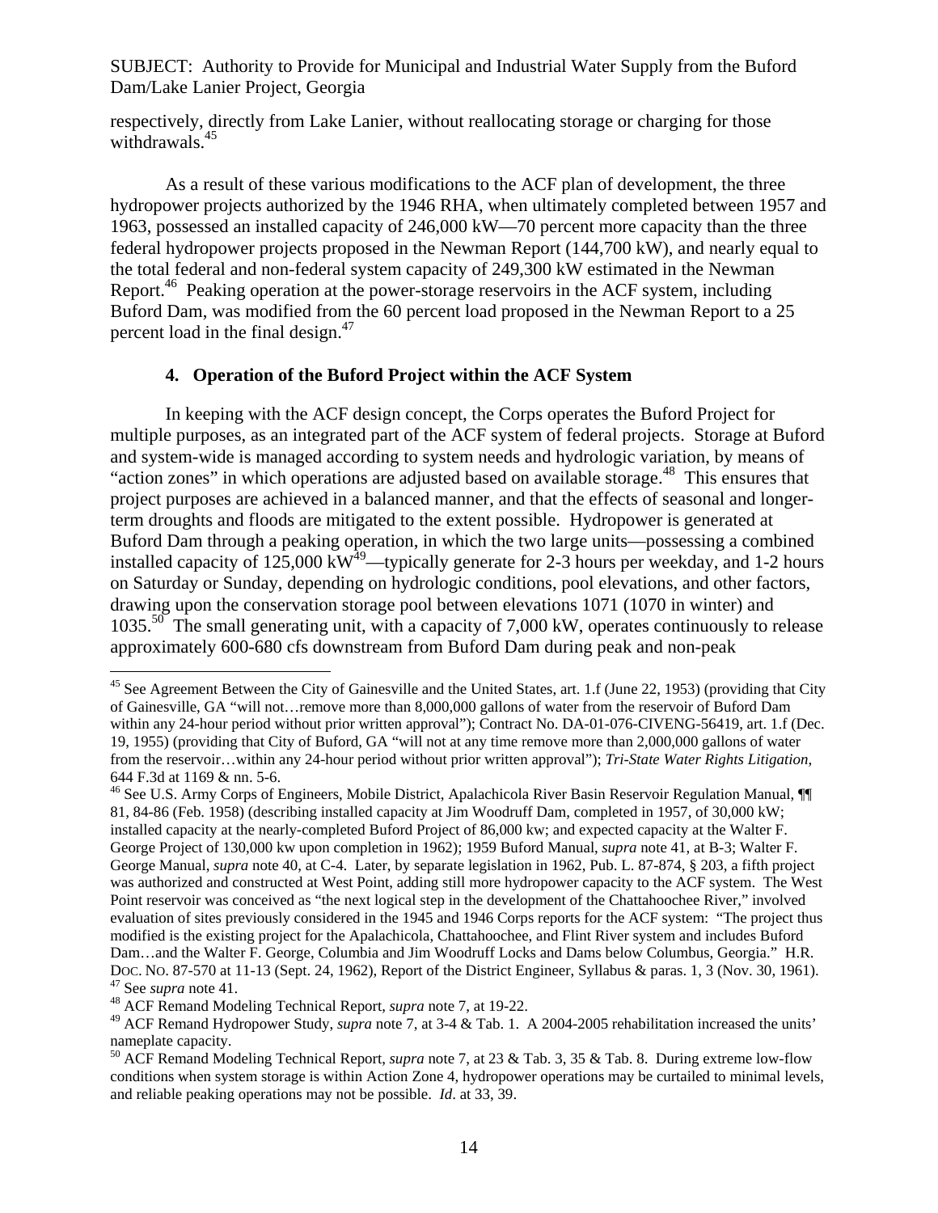respectively, directly from Lake Lanier, without reallocating storage or charging for those withdrawals.[45]

As a result of these various modifications to the ACF plan of development, the three hydropower projects authorized by the 1946 RHA, when ultimately completed between 1957 and 1963, possessed an installed capacity of 246,000 kW—70 percent more capacity than the three federal hydropower projects proposed in the Newman Report (144,700 kW), and nearly equal to the total federal and non-federal system capacity of 249,300 kW estimated in the Newman Report.[46] Peaking operation at the power-storage reservoirs in the ACF system, including Buford Dam, was modified from the 60 percent load proposed in the Newman Report to a 25 percent load in the final design.[47]

### 4. Operation of the Buford Project within the ACF System

In keeping with the ACF design concept, the Corps operates the Buford Project for multiple purposes, as an integrated part of the ACF system of federal projects. Storage at Buford and system-wide is managed according to system needs and hydrologic variation, by means of "action zones" in which operations are adjusted based on available storage.[48] This ensures that project purposes are achieved in a balanced manner, and that the effects of seasonal and longer-term droughts and floods are mitigated to the extent possible. Hydropower is generated at Buford Dam through a peaking operation, in which the two large units—possessing a combined installed capacity of 125,000 kW[49]—typically generate for 2-3 hours per weekday, and 1-2 hours on Saturday or Sunday, depending on hydrologic conditions, pool elevations, and other factors, drawing upon the conservation storage pool between elevations 1071 (1070 in winter) and 1035.[50] The small generating unit, with a capacity of 7,000 kW, operates continuously to release approximately 600-680 cfs downstream from Buford Dam during peak and non-peak

---

[45] See Agreement Between the City of Gainesville and the United States, art. 1.f (June 22, 1953) (providing that City of Gainesville, GA "will not…remove more than 8,000,000 gallons of water from the reservoir of Buford Dam within any 24-hour period without prior written approval"); Contract No. DA-01-076-CIVENG-56419, art. 1.f (Dec. 19, 1955) (providing that City of Buford, GA "will not at any time remove more than 2,000,000 gallons of water from the reservoir…within any 24-hour period without prior written approval"); *Tri-State Water Rights Litigation*, 644 F.3d at 1169 & nn. 5-6.

[46] See U.S. Army Corps of Engineers, Mobile District, Apalachicola River Basin Reservoir Regulation Manual, ¶¶ 81, 84-86 (Feb. 1958) (describing installed capacity at Jim Woodruff Dam, completed in 1957, of 30,000 kW; installed capacity at the nearly-completed Buford Project of 86,000 kw; and expected capacity at the Walter F. George Project of 130,000 kw upon completion in 1962); 1959 Buford Manual, *supra* note 41, at B-3; Walter F. George Manual, *supra* note 40, at C-4. Later, by separate legislation in 1962, Pub. L. 87-874, § 203, a fifth project was authorized and constructed at West Point, adding still more hydropower capacity to the ACF system. The West Point reservoir was conceived as "the next logical step in the development of the Chattahoochee River," involved evaluation of sites previously considered in the 1945 and 1946 Corps reports for the ACF system: "The project thus modified is the existing project for the Apalachicola, Chattahoochee, and Flint River system and includes Buford Dam…and the Walter F. George, Columbia and Jim Woodruff Locks and Dams below Columbus, Georgia." H.R. Doc. No. 87-570 at 11-13 (Sept. 24, 1962), Report of the District Engineer, Syllabus & paras. 1, 3 (Nov. 30, 1961).

[47] See *supra* note 41.

[48] ACF Remand Modeling Technical Report, *supra* note 7, at 19-22.

[49] ACF Remand Hydropower Study, *supra* note 7, at 3-4 & Tab. 1. A 2004-2005 rehabilitation increased the units' nameplate capacity.

[50] ACF Remand Modeling Technical Report, *supra* note 7, at 23 & Tab. 3, 35 & Tab. 8. During extreme low-flow conditions when system storage is within Action Zone 4, hydropower operations may be curtailed to minimal levels, and reliable peaking operations may not be possible. *Id*. at 33, 39.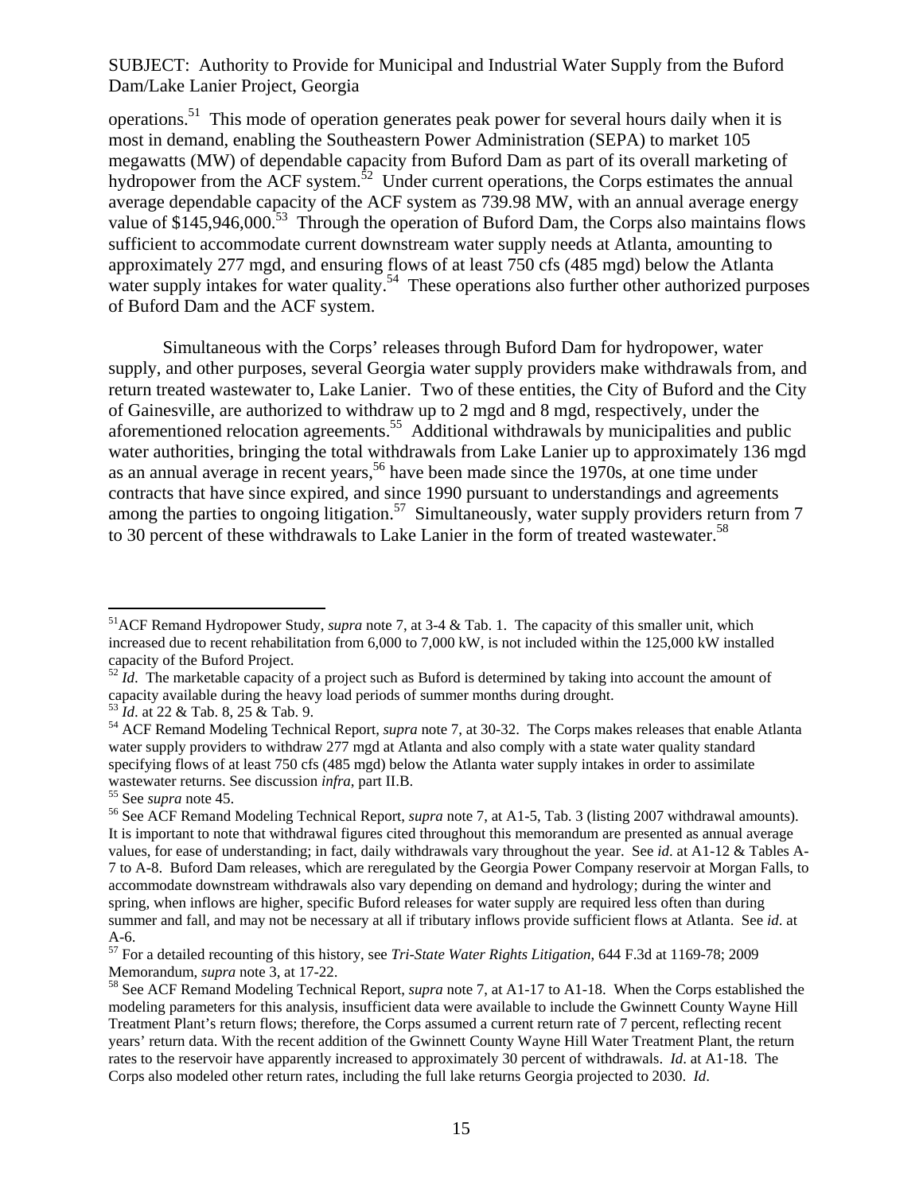operations.[51] This mode of operation generates peak power for several hours daily when it is most in demand, enabling the Southeastern Power Administration (SEPA) to market 105 megawatts (MW) of dependable capacity from Buford Dam as part of its overall marketing of hydropower from the ACF system.[52] Under current operations, the Corps estimates the annual average dependable capacity of the ACF system as 739.98 MW, with an annual average energy value of $145,946,000.[53] Through the operation of Buford Dam, the Corps also maintains flows sufficient to accommodate current downstream water supply needs at Atlanta, amounting to approximately 277 mgd, and ensuring flows of at least 750 cfs (485 mgd) below the Atlanta water supply intakes for water quality.[54] These operations also further other authorized purposes of Buford Dam and the ACF system.

Simultaneous with the Corps' releases through Buford Dam for hydropower, water supply, and other purposes, several Georgia water supply providers make withdrawals from, and return treated wastewater to, Lake Lanier. Two of these entities, the City of Buford and the City of Gainesville, are authorized to withdraw up to 2 mgd and 8 mgd, respectively, under the aforementioned relocation agreements.[55] Additional withdrawals by municipalities and public water authorities, bringing the total withdrawals from Lake Lanier up to approximately 136 mgd as an annual average in recent years,[56] have been made since the 1970s, at one time under contracts that have since expired, and since 1990 pursuant to understandings and agreements among the parties to ongoing litigation.[57] Simultaneously, water supply providers return from 7 to 30 percent of these withdrawals to Lake Lanier in the form of treated wastewater.[58]

---

[51] ACF Remand Hydropower Study, *supra* note 7, at 3-4 & Tab. 1. The capacity of this smaller unit, which increased due to recent rehabilitation from 6,000 to 7,000 kW, is not included within the 125,000 kW installed capacity of the Buford Project.

[52] *Id*. The marketable capacity of a project such as Buford is determined by taking into account the amount of capacity available during the heavy load periods of summer months during drought.

[53] *Id*. at 22 & Tab. 8, 25 & Tab. 9.

[54] ACF Remand Modeling Technical Report, *supra* note 7, at 30-32. The Corps makes releases that enable Atlanta water supply providers to withdraw 277 mgd at Atlanta and also comply with a state water quality standard specifying flows of at least 750 cfs (485 mgd) below the Atlanta water supply intakes in order to assimilate wastewater returns. See discussion *infra*, part II.B.

[55] See *supra* note 45.

[56] See ACF Remand Modeling Technical Report, *supra* note 7, at A1-5, Tab. 3 (listing 2007 withdrawal amounts). It is important to note that withdrawal figures cited throughout this memorandum are presented as annual average values, for ease of understanding; in fact, daily withdrawals vary throughout the year. See *id*. at A1-12 & Tables A-7 to A-8. Buford Dam releases, which are reregulated by the Georgia Power Company reservoir at Morgan Falls, to accommodate downstream withdrawals also vary depending on demand and hydrology; during the winter and spring, when inflows are higher, specific Buford releases for water supply are required less often than during summer and fall, and may not be necessary at all if tributary inflows provide sufficient flows at Atlanta. See *id*. at A-6.

[57] For a detailed recounting of this history, see *Tri-State Water Rights Litigation*, 644 F.3d at 1169-78; 2009 Memorandum, *supra* note 3, at 17-22.

[58] See ACF Remand Modeling Technical Report, *supra* note 7, at A1-17 to A1-18. When the Corps established the modeling parameters for this analysis, insufficient data were available to include the Gwinnett County Wayne Hill Treatment Plant's return flows; therefore, the Corps assumed a current return rate of 7 percent, reflecting recent years' return data. With the recent addition of the Gwinnett County Wayne Hill Water Treatment Plant, the return rates to the reservoir have apparently increased to approximately 30 percent of withdrawals. *Id*. at A1-18. The Corps also modeled other return rates, including the full lake returns Georgia projected to 2030. *Id*.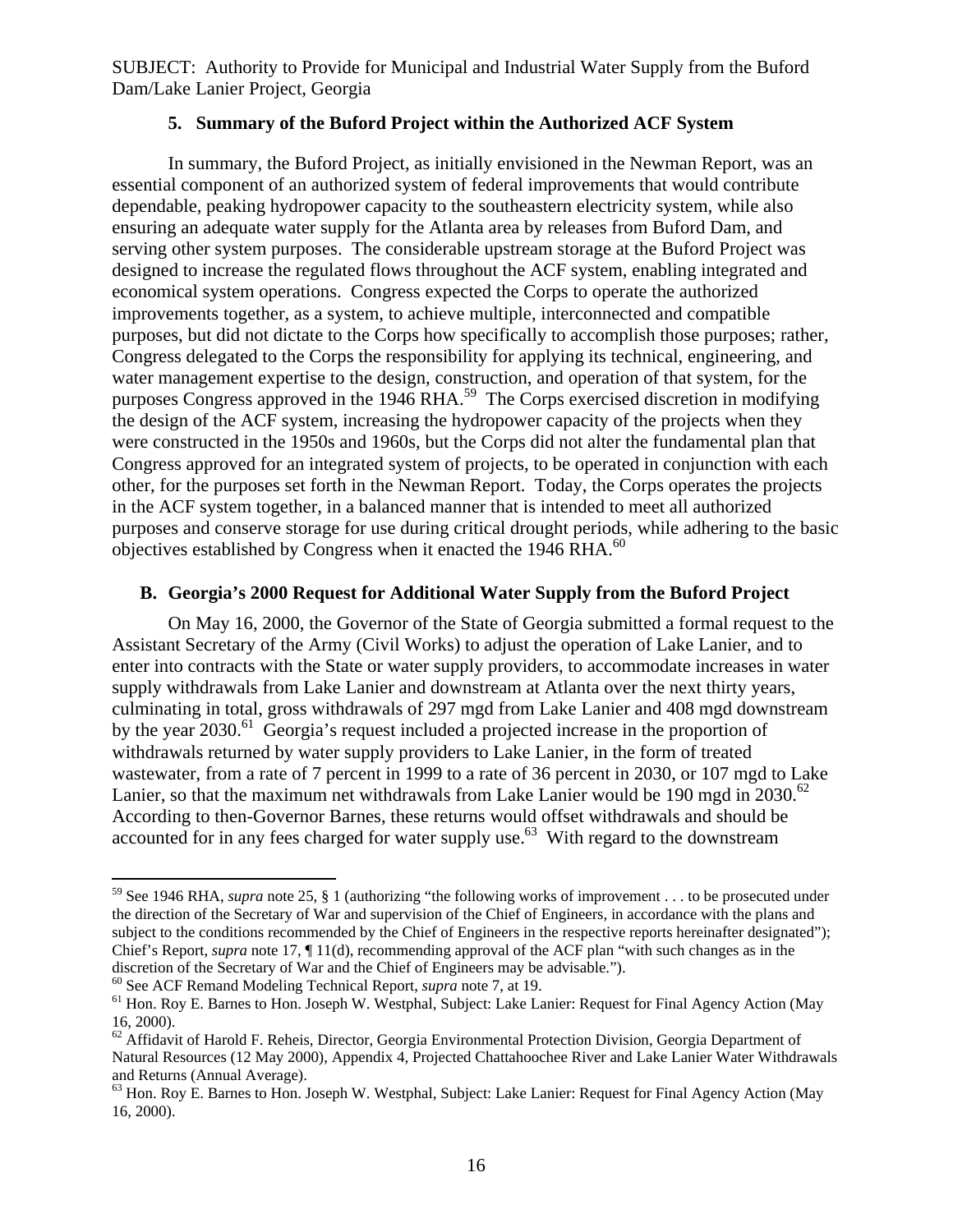### 5. Summary of the Buford Project within the Authorized ACF System

In summary, the Buford Project, as initially envisioned in the Newman Report, was an essential component of an authorized system of federal improvements that would contribute dependable, peaking hydropower capacity to the southeastern electricity system, while also ensuring an adequate water supply for the Atlanta area by releases from Buford Dam, and serving other system purposes. The considerable upstream storage at the Buford Project was designed to increase the regulated flows throughout the ACF system, enabling integrated and economical system operations. Congress expected the Corps to operate the authorized improvements together, as a system, to achieve multiple, interconnected and compatible purposes, but did not dictate to the Corps how specifically to accomplish those purposes; rather, Congress delegated to the Corps the responsibility for applying its technical, engineering, and water management expertise to the design, construction, and operation of that system, for the purposes Congress approved in the 1946 RHA.[59] The Corps exercised discretion in modifying the design of the ACF system, increasing the hydropower capacity of the projects when they were constructed in the 1950s and 1960s, but the Corps did not alter the fundamental plan that Congress approved for an integrated system of projects, to be operated in conjunction with each other, for the purposes set forth in the Newman Report. Today, the Corps operates the projects in the ACF system together, in a balanced manner that is intended to meet all authorized purposes and conserve storage for use during critical drought periods, while adhering to the basic objectives established by Congress when it enacted the 1946 RHA.[60]

## B. Georgia's 2000 Request for Additional Water Supply from the Buford Project

On May 16, 2000, the Governor of the State of Georgia submitted a formal request to the Assistant Secretary of the Army (Civil Works) to adjust the operation of Lake Lanier, and to enter into contracts with the State or water supply providers, to accommodate increases in water supply withdrawals from Lake Lanier and downstream at Atlanta over the next thirty years, culminating in total, gross withdrawals of 297 mgd from Lake Lanier and 408 mgd downstream by the year 2030.[61] Georgia's request included a projected increase in the proportion of withdrawals returned by water supply providers to Lake Lanier, in the form of treated wastewater, from a rate of 7 percent in 1999 to a rate of 36 percent in 2030, or 107 mgd to Lake Lanier, so that the maximum net withdrawals from Lake Lanier would be 190 mgd in 2030.[62] According to then-Governor Barnes, these returns would offset withdrawals and should be accounted for in any fees charged for water supply use.[63] With regard to the downstream

---

[59] See 1946 RHA, *supra* note 25, § 1 (authorizing "the following works of improvement . . . to be prosecuted under the direction of the Secretary of War and supervision of the Chief of Engineers, in accordance with the plans and subject to the conditions recommended by the Chief of Engineers in the respective reports hereinafter designated"); Chief's Report, *supra* note 17, ¶ 11(d), recommending approval of the ACF plan "with such changes as in the discretion of the Secretary of War and the Chief of Engineers may be advisable.").

[60] See ACF Remand Modeling Technical Report, *supra* note 7, at 19.

[61] Hon. Roy E. Barnes to Hon. Joseph W. Westphal, Subject: Lake Lanier: Request for Final Agency Action (May 16, 2000).

[62] Affidavit of Harold F. Reheis, Director, Georgia Environmental Protection Division, Georgia Department of Natural Resources (12 May 2000), Appendix 4, Projected Chattahoochee River and Lake Lanier Water Withdrawals and Returns (Annual Average).

[63] Hon. Roy E. Barnes to Hon. Joseph W. Westphal, Subject: Lake Lanier: Request for Final Agency Action (May 16, 2000).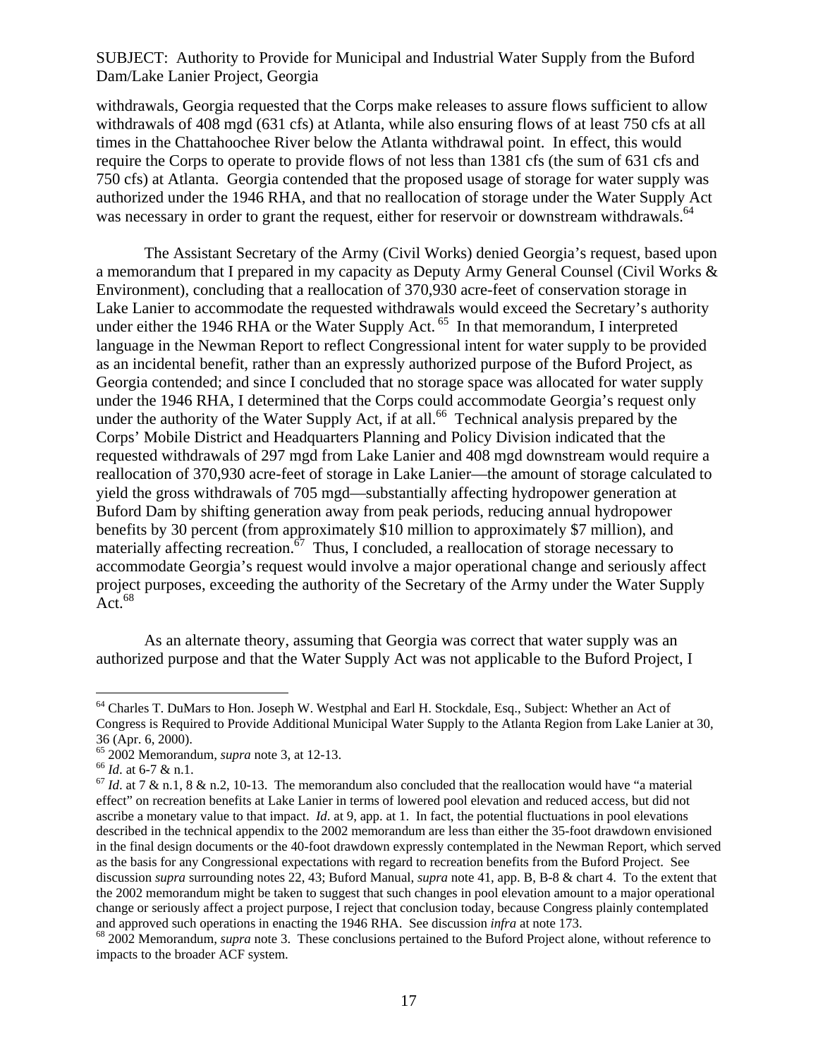withdrawals, Georgia requested that the Corps make releases to assure flows sufficient to allow withdrawals of 408 mgd (631 cfs) at Atlanta, while also ensuring flows of at least 750 cfs at all times in the Chattahoochee River below the Atlanta withdrawal point. In effect, this would require the Corps to operate to provide flows of not less than 1381 cfs (the sum of 631 cfs and 750 cfs) at Atlanta. Georgia contended that the proposed usage of storage for water supply was authorized under the 1946 RHA, and that no reallocation of storage under the Water Supply Act was necessary in order to grant the request, either for reservoir or downstream withdrawals.[64]

The Assistant Secretary of the Army (Civil Works) denied Georgia's request, based upon a memorandum that I prepared in my capacity as Deputy Army General Counsel (Civil Works & Environment), concluding that a reallocation of 370,930 acre-feet of conservation storage in Lake Lanier to accommodate the requested withdrawals would exceed the Secretary's authority under either the 1946 RHA or the Water Supply Act.[65] In that memorandum, I interpreted language in the Newman Report to reflect Congressional intent for water supply to be provided as an incidental benefit, rather than an expressly authorized purpose of the Buford Project, as Georgia contended; and since I concluded that no storage space was allocated for water supply under the 1946 RHA, I determined that the Corps could accommodate Georgia's request only under the authority of the Water Supply Act, if at all.[66] Technical analysis prepared by the Corps' Mobile District and Headquarters Planning and Policy Division indicated that the requested withdrawals of 297 mgd from Lake Lanier and 408 mgd downstream would require a reallocation of 370,930 acre-feet of storage in Lake Lanier—the amount of storage calculated to yield the gross withdrawals of 705 mgd—substantially affecting hydropower generation at Buford Dam by shifting generation away from peak periods, reducing annual hydropower benefits by 30 percent (from approximately $10 million to approximately $7 million), and materially affecting recreation.[67] Thus, I concluded, a reallocation of storage necessary to accommodate Georgia's request would involve a major operational change and seriously affect project purposes, exceeding the authority of the Secretary of the Army under the Water Supply Act.[68]

As an alternate theory, assuming that Georgia was correct that water supply was an authorized purpose and that the Water Supply Act was not applicable to the Buford Project, I

---

[64] Charles T. DuMars to Hon. Joseph W. Westphal and Earl H. Stockdale, Esq., Subject: Whether an Act of Congress is Required to Provide Additional Municipal Water Supply to the Atlanta Region from Lake Lanier at 30, 36 (Apr. 6, 2000).

[65] 2002 Memorandum, *supra* note 3, at 12-13.

[66] *Id*. at 6-7 & n.1.

[67] *Id*. at 7 & n.1, 8 & n.2, 10-13. The memorandum also concluded that the reallocation would have "a material effect" on recreation benefits at Lake Lanier in terms of lowered pool elevation and reduced access, but did not ascribe a monetary value to that impact. *Id*. at 9, app. at 1. In fact, the potential fluctuations in pool elevations described in the technical appendix to the 2002 memorandum are less than either the 35-foot drawdown envisioned in the final design documents or the 40-foot drawdown expressly contemplated in the Newman Report, which served as the basis for any Congressional expectations with regard to recreation benefits from the Buford Project. See discussion *supra* surrounding notes 22, 43; Buford Manual, *supra* note 41, app. B, B-8 & chart 4. To the extent that the 2002 memorandum might be taken to suggest that such changes in pool elevation amount to a major operational change or seriously affect a project purpose, I reject that conclusion today, because Congress plainly contemplated and approved such operations in enacting the 1946 RHA. See discussion *infra* at note 173.

[68] 2002 Memorandum, *supra* note 3. These conclusions pertained to the Buford Project alone, without reference to impacts to the broader ACF system.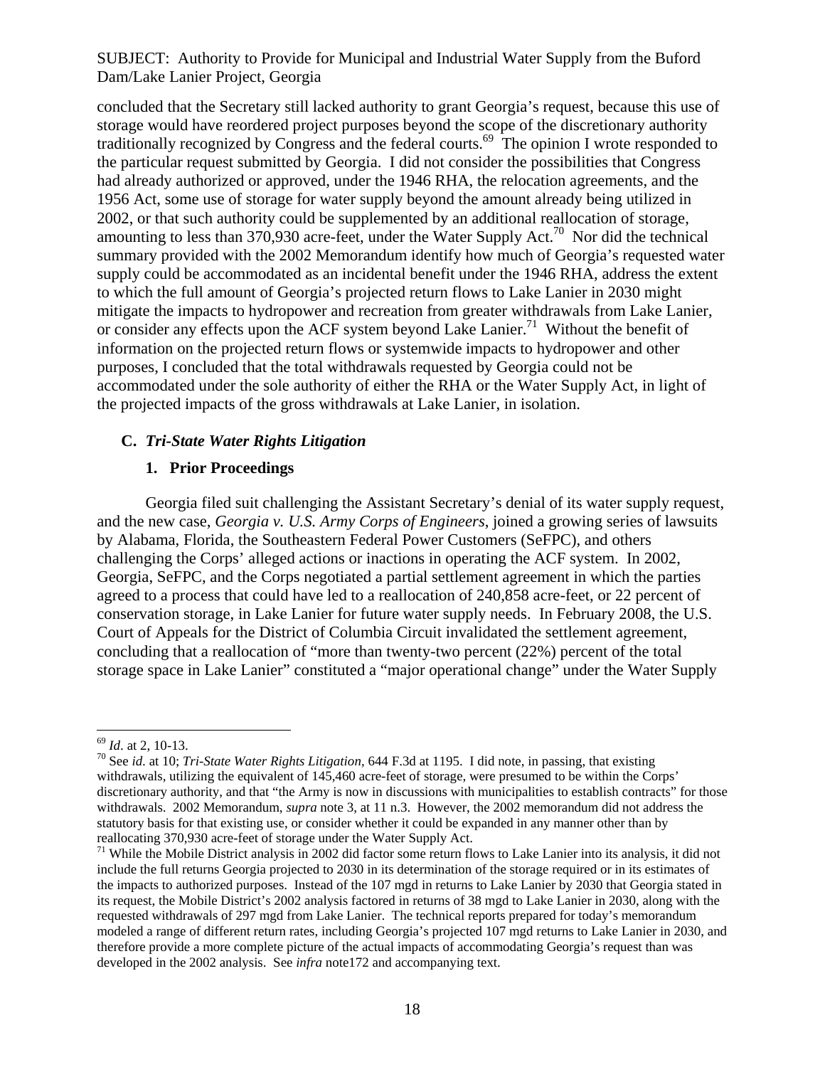concluded that the Secretary still lacked authority to grant Georgia's request, because this use of storage would have reordered project purposes beyond the scope of the discretionary authority traditionally recognized by Congress and the federal courts.[69] The opinion I wrote responded to the particular request submitted by Georgia. I did not consider the possibilities that Congress had already authorized or approved, under the 1946 RHA, the relocation agreements, and the 1956 Act, some use of storage for water supply beyond the amount already being utilized in 2002, or that such authority could be supplemented by an additional reallocation of storage, amounting to less than 370,930 acre-feet, under the Water Supply Act.[70] Nor did the technical summary provided with the 2002 Memorandum identify how much of Georgia's requested water supply could be accommodated as an incidental benefit under the 1946 RHA, address the extent to which the full amount of Georgia's projected return flows to Lake Lanier in 2030 might mitigate the impacts to hydropower and recreation from greater withdrawals from Lake Lanier, or consider any effects upon the ACF system beyond Lake Lanier.[71] Without the benefit of information on the projected return flows or systemwide impacts to hydropower and other purposes, I concluded that the total withdrawals requested by Georgia could not be accommodated under the sole authority of either the RHA or the Water Supply Act, in light of the projected impacts of the gross withdrawals at Lake Lanier, in isolation.

## C. *Tri-State Water Rights Litigation*

### 1. Prior Proceedings

Georgia filed suit challenging the Assistant Secretary's denial of its water supply request, and the new case, *Georgia v. U.S. Army Corps of Engineers*, joined a growing series of lawsuits by Alabama, Florida, the Southeastern Federal Power Customers (SeFPC), and others challenging the Corps' alleged actions or inactions in operating the ACF system. In 2002, Georgia, SeFPC, and the Corps negotiated a partial settlement agreement in which the parties agreed to a process that could have led to a reallocation of 240,858 acre-feet, or 22 percent of conservation storage, in Lake Lanier for future water supply needs. In February 2008, the U.S. Court of Appeals for the District of Columbia Circuit invalidated the settlement agreement, concluding that a reallocation of "more than twenty-two percent (22%) percent of the total storage space in Lake Lanier" constituted a "major operational change" under the Water Supply

---

[69] *Id*. at 2, 10-13.

[70] See *id*. at 10; *Tri-State Water Rights Litigation*, 644 F.3d at 1195. I did note, in passing, that existing withdrawals, utilizing the equivalent of 145,460 acre-feet of storage, were presumed to be within the Corps' discretionary authority, and that "the Army is now in discussions with municipalities to establish contracts" for those withdrawals. 2002 Memorandum, *supra* note 3, at 11 n.3. However, the 2002 memorandum did not address the statutory basis for that existing use, or consider whether it could be expanded in any manner other than by reallocating 370,930 acre-feet of storage under the Water Supply Act.

[71] While the Mobile District analysis in 2002 did factor some return flows to Lake Lanier into its analysis, it did not include the full returns Georgia projected to 2030 in its determination of the storage required or in its estimates of the impacts to authorized purposes. Instead of the 107 mgd in returns to Lake Lanier by 2030 that Georgia stated in its request, the Mobile District's 2002 analysis factored in returns of 38 mgd to Lake Lanier in 2030, along with the requested withdrawals of 297 mgd from Lake Lanier. The technical reports prepared for today's memorandum modeled a range of different return rates, including Georgia's projected 107 mgd returns to Lake Lanier in 2030, and therefore provide a more complete picture of the actual impacts of accommodating Georgia's request than was developed in the 2002 analysis. See *infra* note172 and accompanying text.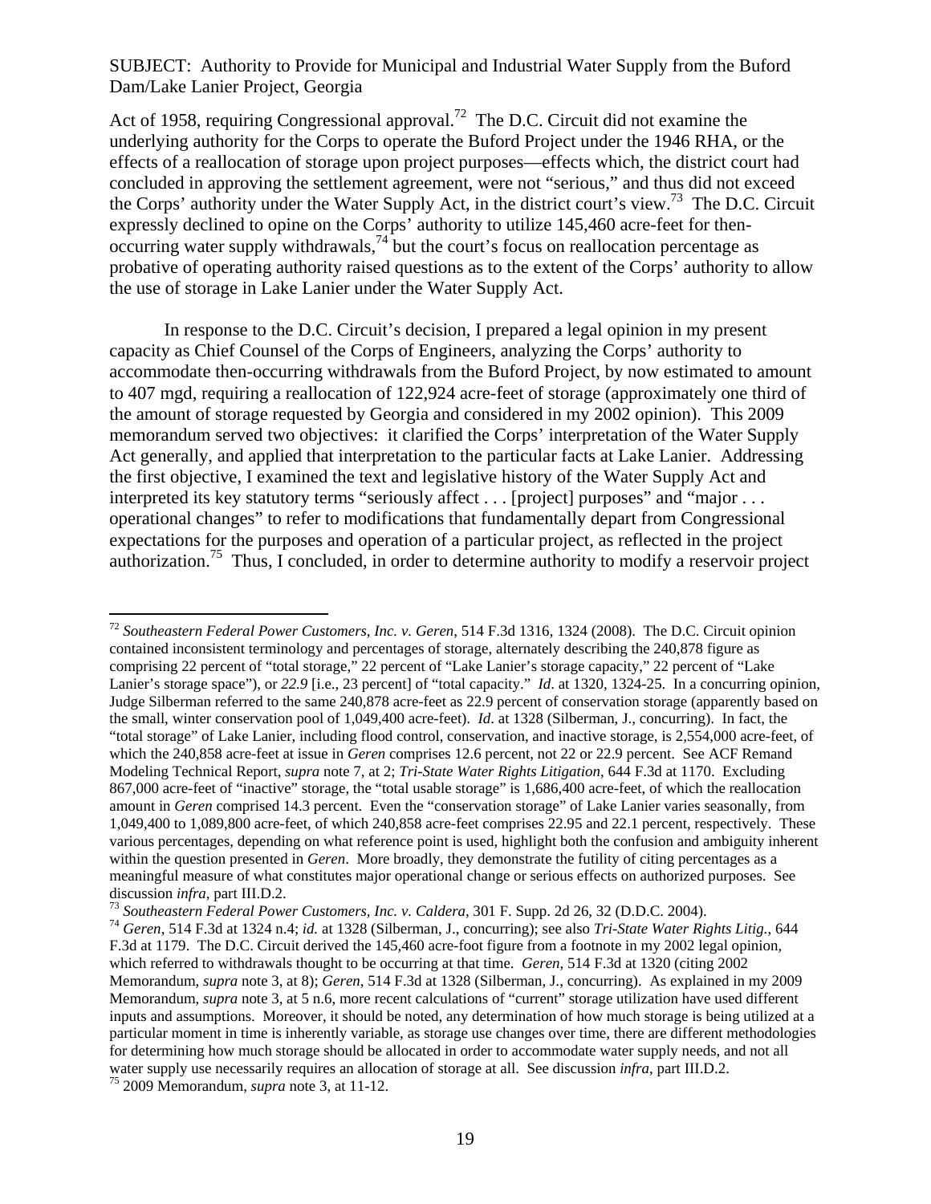Act of 1958, requiring Congressional approval.[72] The D.C. Circuit did not examine the underlying authority for the Corps to operate the Buford Project under the 1946 RHA, or the effects of a reallocation of storage upon project purposes—effects which, the district court had concluded in approving the settlement agreement, were not "serious," and thus did not exceed the Corps' authority under the Water Supply Act, in the district court's view.[73] The D.C. Circuit expressly declined to opine on the Corps' authority to utilize 145,460 acre-feet for then-occurring water supply withdrawals,[74] but the court's focus on reallocation percentage as probative of operating authority raised questions as to the extent of the Corps' authority to allow the use of storage in Lake Lanier under the Water Supply Act.

In response to the D.C. Circuit's decision, I prepared a legal opinion in my present capacity as Chief Counsel of the Corps of Engineers, analyzing the Corps' authority to accommodate then-occurring withdrawals from the Buford Project, by now estimated to amount to 407 mgd, requiring a reallocation of 122,924 acre-feet of storage (approximately one third of the amount of storage requested by Georgia and considered in my 2002 opinion). This 2009 memorandum served two objectives: it clarified the Corps' interpretation of the Water Supply Act generally, and applied that interpretation to the particular facts at Lake Lanier. Addressing the first objective, I examined the text and legislative history of the Water Supply Act and interpreted its key statutory terms "seriously affect . . . [project] purposes" and "major . . . operational changes" to refer to modifications that fundamentally depart from Congressional expectations for the purposes and operation of a particular project, as reflected in the project authorization.[75] Thus, I concluded, in order to determine authority to modify a reservoir project

---

[72] *Southeastern Federal Power Customers, Inc. v. Geren*, 514 F.3d 1316, 1324 (2008). The D.C. Circuit opinion contained inconsistent terminology and percentages of storage, alternately describing the 240,878 figure as comprising 22 percent of "total storage," 22 percent of "Lake Lanier's storage capacity," 22 percent of "Lake Lanier's storage space"), or *22.9* [i.e., 23 percent] of "total capacity." *Id*. at 1320, 1324-25. In a concurring opinion, Judge Silberman referred to the same 240,878 acre-feet as 22.9 percent of conservation storage (apparently based on the small, winter conservation pool of 1,049,400 acre-feet). *Id*. at 1328 (Silberman, J., concurring). In fact, the "total storage" of Lake Lanier, including flood control, conservation, and inactive storage, is 2,554,000 acre-feet, of which the 240,858 acre-feet at issue in *Geren* comprises 12.6 percent, not 22 or 22.9 percent. See ACF Remand Modeling Technical Report, *supra* note 7, at 2; *Tri-State Water Rights Litigation*, 644 F.3d at 1170. Excluding 867,000 acre-feet of "inactive" storage, the "total usable storage" is 1,686,400 acre-feet, of which the reallocation amount in *Geren* comprised 14.3 percent. Even the "conservation storage" of Lake Lanier varies seasonally, from 1,049,400 to 1,089,800 acre-feet, of which 240,858 acre-feet comprises 22.95 and 22.1 percent, respectively. These various percentages, depending on what reference point is used, highlight both the confusion and ambiguity inherent within the question presented in *Geren*. More broadly, they demonstrate the futility of citing percentages as a meaningful measure of what constitutes major operational change or serious effects on authorized purposes. See discussion *infra*, part III.D.2.

[73] *Southeastern Federal Power Customers, Inc. v. Caldera*, 301 F. Supp. 2d 26, 32 (D.D.C. 2004).

[74] *Geren*, 514 F.3d at 1324 n.4; *id.* at 1328 (Silberman, J., concurring); see also *Tri-State Water Rights Litig.*, 644 F.3d at 1179. The D.C. Circuit derived the 145,460 acre-foot figure from a footnote in my 2002 legal opinion, which referred to withdrawals thought to be occurring at that time. *Geren*, 514 F.3d at 1320 (citing 2002 Memorandum, *supra* note 3, at 8); *Geren*, 514 F.3d at 1328 (Silberman, J., concurring). As explained in my 2009 Memorandum, *supra* note 3, at 5 n.6, more recent calculations of "current" storage utilization have used different inputs and assumptions. Moreover, it should be noted, any determination of how much storage is being utilized at a particular moment in time is inherently variable, as storage use changes over time, there are different methodologies for determining how much storage should be allocated in order to accommodate water supply needs, and not all water supply use necessarily requires an allocation of storage at all. See discussion *infra*, part III.D.2.

[75] 2009 Memorandum, *supra* note 3, at 11-12.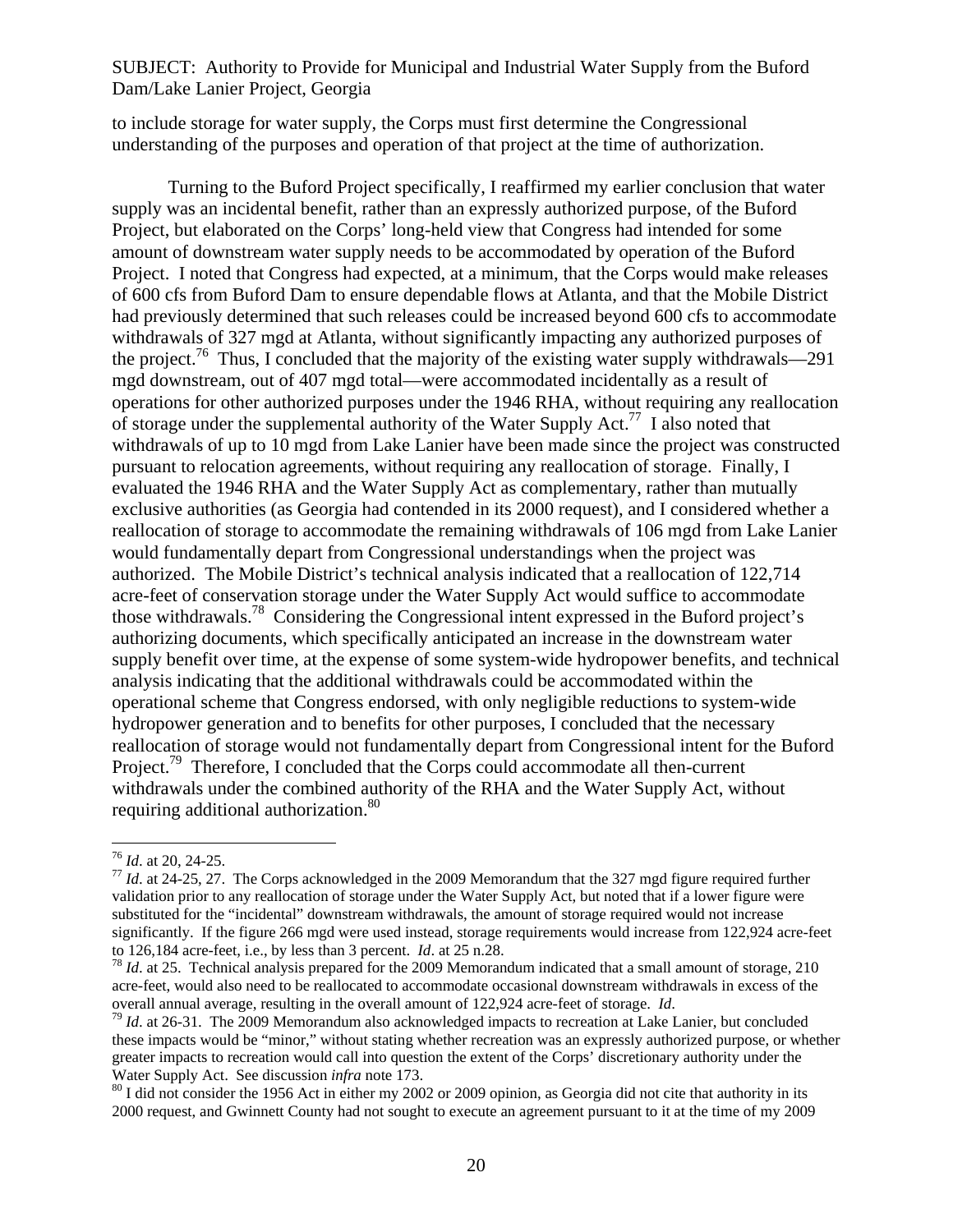to include storage for water supply, the Corps must first determine the Congressional understanding of the purposes and operation of that project at the time of authorization.

Turning to the Buford Project specifically, I reaffirmed my earlier conclusion that water supply was an incidental benefit, rather than an expressly authorized purpose, of the Buford Project, but elaborated on the Corps' long-held view that Congress had intended for some amount of downstream water supply needs to be accommodated by operation of the Buford Project. I noted that Congress had expected, at a minimum, that the Corps would make releases of 600 cfs from Buford Dam to ensure dependable flows at Atlanta, and that the Mobile District had previously determined that such releases could be increased beyond 600 cfs to accommodate withdrawals of 327 mgd at Atlanta, without significantly impacting any authorized purposes of the project.[76] Thus, I concluded that the majority of the existing water supply withdrawals—291 mgd downstream, out of 407 mgd total—were accommodated incidentally as a result of operations for other authorized purposes under the 1946 RHA, without requiring any reallocation of storage under the supplemental authority of the Water Supply Act.[77] I also noted that withdrawals of up to 10 mgd from Lake Lanier have been made since the project was constructed pursuant to relocation agreements, without requiring any reallocation of storage. Finally, I evaluated the 1946 RHA and the Water Supply Act as complementary, rather than mutually exclusive authorities (as Georgia had contended in its 2000 request), and I considered whether a reallocation of storage to accommodate the remaining withdrawals of 106 mgd from Lake Lanier would fundamentally depart from Congressional understandings when the project was authorized. The Mobile District's technical analysis indicated that a reallocation of 122,714 acre-feet of conservation storage under the Water Supply Act would suffice to accommodate those withdrawals.[78] Considering the Congressional intent expressed in the Buford project's authorizing documents, which specifically anticipated an increase in the downstream water supply benefit over time, at the expense of some system-wide hydropower benefits, and technical analysis indicating that the additional withdrawals could be accommodated within the operational scheme that Congress endorsed, with only negligible reductions to system-wide hydropower generation and to benefits for other purposes, I concluded that the necessary reallocation of storage would not fundamentally depart from Congressional intent for the Buford Project.[79] Therefore, I concluded that the Corps could accommodate all then-current withdrawals under the combined authority of the RHA and the Water Supply Act, without requiring additional authorization.[80]

---

[76] *Id*. at 20, 24-25.

[77] *Id*. at 24-25, 27. The Corps acknowledged in the 2009 Memorandum that the 327 mgd figure required further validation prior to any reallocation of storage under the Water Supply Act, but noted that if a lower figure were substituted for the "incidental" downstream withdrawals, the amount of storage required would not increase significantly. If the figure 266 mgd were used instead, storage requirements would increase from 122,924 acre-feet to 126,184 acre-feet, i.e., by less than 3 percent. *Id*. at 25 n.28.

[78] *Id*. at 25. Technical analysis prepared for the 2009 Memorandum indicated that a small amount of storage, 210 acre-feet, would also need to be reallocated to accommodate occasional downstream withdrawals in excess of the overall annual average, resulting in the overall amount of 122,924 acre-feet of storage. *Id*.

[79] *Id*. at 26-31. The 2009 Memorandum also acknowledged impacts to recreation at Lake Lanier, but concluded these impacts would be "minor," without stating whether recreation was an expressly authorized purpose, or whether greater impacts to recreation would call into question the extent of the Corps' discretionary authority under the Water Supply Act. See discussion *infra* note 173.

[80] I did not consider the 1956 Act in either my 2002 or 2009 opinion, as Georgia did not cite that authority in its 2000 request, and Gwinnett County had not sought to execute an agreement pursuant to it at the time of my 2009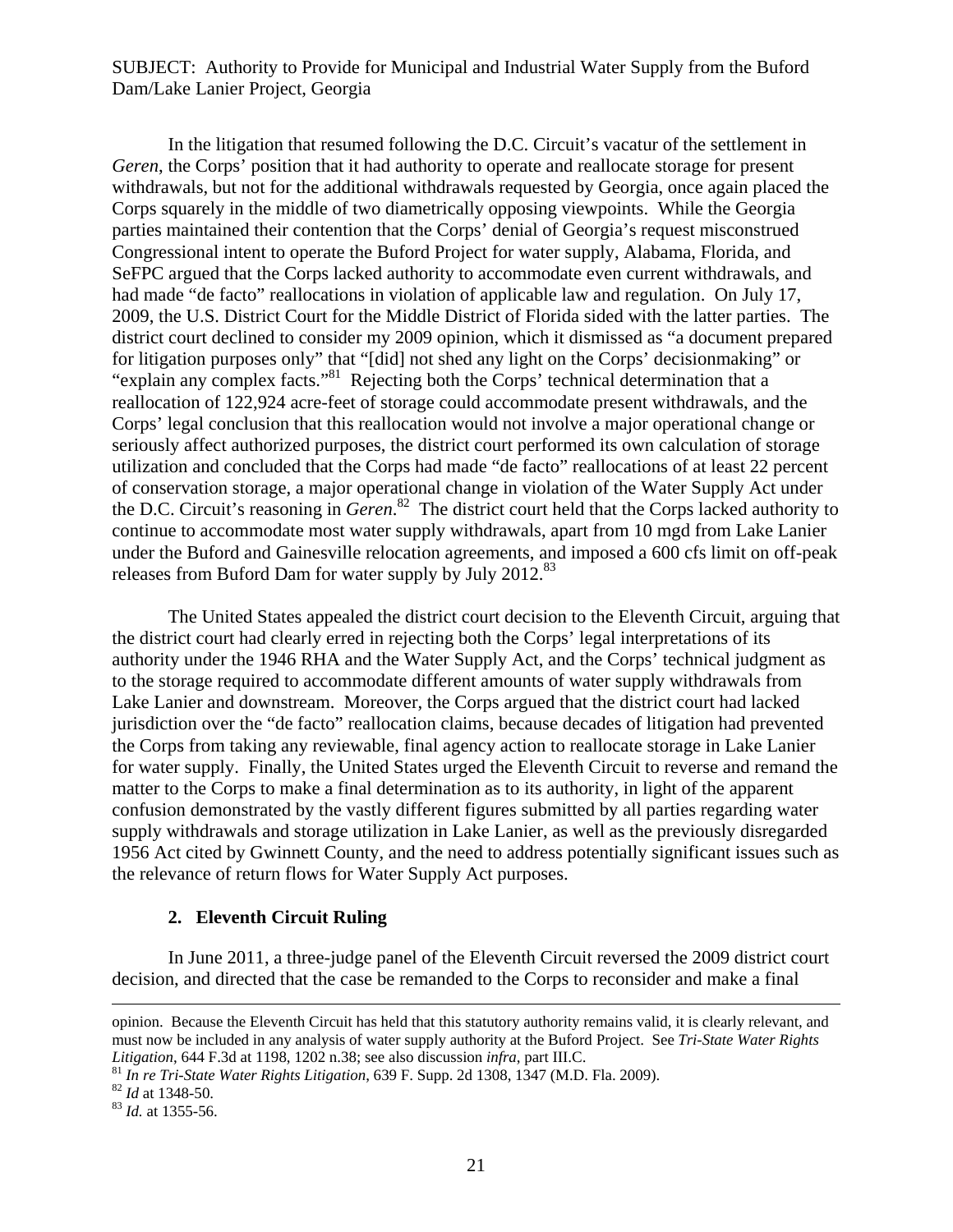In the litigation that resumed following the D.C. Circuit's vacatur of the settlement in *Geren*, the Corps' position that it had authority to operate and reallocate storage for present withdrawals, but not for the additional withdrawals requested by Georgia, once again placed the Corps squarely in the middle of two diametrically opposing viewpoints. While the Georgia parties maintained their contention that the Corps' denial of Georgia's request misconstrued Congressional intent to operate the Buford Project for water supply, Alabama, Florida, and SeFPC argued that the Corps lacked authority to accommodate even current withdrawals, and had made "de facto" reallocations in violation of applicable law and regulation. On July 17, 2009, the U.S. District Court for the Middle District of Florida sided with the latter parties. The district court declined to consider my 2009 opinion, which it dismissed as "a document prepared for litigation purposes only" that "[did] not shed any light on the Corps' decisionmaking" or "explain any complex facts."[81] Rejecting both the Corps' technical determination that a reallocation of 122,924 acre-feet of storage could accommodate present withdrawals, and the Corps' legal conclusion that this reallocation would not involve a major operational change or seriously affect authorized purposes, the district court performed its own calculation of storage utilization and concluded that the Corps had made "de facto" reallocations of at least 22 percent of conservation storage, a major operational change in violation of the Water Supply Act under the D.C. Circuit's reasoning in *Geren*.[82] The district court held that the Corps lacked authority to continue to accommodate most water supply withdrawals, apart from 10 mgd from Lake Lanier under the Buford and Gainesville relocation agreements, and imposed a 600 cfs limit on off-peak releases from Buford Dam for water supply by July 2012.[83]

The United States appealed the district court decision to the Eleventh Circuit, arguing that the district court had clearly erred in rejecting both the Corps' legal interpretations of its authority under the 1946 RHA and the Water Supply Act, and the Corps' technical judgment as to the storage required to accommodate different amounts of water supply withdrawals from Lake Lanier and downstream. Moreover, the Corps argued that the district court had lacked jurisdiction over the "de facto" reallocation claims, because decades of litigation had prevented the Corps from taking any reviewable, final agency action to reallocate storage in Lake Lanier for water supply. Finally, the United States urged the Eleventh Circuit to reverse and remand the matter to the Corps to make a final determination as to its authority, in light of the apparent confusion demonstrated by the vastly different figures submitted by all parties regarding water supply withdrawals and storage utilization in Lake Lanier, as well as the previously disregarded 1956 Act cited by Gwinnett County, and the need to address potentially significant issues such as the relevance of return flows for Water Supply Act purposes.

### 2. Eleventh Circuit Ruling

In June 2011, a three-judge panel of the Eleventh Circuit reversed the 2009 district court decision, and directed that the case be remanded to the Corps to reconsider and make a final

---

opinion. Because the Eleventh Circuit has held that this statutory authority remains valid, it is clearly relevant, and must now be included in any analysis of water supply authority at the Buford Project. See *Tri-State Water Rights Litigation*, 644 F.3d at 1198, 1202 n.38; see also discussion *infra*, part III.C.

[81] *In re Tri-State Water Rights Litigation*, 639 F. Supp. 2d 1308, 1347 (M.D. Fla. 2009).

[82] *Id* at 1348-50.

[83] *Id.* at 1355-56.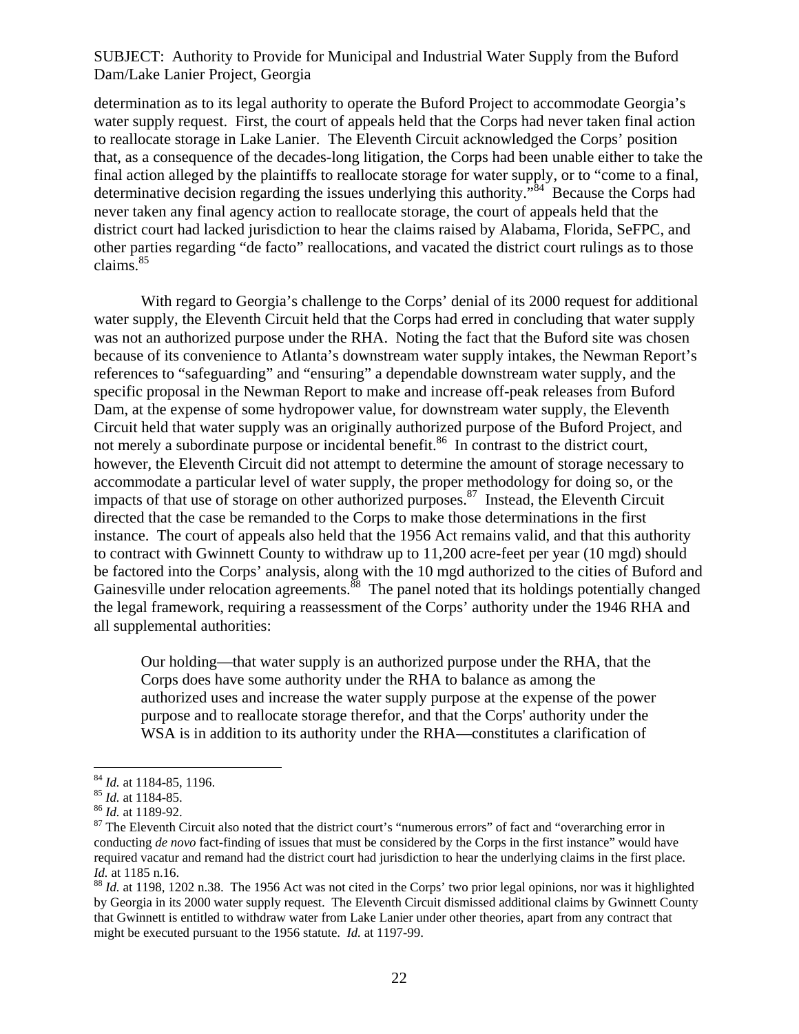determination as to its legal authority to operate the Buford Project to accommodate Georgia's water supply request. First, the court of appeals held that the Corps had never taken final action to reallocate storage in Lake Lanier. The Eleventh Circuit acknowledged the Corps' position that, as a consequence of the decades-long litigation, the Corps had been unable either to take the final action alleged by the plaintiffs to reallocate storage for water supply, or to "come to a final, determinative decision regarding the issues underlying this authority."[84] Because the Corps had never taken any final agency action to reallocate storage, the court of appeals held that the district court had lacked jurisdiction to hear the claims raised by Alabama, Florida, SeFPC, and other parties regarding "de facto" reallocations, and vacated the district court rulings as to those claims.[85]

With regard to Georgia's challenge to the Corps' denial of its 2000 request for additional water supply, the Eleventh Circuit held that the Corps had erred in concluding that water supply was not an authorized purpose under the RHA. Noting the fact that the Buford site was chosen because of its convenience to Atlanta's downstream water supply intakes, the Newman Report's references to "safeguarding" and "ensuring" a dependable downstream water supply, and the specific proposal in the Newman Report to make and increase off-peak releases from Buford Dam, at the expense of some hydropower value, for downstream water supply, the Eleventh Circuit held that water supply was an originally authorized purpose of the Buford Project, and not merely a subordinate purpose or incidental benefit.[86] In contrast to the district court, however, the Eleventh Circuit did not attempt to determine the amount of storage necessary to accommodate a particular level of water supply, the proper methodology for doing so, or the impacts of that use of storage on other authorized purposes.[87] Instead, the Eleventh Circuit directed that the case be remanded to the Corps to make those determinations in the first instance. The court of appeals also held that the 1956 Act remains valid, and that this authority to contract with Gwinnett County to withdraw up to 11,200 acre-feet per year (10 mgd) should be factored into the Corps' analysis, along with the 10 mgd authorized to the cities of Buford and Gainesville under relocation agreements.[88] The panel noted that its holdings potentially changed the legal framework, requiring a reassessment of the Corps' authority under the 1946 RHA and all supplemental authorities:

> Our holding—that water supply is an authorized purpose under the RHA, that the Corps does have some authority under the RHA to balance as among the authorized uses and increase the water supply purpose at the expense of the power purpose and to reallocate storage therefor, and that the Corps' authority under the WSA is in addition to its authority under the RHA—constitutes a clarification of

---

[84] *Id.* at 1184-85, 1196.

[85] *Id.* at 1184-85.

[86] *Id.* at 1189-92.

[87] The Eleventh Circuit also noted that the district court's "numerous errors" of fact and "overarching error in conducting *de novo* fact-finding of issues that must be considered by the Corps in the first instance" would have required vacatur and remand had the district court had jurisdiction to hear the underlying claims in the first place. *Id.* at 1185 n.16.

[88] *Id.* at 1198, 1202 n.38. The 1956 Act was not cited in the Corps' two prior legal opinions, nor was it highlighted by Georgia in its 2000 water supply request. The Eleventh Circuit dismissed additional claims by Gwinnett County that Gwinnett is entitled to withdraw water from Lake Lanier under other theories, apart from any contract that might be executed pursuant to the 1956 statute. *Id.* at 1197-99.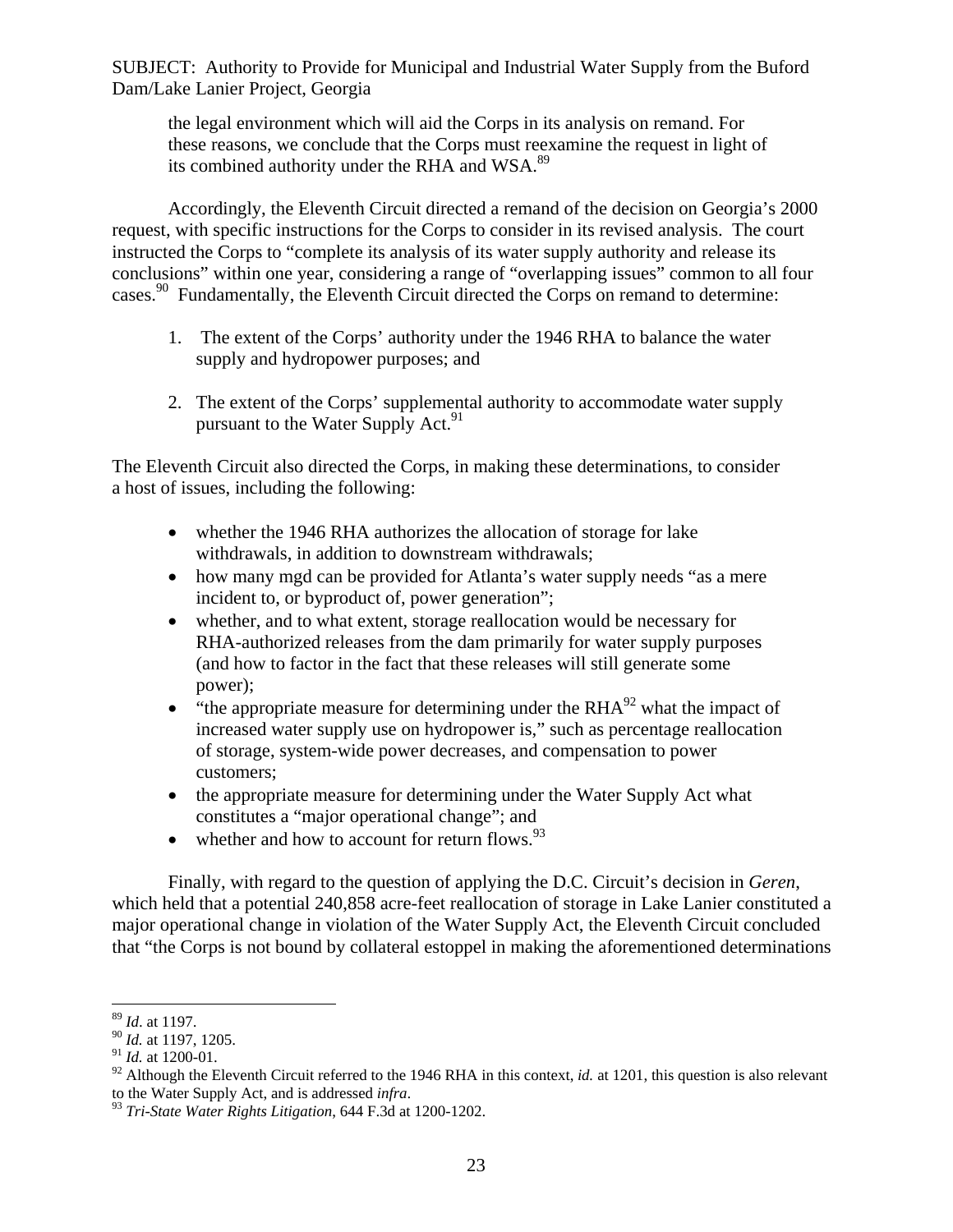SUBJECT: Authority to Provide for Municipal and Industrial Water Supply from the Buford Dam/Lake Lanier Project, Georgia

> the legal environment which will aid the Corps in its analysis on remand. For these reasons, we conclude that the Corps must reexamine the request in light of its combined authority under the RHA and WSA.[89]

Accordingly, the Eleventh Circuit directed a remand of the decision on Georgia's 2000 request, with specific instructions for the Corps to consider in its revised analysis. The court instructed the Corps to "complete its analysis of its water supply authority and release its conclusions" within one year, considering a range of "overlapping issues" common to all four cases.[90] Fundamentally, the Eleventh Circuit directed the Corps on remand to determine:

1. The extent of the Corps' authority under the 1946 RHA to balance the water supply and hydropower purposes; and
2. The extent of the Corps' supplemental authority to accommodate water supply pursuant to the Water Supply Act.[91]

The Eleventh Circuit also directed the Corps, in making these determinations, to consider a host of issues, including the following:

- whether the 1946 RHA authorizes the allocation of storage for lake withdrawals, in addition to downstream withdrawals;
- how many mgd can be provided for Atlanta's water supply needs "as a mere incident to, or byproduct of, power generation";
- whether, and to what extent, storage reallocation would be necessary for RHA-authorized releases from the dam primarily for water supply purposes (and how to factor in the fact that these releases will still generate some power);
- "the appropriate measure for determining under the RHA[92] what the impact of increased water supply use on hydropower is," such as percentage reallocation of storage, system-wide power decreases, and compensation to power customers;
- the appropriate measure for determining under the Water Supply Act what constitutes a "major operational change"; and
- whether and how to account for return flows.[93]

Finally, with regard to the question of applying the D.C. Circuit's decision in *Geren*, which held that a potential 240,858 acre-feet reallocation of storage in Lake Lanier constituted a major operational change in violation of the Water Supply Act, the Eleventh Circuit concluded that "the Corps is not bound by collateral estoppel in making the aforementioned determinations

---

[89] *Id*. at 1197.

[90] *Id.* at 1197, 1205.

[91] *Id.* at 1200-01.

[92] Although the Eleventh Circuit referred to the 1946 RHA in this context, *id.* at 1201, this question is also relevant to the Water Supply Act, and is addressed *infra*.

[93] *Tri-State Water Rights Litigation*, 644 F.3d at 1200-1202.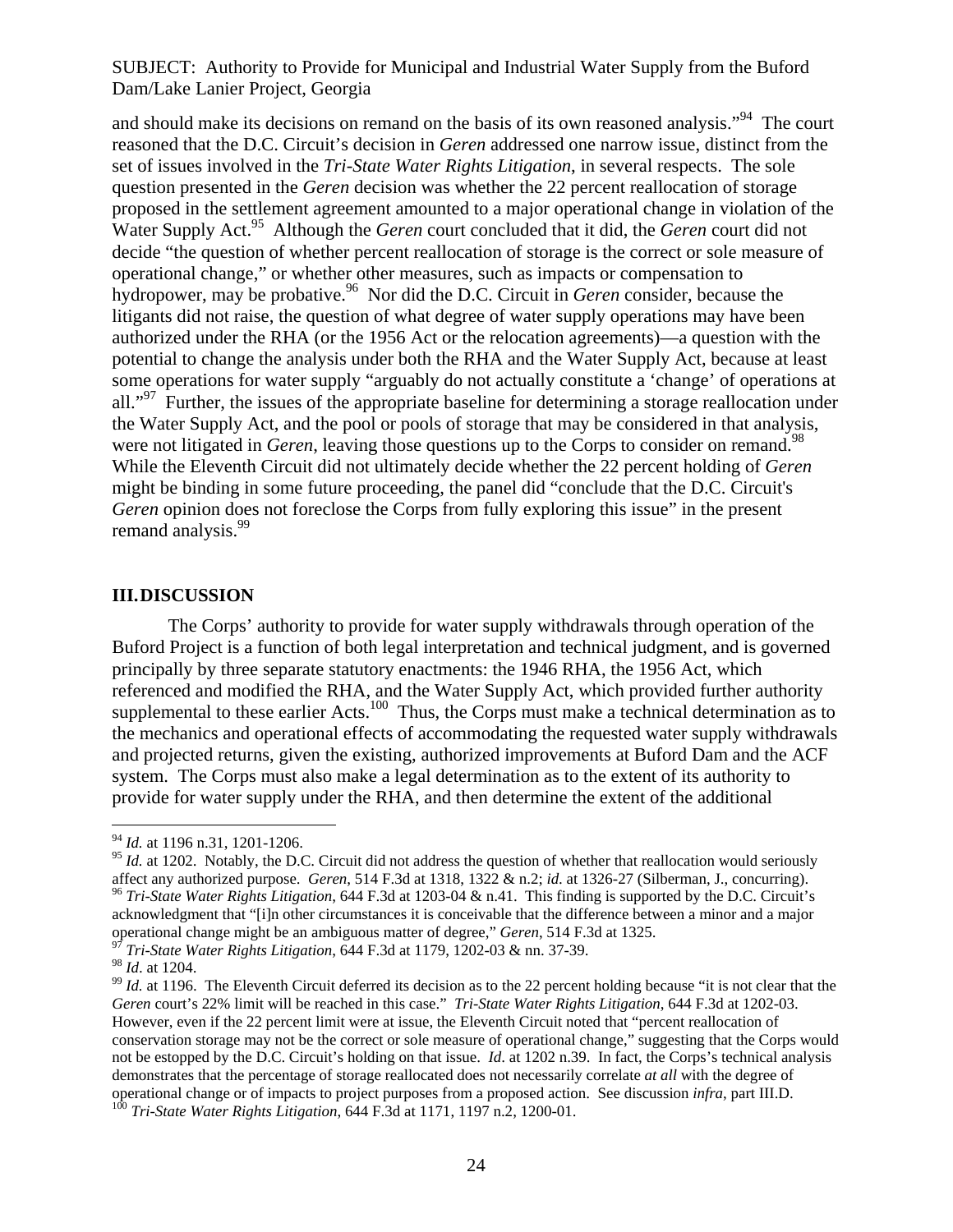and should make its decisions on remand on the basis of its own reasoned analysis."[94] The court reasoned that the D.C. Circuit's decision in *Geren* addressed one narrow issue, distinct from the set of issues involved in the *Tri-State Water Rights Litigation*, in several respects. The sole question presented in the *Geren* decision was whether the 22 percent reallocation of storage proposed in the settlement agreement amounted to a major operational change in violation of the Water Supply Act.[95] Although the *Geren* court concluded that it did, the *Geren* court did not decide "the question of whether percent reallocation of storage is the correct or sole measure of operational change," or whether other measures, such as impacts or compensation to hydropower, may be probative.[96] Nor did the D.C. Circuit in *Geren* consider, because the litigants did not raise, the question of what degree of water supply operations may have been authorized under the RHA (or the 1956 Act or the relocation agreements)—a question with the potential to change the analysis under both the RHA and the Water Supply Act, because at least some operations for water supply "arguably do not actually constitute a 'change' of operations at all."[97] Further, the issues of the appropriate baseline for determining a storage reallocation under the Water Supply Act, and the pool or pools of storage that may be considered in that analysis, were not litigated in *Geren*, leaving those questions up to the Corps to consider on remand.[98] While the Eleventh Circuit did not ultimately decide whether the 22 percent holding of *Geren* might be binding in some future proceeding, the panel did "conclude that the D.C. Circuit's *Geren* opinion does not foreclose the Corps from fully exploring this issue" in the present remand analysis.[99]

## III. DISCUSSION

The Corps' authority to provide for water supply withdrawals through operation of the Buford Project is a function of both legal interpretation and technical judgment, and is governed principally by three separate statutory enactments: the 1946 RHA, the 1956 Act, which referenced and modified the RHA, and the Water Supply Act, which provided further authority supplemental to these earlier Acts.[100] Thus, the Corps must make a technical determination as to the mechanics and operational effects of accommodating the requested water supply withdrawals and projected returns, given the existing, authorized improvements at Buford Dam and the ACF system. The Corps must also make a legal determination as to the extent of its authority to provide for water supply under the RHA, and then determine the extent of the additional

---

[94] *Id.* at 1196 n.31, 1201-1206.

[95] *Id.* at 1202. Notably, the D.C. Circuit did not address the question of whether that reallocation would seriously affect any authorized purpose. *Geren*, 514 F.3d at 1318, 1322 & n.2; *id*. at 1326-27 (Silberman, J., concurring).

[96] *Tri-State Water Rights Litigation*, 644 F.3d at 1203-04 & n.41. This finding is supported by the D.C. Circuit's acknowledgment that "[i]n other circumstances it is conceivable that the difference between a minor and a major operational change might be an ambiguous matter of degree," *Geren*, 514 F.3d at 1325.

[97] *Tri-State Water Rights Litigation*, 644 F.3d at 1179, 1202-03 & nn. 37-39.

[98] *Id*. at 1204.

[99] *Id.* at 1196. The Eleventh Circuit deferred its decision as to the 22 percent holding because "it is not clear that the *Geren* court's 22% limit will be reached in this case." *Tri-State Water Rights Litigation*, 644 F.3d at 1202-03. However, even if the 22 percent limit were at issue, the Eleventh Circuit noted that "percent reallocation of conservation storage may not be the correct or sole measure of operational change," suggesting that the Corps would not be estopped by the D.C. Circuit's holding on that issue. *Id*. at 1202 n.39. In fact, the Corps's technical analysis demonstrates that the percentage of storage reallocated does not necessarily correlate *at all* with the degree of operational change or of impacts to project purposes from a proposed action. See discussion *infra*, part III.D.

[100] *Tri-State Water Rights Litigation*, 644 F.3d at 1171, 1197 n.2, 1200-01.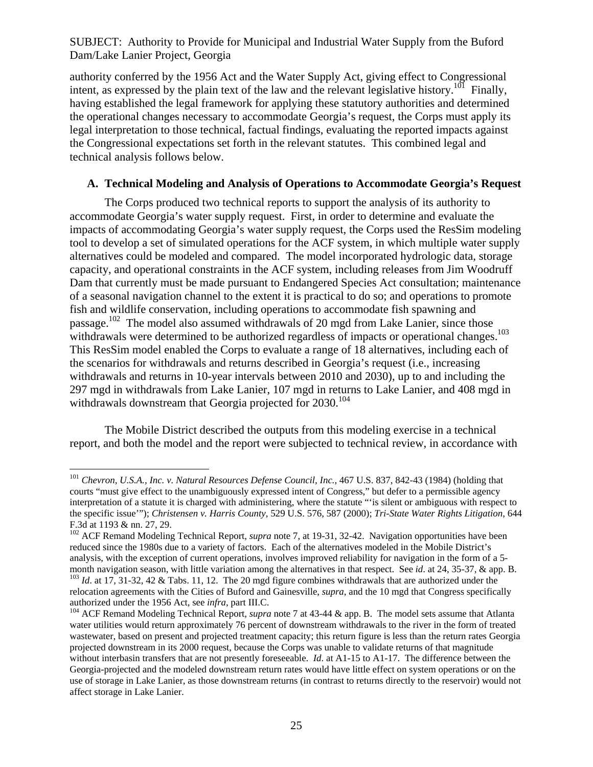authority conferred by the 1956 Act and the Water Supply Act, giving effect to Congressional intent, as expressed by the plain text of the law and the relevant legislative history.[101] Finally, having established the legal framework for applying these statutory authorities and determined the operational changes necessary to accommodate Georgia's request, the Corps must apply its legal interpretation to those technical, factual findings, evaluating the reported impacts against the Congressional expectations set forth in the relevant statutes. This combined legal and technical analysis follows below.

### A. Technical Modeling and Analysis of Operations to Accommodate Georgia's Request

The Corps produced two technical reports to support the analysis of its authority to accommodate Georgia's water supply request. First, in order to determine and evaluate the impacts of accommodating Georgia's water supply request, the Corps used the ResSim modeling tool to develop a set of simulated operations for the ACF system, in which multiple water supply alternatives could be modeled and compared. The model incorporated hydrologic data, storage capacity, and operational constraints in the ACF system, including releases from Jim Woodruff Dam that currently must be made pursuant to Endangered Species Act consultation; maintenance of a seasonal navigation channel to the extent it is practical to do so; and operations to promote fish and wildlife conservation, including operations to accommodate fish spawning and passage.[102] The model also assumed withdrawals of 20 mgd from Lake Lanier, since those withdrawals were determined to be authorized regardless of impacts or operational changes.[103] This ResSim model enabled the Corps to evaluate a range of 18 alternatives, including each of the scenarios for withdrawals and returns described in Georgia's request (i.e., increasing withdrawals and returns in 10-year intervals between 2010 and 2030), up to and including the 297 mgd in withdrawals from Lake Lanier, 107 mgd in returns to Lake Lanier, and 408 mgd in withdrawals downstream that Georgia projected for 2030.[104]

The Mobile District described the outputs from this modeling exercise in a technical report, and both the model and the report were subjected to technical review, in accordance with

---

[101] *Chevron, U.S.A., Inc. v. Natural Resources Defense Council, Inc.*, 467 U.S. 837, 842-43 (1984) (holding that courts "must give effect to the unambiguously expressed intent of Congress," but defer to a permissible agency interpretation of a statute it is charged with administering, where the statute "'is silent or ambiguous with respect to the specific issue'"); *Christensen v. Harris County*, 529 U.S. 576, 587 (2000); *Tri-State Water Rights Litigation*, 644 F.3d at 1193 & nn. 27, 29.

[102] ACF Remand Modeling Technical Report, *supra* note 7, at 19-31, 32-42. Navigation opportunities have been reduced since the 1980s due to a variety of factors. Each of the alternatives modeled in the Mobile District's analysis, with the exception of current operations, involves improved reliability for navigation in the form of a 5-month navigation season, with little variation among the alternatives in that respect. See *id*. at 24, 35-37, & app. B.

[103] *Id*. at 17, 31-32, 42 & Tabs. 11, 12. The 20 mgd figure combines withdrawals that are authorized under the relocation agreements with the Cities of Buford and Gainesville, *supra*, and the 10 mgd that Congress specifically authorized under the 1956 Act, see *infra*, part III.C.

[104] ACF Remand Modeling Technical Report, *supra* note 7 at 43-44 & app. B. The model sets assume that Atlanta water utilities would return approximately 76 percent of downstream withdrawals to the river in the form of treated wastewater, based on present and projected treatment capacity; this return figure is less than the return rates Georgia projected downstream in its 2000 request, because the Corps was unable to validate returns of that magnitude without interbasin transfers that are not presently foreseeable. *Id*. at A1-15 to A1-17. The difference between the Georgia-projected and the modeled downstream return rates would have little effect on system operations or on the use of storage in Lake Lanier, as those downstream returns (in contrast to returns directly to the reservoir) would not affect storage in Lake Lanier.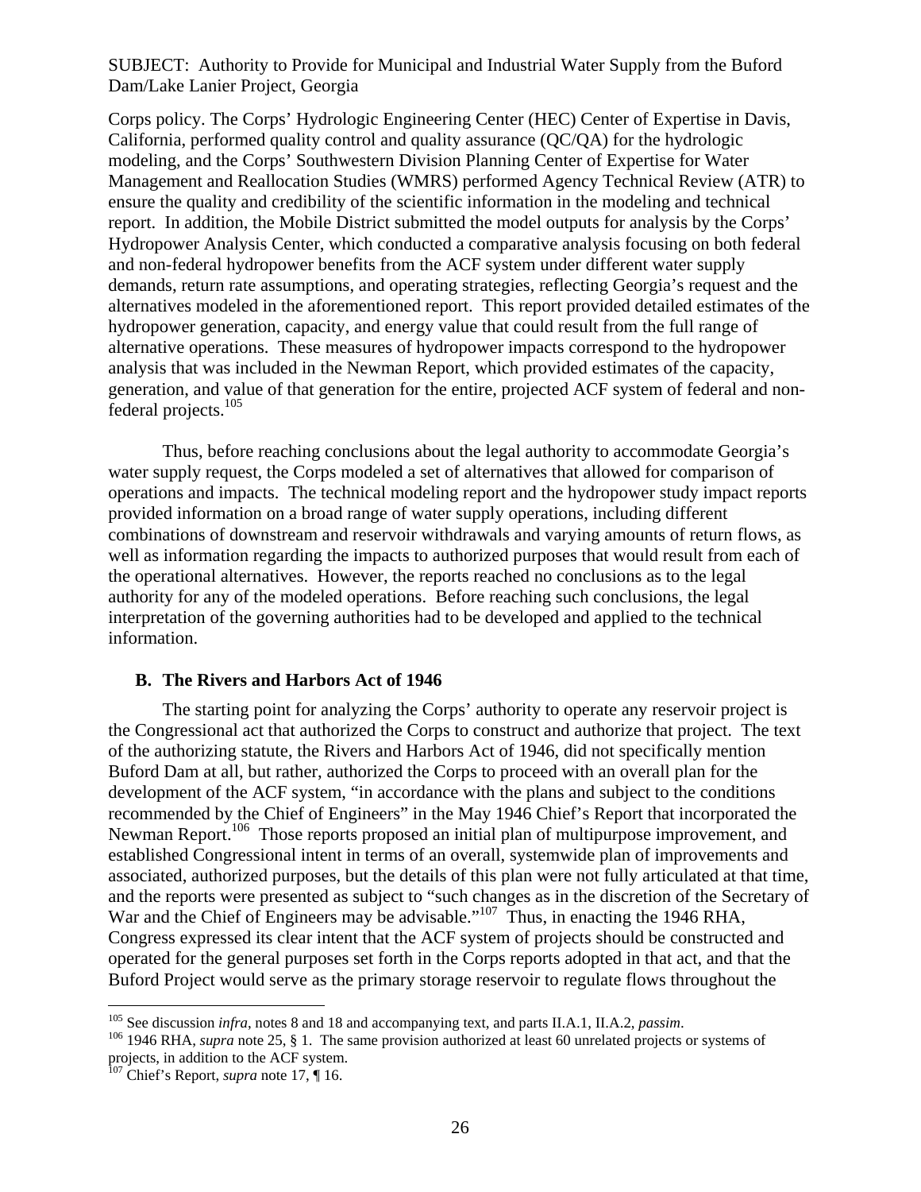Corps policy. The Corps' Hydrologic Engineering Center (HEC) Center of Expertise in Davis, California, performed quality control and quality assurance (QC/QA) for the hydrologic modeling, and the Corps' Southwestern Division Planning Center of Expertise for Water Management and Reallocation Studies (WMRS) performed Agency Technical Review (ATR) to ensure the quality and credibility of the scientific information in the modeling and technical report. In addition, the Mobile District submitted the model outputs for analysis by the Corps' Hydropower Analysis Center, which conducted a comparative analysis focusing on both federal and non-federal hydropower benefits from the ACF system under different water supply demands, return rate assumptions, and operating strategies, reflecting Georgia's request and the alternatives modeled in the aforementioned report. This report provided detailed estimates of the hydropower generation, capacity, and energy value that could result from the full range of alternative operations. These measures of hydropower impacts correspond to the hydropower analysis that was included in the Newman Report, which provided estimates of the capacity, generation, and value of that generation for the entire, projected ACF system of federal and non-federal projects.[105]

Thus, before reaching conclusions about the legal authority to accommodate Georgia's water supply request, the Corps modeled a set of alternatives that allowed for comparison of operations and impacts. The technical modeling report and the hydropower study impact reports provided information on a broad range of water supply operations, including different combinations of downstream and reservoir withdrawals and varying amounts of return flows, as well as information regarding the impacts to authorized purposes that would result from each of the operational alternatives. However, the reports reached no conclusions as to the legal authority for any of the modeled operations. Before reaching such conclusions, the legal interpretation of the governing authorities had to be developed and applied to the technical information.

### B. The Rivers and Harbors Act of 1946

The starting point for analyzing the Corps' authority to operate any reservoir project is the Congressional act that authorized the Corps to construct and authorize that project. The text of the authorizing statute, the Rivers and Harbors Act of 1946, did not specifically mention Buford Dam at all, but rather, authorized the Corps to proceed with an overall plan for the development of the ACF system, "in accordance with the plans and subject to the conditions recommended by the Chief of Engineers" in the May 1946 Chief's Report that incorporated the Newman Report.[106] Those reports proposed an initial plan of multipurpose improvement, and established Congressional intent in terms of an overall, systemwide plan of improvements and associated, authorized purposes, but the details of this plan were not fully articulated at that time, and the reports were presented as subject to "such changes as in the discretion of the Secretary of War and the Chief of Engineers may be advisable."[107] Thus, in enacting the 1946 RHA, Congress expressed its clear intent that the ACF system of projects should be constructed and operated for the general purposes set forth in the Corps reports adopted in that act, and that the Buford Project would serve as the primary storage reservoir to regulate flows throughout the

---

[105] See discussion *infra*, notes 8 and 18 and accompanying text, and parts II.A.1, II.A.2, *passim*.

[106] 1946 RHA, *supra* note 25, § 1. The same provision authorized at least 60 unrelated projects or systems of projects, in addition to the ACF system.

[107] Chief's Report, *supra* note 17, ¶ 16.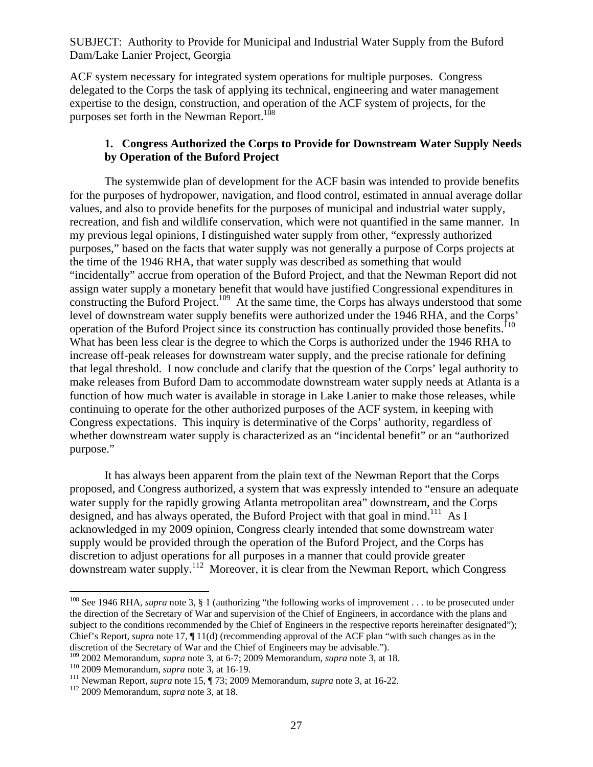ACF system necessary for integrated system operations for multiple purposes. Congress delegated to the Corps the task of applying its technical, engineering and water management expertise to the design, construction, and operation of the ACF system of projects, for the purposes set forth in the Newman Report.[108]

### 1. Congress Authorized the Corps to Provide for Downstream Water Supply Needs by Operation of the Buford Project

The systemwide plan of development for the ACF basin was intended to provide benefits for the purposes of hydropower, navigation, and flood control, estimated in annual average dollar values, and also to provide benefits for the purposes of municipal and industrial water supply, recreation, and fish and wildlife conservation, which were not quantified in the same manner. In my previous legal opinions, I distinguished water supply from other, "expressly authorized purposes," based on the facts that water supply was not generally a purpose of Corps projects at the time of the 1946 RHA, that water supply was described as something that would "incidentally" accrue from operation of the Buford Project, and that the Newman Report did not assign water supply a monetary benefit that would have justified Congressional expenditures in constructing the Buford Project.[109] At the same time, the Corps has always understood that some level of downstream water supply benefits were authorized under the 1946 RHA, and the Corps' operation of the Buford Project since its construction has continually provided those benefits.[110] What has been less clear is the degree to which the Corps is authorized under the 1946 RHA to increase off-peak releases for downstream water supply, and the precise rationale for defining that legal threshold. I now conclude and clarify that the question of the Corps' legal authority to make releases from Buford Dam to accommodate downstream water supply needs at Atlanta is a function of how much water is available in storage in Lake Lanier to make those releases, while continuing to operate for the other authorized purposes of the ACF system, in keeping with Congress expectations. This inquiry is determinative of the Corps' authority, regardless of whether downstream water supply is characterized as an "incidental benefit" or an "authorized purpose."

It has always been apparent from the plain text of the Newman Report that the Corps proposed, and Congress authorized, a system that was expressly intended to "ensure an adequate water supply for the rapidly growing Atlanta metropolitan area" downstream, and the Corps designed, and has always operated, the Buford Project with that goal in mind.[111] As I acknowledged in my 2009 opinion, Congress clearly intended that some downstream water supply would be provided through the operation of the Buford Project, and the Corps has discretion to adjust operations for all purposes in a manner that could provide greater downstream water supply.[112] Moreover, it is clear from the Newman Report, which Congress

---

[108] See 1946 RHA, *supra* note 3, § 1 (authorizing "the following works of improvement . . . to be prosecuted under the direction of the Secretary of War and supervision of the Chief of Engineers, in accordance with the plans and subject to the conditions recommended by the Chief of Engineers in the respective reports hereinafter designated"); Chief's Report, *supra* note 17, ¶ 11(d) (recommending approval of the ACF plan "with such changes as in the discretion of the Secretary of War and the Chief of Engineers may be advisable.").

[109] 2002 Memorandum, *supra* note 3, at 6-7; 2009 Memorandum, *supra* note 3, at 18.

[110] 2009 Memorandum, *supra* note 3, at 16-19.

[111] Newman Report, *supra* note 15, ¶ 73; 2009 Memorandum, *supra* note 3, at 16-22.

[112] 2009 Memorandum, *supra* note 3, at 18.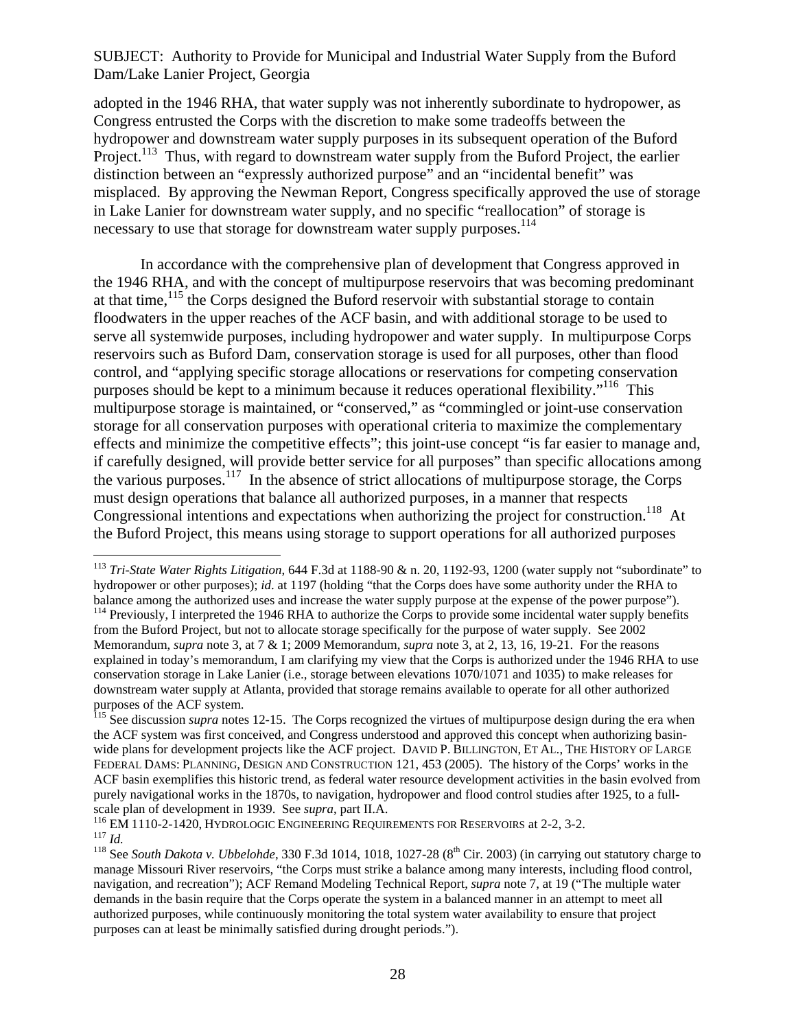adopted in the 1946 RHA, that water supply was not inherently subordinate to hydropower, as Congress entrusted the Corps with the discretion to make some tradeoffs between the hydropower and downstream water supply purposes in its subsequent operation of the Buford Project.[113] Thus, with regard to downstream water supply from the Buford Project, the earlier distinction between an "expressly authorized purpose" and an "incidental benefit" was misplaced. By approving the Newman Report, Congress specifically approved the use of storage in Lake Lanier for downstream water supply, and no specific "reallocation" of storage is necessary to use that storage for downstream water supply purposes.[114]

In accordance with the comprehensive plan of development that Congress approved in the 1946 RHA, and with the concept of multipurpose reservoirs that was becoming predominant at that time,[115] the Corps designed the Buford reservoir with substantial storage to contain floodwaters in the upper reaches of the ACF basin, and with additional storage to be used to serve all systemwide purposes, including hydropower and water supply. In multipurpose Corps reservoirs such as Buford Dam, conservation storage is used for all purposes, other than flood control, and "applying specific storage allocations or reservations for competing conservation purposes should be kept to a minimum because it reduces operational flexibility."[116] This multipurpose storage is maintained, or "conserved," as "commingled or joint-use conservation storage for all conservation purposes with operational criteria to maximize the complementary effects and minimize the competitive effects"; this joint-use concept "is far easier to manage and, if carefully designed, will provide better service for all purposes" than specific allocations among the various purposes.[117] In the absence of strict allocations of multipurpose storage, the Corps must design operations that balance all authorized purposes, in a manner that respects Congressional intentions and expectations when authorizing the project for construction.[118] At the Buford Project, this means using storage to support operations for all authorized purposes

---

[113] *Tri-State Water Rights Litigation*, 644 F.3d at 1188-90 & n. 20, 1192-93, 1200 (water supply not "subordinate" to hydropower or other purposes); *id*. at 1197 (holding "that the Corps does have some authority under the RHA to balance among the authorized uses and increase the water supply purpose at the expense of the power purpose").

[114] Previously, I interpreted the 1946 RHA to authorize the Corps to provide some incidental water supply benefits from the Buford Project, but not to allocate storage specifically for the purpose of water supply. See 2002 Memorandum, *supra* note 3, at 7 & 1; 2009 Memorandum, *supra* note 3, at 2, 13, 16, 19-21. For the reasons explained in today's memorandum, I am clarifying my view that the Corps is authorized under the 1946 RHA to use conservation storage in Lake Lanier (i.e., storage between elevations 1070/1071 and 1035) to make releases for downstream water supply at Atlanta, provided that storage remains available to operate for all other authorized purposes of the ACF system.

[115] See discussion *supra* notes 12-15. The Corps recognized the virtues of multipurpose design during the era when the ACF system was first conceived, and Congress understood and approved this concept when authorizing basin-wide plans for development projects like the ACF project. DAVID P. BILLINGTON, ET AL., THE HISTORY OF LARGE FEDERAL DAMS: PLANNING, DESIGN AND CONSTRUCTION 121, 453 (2005). The history of the Corps' works in the ACF basin exemplifies this historic trend, as federal water resource development activities in the basin evolved from purely navigational works in the 1870s, to navigation, hydropower and flood control studies after 1925, to a full-scale plan of development in 1939. See *supra*, part II.A.

[116] EM 1110-2-1420, HYDROLOGIC ENGINEERING REQUIREMENTS FOR RESERVOIRS at 2-2, 3-2.

[117] *Id.*

[118] See *South Dakota v. Ubbelohde*, 330 F.3d 1014, 1018, 1027-28 (8th Cir. 2003) (in carrying out statutory charge to manage Missouri River reservoirs, "the Corps must strike a balance among many interests, including flood control, navigation, and recreation"); ACF Remand Modeling Technical Report, *supra* note 7, at 19 ("The multiple water demands in the basin require that the Corps operate the system in a balanced manner in an attempt to meet all authorized purposes, while continuously monitoring the total system water availability to ensure that project purposes can at least be minimally satisfied during drought periods.").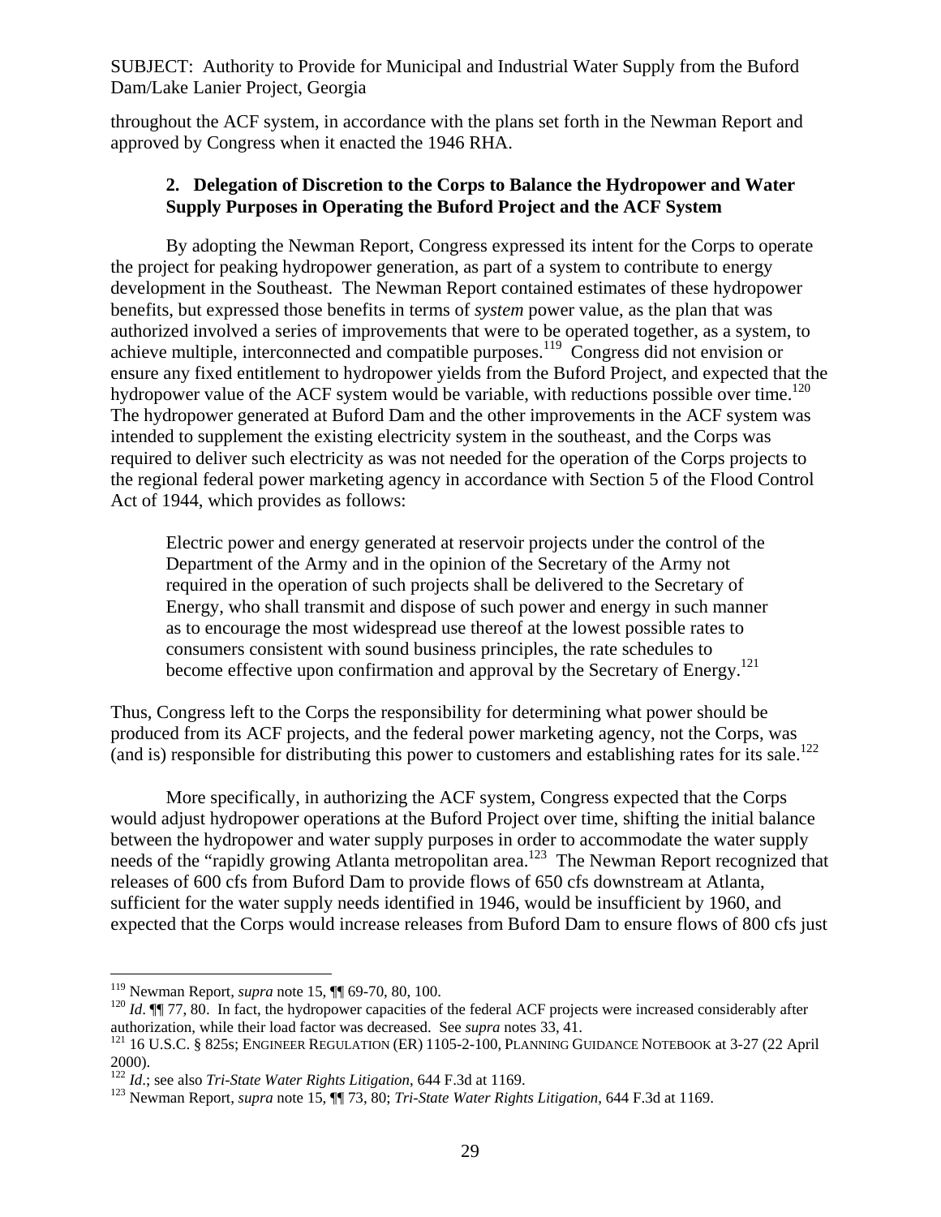throughout the ACF system, in accordance with the plans set forth in the Newman Report and approved by Congress when it enacted the 1946 RHA.

### 2. Delegation of Discretion to the Corps to Balance the Hydropower and Water Supply Purposes in Operating the Buford Project and the ACF System

By adopting the Newman Report, Congress expressed its intent for the Corps to operate the project for peaking hydropower generation, as part of a system to contribute to energy development in the Southeast. The Newman Report contained estimates of these hydropower benefits, but expressed those benefits in terms of *system* power value, as the plan that was authorized involved a series of improvements that were to be operated together, as a system, to achieve multiple, interconnected and compatible purposes.[119] Congress did not envision or ensure any fixed entitlement to hydropower yields from the Buford Project, and expected that the hydropower value of the ACF system would be variable, with reductions possible over time.[120] The hydropower generated at Buford Dam and the other improvements in the ACF system was intended to supplement the existing electricity system in the southeast, and the Corps was required to deliver such electricity as was not needed for the operation of the Corps projects to the regional federal power marketing agency in accordance with Section 5 of the Flood Control Act of 1944, which provides as follows:

> Electric power and energy generated at reservoir projects under the control of the Department of the Army and in the opinion of the Secretary of the Army not required in the operation of such projects shall be delivered to the Secretary of Energy, who shall transmit and dispose of such power and energy in such manner as to encourage the most widespread use thereof at the lowest possible rates to consumers consistent with sound business principles, the rate schedules to become effective upon confirmation and approval by the Secretary of Energy.[121]

Thus, Congress left to the Corps the responsibility for determining what power should be produced from its ACF projects, and the federal power marketing agency, not the Corps, was (and is) responsible for distributing this power to customers and establishing rates for its sale.[122]

More specifically, in authorizing the ACF system, Congress expected that the Corps would adjust hydropower operations at the Buford Project over time, shifting the initial balance between the hydropower and water supply purposes in order to accommodate the water supply needs of the "rapidly growing Atlanta metropolitan area.[123] The Newman Report recognized that releases of 600 cfs from Buford Dam to provide flows of 650 cfs downstream at Atlanta, sufficient for the water supply needs identified in 1946, would be insufficient by 1960, and expected that the Corps would increase releases from Buford Dam to ensure flows of 800 cfs just

---

[119] Newman Report, *supra* note 15, ¶¶ 69-70, 80, 100.

[120] *Id*. ¶¶ 77, 80. In fact, the hydropower capacities of the federal ACF projects were increased considerably after authorization, while their load factor was decreased. See *supra* notes 33, 41.

[121] 16 U.S.C. § 825s; ENGINEER REGULATION (ER) 1105-2-100, PLANNING GUIDANCE NOTEBOOK at 3-27 (22 April 2000).

[122] *Id*.; see also *Tri-State Water Rights Litigation*, 644 F.3d at 1169.

[123] Newman Report, *supra* note 15, ¶¶ 73, 80; *Tri-State Water Rights Litigation*, 644 F.3d at 1169.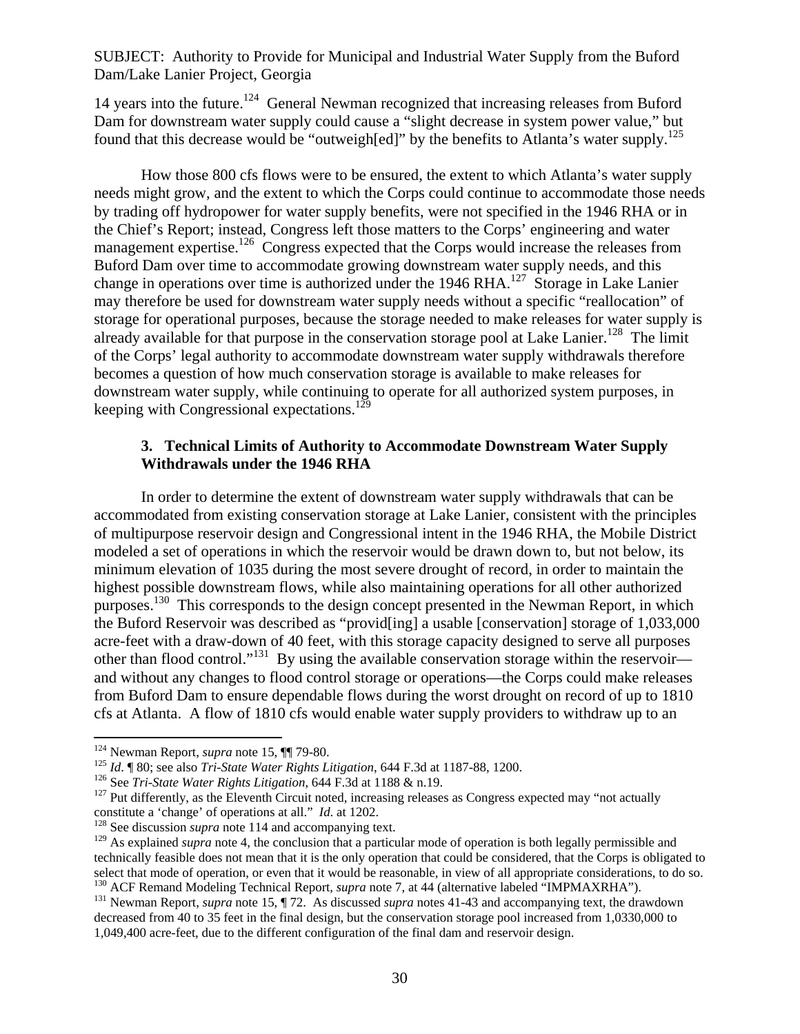14 years into the future.[124] General Newman recognized that increasing releases from Buford Dam for downstream water supply could cause a "slight decrease in system power value," but found that this decrease would be "outweigh[ed]" by the benefits to Atlanta's water supply.[125]

How those 800 cfs flows were to be ensured, the extent to which Atlanta's water supply needs might grow, and the extent to which the Corps could continue to accommodate those needs by trading off hydropower for water supply benefits, were not specified in the 1946 RHA or in the Chief's Report; instead, Congress left those matters to the Corps' engineering and water management expertise.[126] Congress expected that the Corps would increase the releases from Buford Dam over time to accommodate growing downstream water supply needs, and this change in operations over time is authorized under the 1946 RHA.[127] Storage in Lake Lanier may therefore be used for downstream water supply needs without a specific "reallocation" of storage for operational purposes, because the storage needed to make releases for water supply is already available for that purpose in the conservation storage pool at Lake Lanier.[128] The limit of the Corps' legal authority to accommodate downstream water supply withdrawals therefore becomes a question of how much conservation storage is available to make releases for downstream water supply, while continuing to operate for all authorized system purposes, in keeping with Congressional expectations.[129]

### 3. Technical Limits of Authority to Accommodate Downstream Water Supply Withdrawals under the 1946 RHA

In order to determine the extent of downstream water supply withdrawals that can be accommodated from existing conservation storage at Lake Lanier, consistent with the principles of multipurpose reservoir design and Congressional intent in the 1946 RHA, the Mobile District modeled a set of operations in which the reservoir would be drawn down to, but not below, its minimum elevation of 1035 during the most severe drought of record, in order to maintain the highest possible downstream flows, while also maintaining operations for all other authorized purposes.[130] This corresponds to the design concept presented in the Newman Report, in which the Buford Reservoir was described as "provid[ing] a usable [conservation] storage of 1,033,000 acre-feet with a draw-down of 40 feet, with this storage capacity designed to serve all purposes other than flood control."[131] By using the available conservation storage within the reservoir—and without any changes to flood control storage or operations—the Corps could make releases from Buford Dam to ensure dependable flows during the worst drought on record of up to 1810 cfs at Atlanta. A flow of 1810 cfs would enable water supply providers to withdraw up to an

---

[124] Newman Report, *supra* note 15, ¶¶ 79-80.

[125] *Id*. ¶ 80; see also *Tri-State Water Rights Litigation*, 644 F.3d at 1187-88, 1200.

[126] See *Tri-State Water Rights Litigation*, 644 F.3d at 1188 & n.19.

[127] Put differently, as the Eleventh Circuit noted, increasing releases as Congress expected may "not actually constitute a 'change' of operations at all." *Id.* at 1202.

[128] See discussion *supra* note 114 and accompanying text.

[129] As explained *supra* note 4, the conclusion that a particular mode of operation is both legally permissible and technically feasible does not mean that it is the only operation that could be considered, that the Corps is obligated to select that mode of operation, or even that it would be reasonable, in view of all appropriate considerations, to do so.

[130] ACF Remand Modeling Technical Report, *supra* note 7, at 44 (alternative labeled "IMPMAXRHA").

[131] Newman Report, *supra* note 15, ¶ 72. As discussed *supra* notes 41-43 and accompanying text, the drawdown decreased from 40 to 35 feet in the final design, but the conservation storage pool increased from 1,0330,000 to 1,049,400 acre-feet, due to the different configuration of the final dam and reservoir design.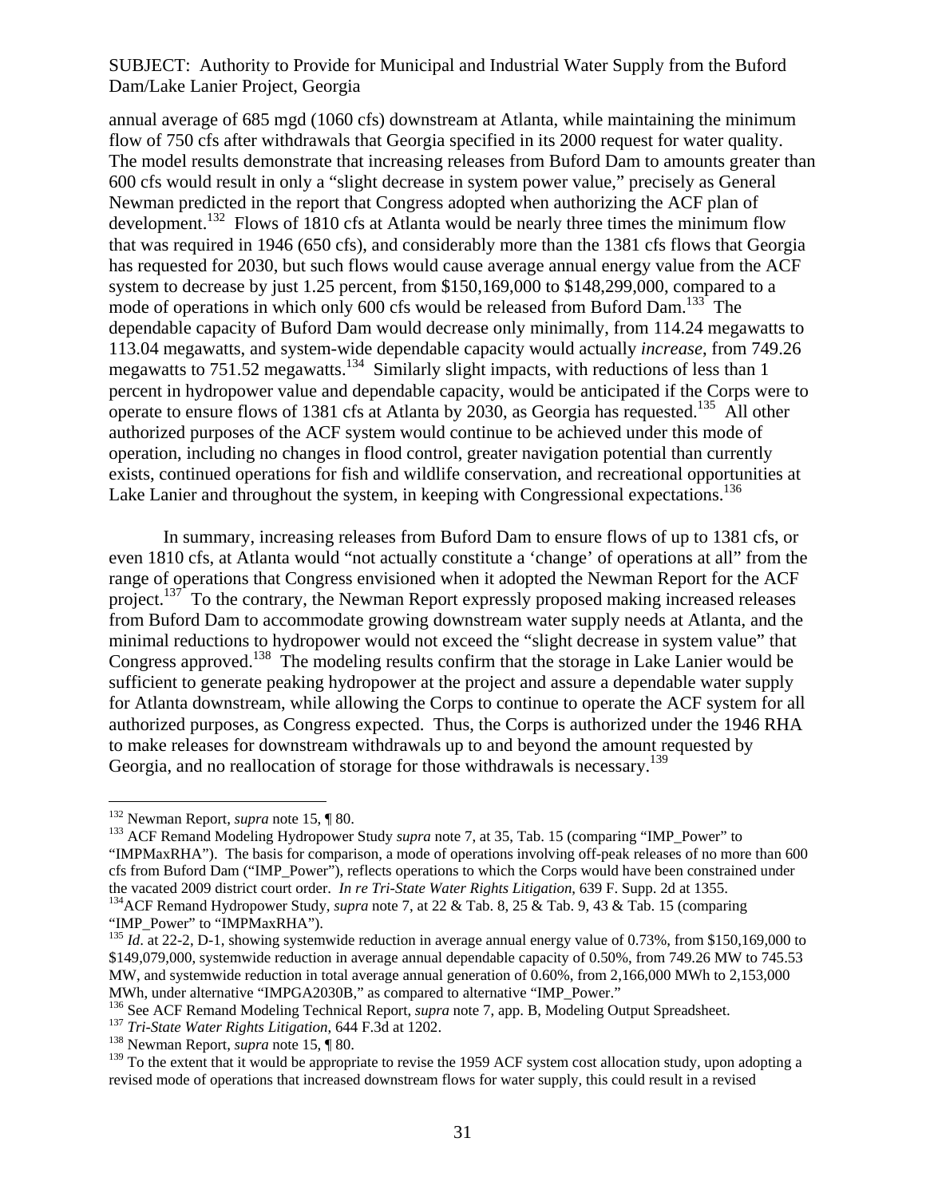annual average of 685 mgd (1060 cfs) downstream at Atlanta, while maintaining the minimum flow of 750 cfs after withdrawals that Georgia specified in its 2000 request for water quality. The model results demonstrate that increasing releases from Buford Dam to amounts greater than 600 cfs would result in only a "slight decrease in system power value," precisely as General Newman predicted in the report that Congress adopted when authorizing the ACF plan of development.[132] Flows of 1810 cfs at Atlanta would be nearly three times the minimum flow that was required in 1946 (650 cfs), and considerably more than the 1381 cfs flows that Georgia has requested for 2030, but such flows would cause average annual energy value from the ACF system to decrease by just 1.25 percent, from $150,169,000 to $148,299,000, compared to a mode of operations in which only 600 cfs would be released from Buford Dam.[133] The dependable capacity of Buford Dam would decrease only minimally, from 114.24 megawatts to 113.04 megawatts, and system-wide dependable capacity would actually *increase*, from 749.26 megawatts to 751.52 megawatts.[134] Similarly slight impacts, with reductions of less than 1 percent in hydropower value and dependable capacity, would be anticipated if the Corps were to operate to ensure flows of 1381 cfs at Atlanta by 2030, as Georgia has requested.[135] All other authorized purposes of the ACF system would continue to be achieved under this mode of operation, including no changes in flood control, greater navigation potential than currently exists, continued operations for fish and wildlife conservation, and recreational opportunities at Lake Lanier and throughout the system, in keeping with Congressional expectations.[136]

In summary, increasing releases from Buford Dam to ensure flows of up to 1381 cfs, or even 1810 cfs, at Atlanta would "not actually constitute a 'change' of operations at all" from the range of operations that Congress envisioned when it adopted the Newman Report for the ACF project.[137] To the contrary, the Newman Report expressly proposed making increased releases from Buford Dam to accommodate growing downstream water supply needs at Atlanta, and the minimal reductions to hydropower would not exceed the "slight decrease in system value" that Congress approved.[138] The modeling results confirm that the storage in Lake Lanier would be sufficient to generate peaking hydropower at the project and assure a dependable water supply for Atlanta downstream, while allowing the Corps to continue to operate the ACF system for all authorized purposes, as Congress expected. Thus, the Corps is authorized under the 1946 RHA to make releases for downstream withdrawals up to and beyond the amount requested by Georgia, and no reallocation of storage for those withdrawals is necessary.[139]

---

[132] Newman Report, *supra* note 15, ¶ 80.

[133] ACF Remand Modeling Hydropower Study *supra* note 7, at 35, Tab. 15 (comparing "IMP_Power" to "IMPMaxRHA"). The basis for comparison, a mode of operations involving off-peak releases of no more than 600 cfs from Buford Dam ("IMP_Power"), reflects operations to which the Corps would have been constrained under the vacated 2009 district court order. *In re Tri-State Water Rights Litigation*, 639 F. Supp. 2d at 1355.

[134] ACF Remand Hydropower Study, *supra* note 7, at 22 & Tab. 8, 25 & Tab. 9, 43 & Tab. 15 (comparing "IMP_Power" to "IMPMaxRHA").

[135] *Id*. at 22-2, D-1, showing systemwide reduction in average annual energy value of 0.73%, from $150,169,000 to $149,079,000, systemwide reduction in average annual dependable capacity of 0.50%, from 749.26 MW to 745.53 MW, and systemwide reduction in total average annual generation of 0.60%, from 2,166,000 MWh to 2,153,000 MWh, under alternative "IMPGA2030B," as compared to alternative "IMP_Power."

[136] See ACF Remand Modeling Technical Report, *supra* note 7, app. B, Modeling Output Spreadsheet.

[137] *Tri-State Water Rights Litigation*, 644 F.3d at 1202.

[138] Newman Report, *supra* note 15, ¶ 80.

[139] To the extent that it would be appropriate to revise the 1959 ACF system cost allocation study, upon adopting a revised mode of operations that increased downstream flows for water supply, this could result in a revised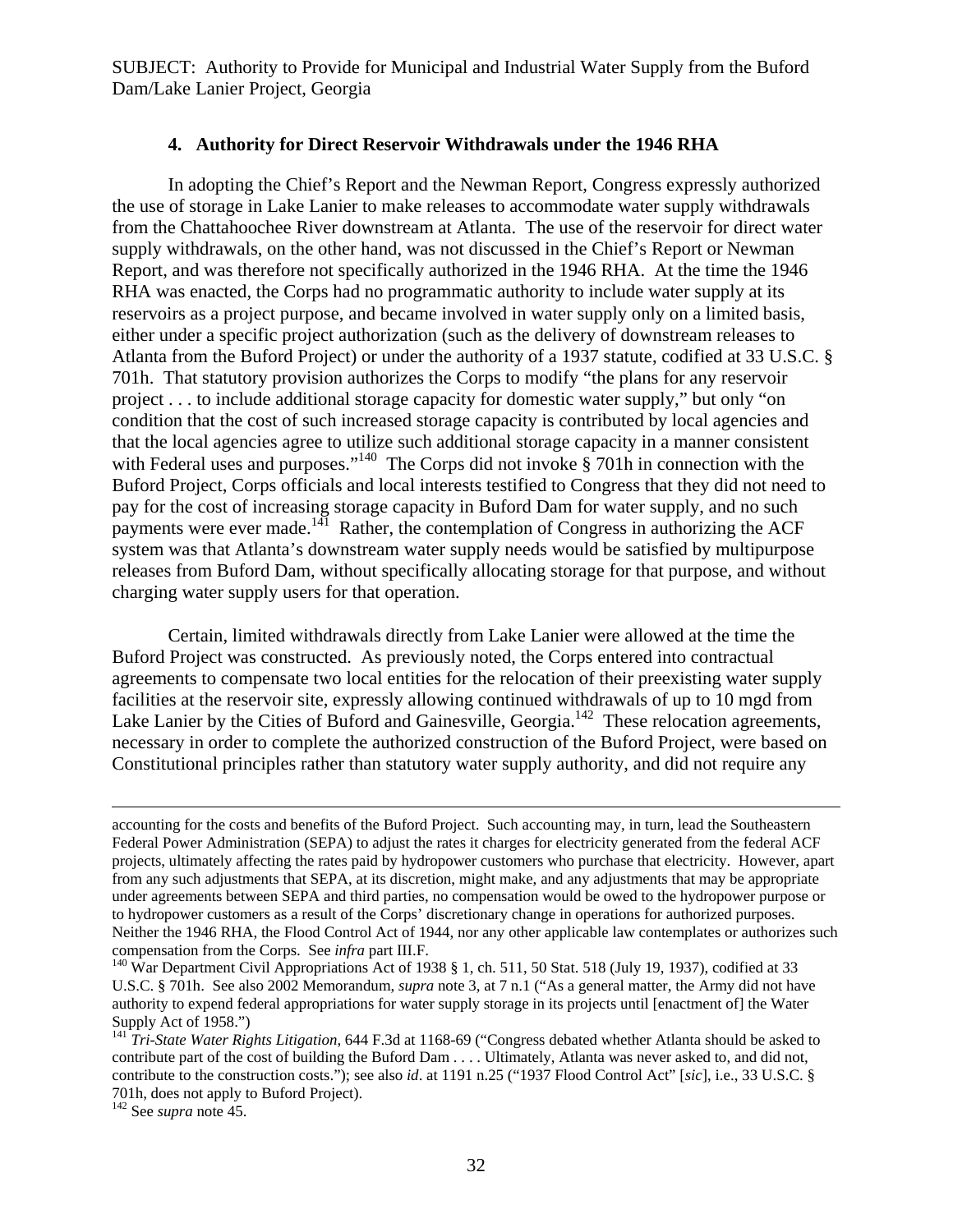SUBJECT: Authority to Provide for Municipal and Industrial Water Supply from the Buford Dam/Lake Lanier Project, Georgia

### 4. Authority for Direct Reservoir Withdrawals under the 1946 RHA

In adopting the Chief's Report and the Newman Report, Congress expressly authorized the use of storage in Lake Lanier to make releases to accommodate water supply withdrawals from the Chattahoochee River downstream at Atlanta. The use of the reservoir for direct water supply withdrawals, on the other hand, was not discussed in the Chief's Report or Newman Report, and was therefore not specifically authorized in the 1946 RHA. At the time the 1946 RHA was enacted, the Corps had no programmatic authority to include water supply at its reservoirs as a project purpose, and became involved in water supply only on a limited basis, either under a specific project authorization (such as the delivery of downstream releases to Atlanta from the Buford Project) or under the authority of a 1937 statute, codified at 33 U.S.C. § 701h. That statutory provision authorizes the Corps to modify "the plans for any reservoir project . . . to include additional storage capacity for domestic water supply," but only "on condition that the cost of such increased storage capacity is contributed by local agencies and that the local agencies agree to utilize such additional storage capacity in a manner consistent with Federal uses and purposes."[140] The Corps did not invoke § 701h in connection with the Buford Project, Corps officials and local interests testified to Congress that they did not need to pay for the cost of increasing storage capacity in Buford Dam for water supply, and no such payments were ever made.[141] Rather, the contemplation of Congress in authorizing the ACF system was that Atlanta's downstream water supply needs would be satisfied by multipurpose releases from Buford Dam, without specifically allocating storage for that purpose, and without charging water supply users for that operation.

Certain, limited withdrawals directly from Lake Lanier were allowed at the time the Buford Project was constructed. As previously noted, the Corps entered into contractual agreements to compensate two local entities for the relocation of their preexisting water supply facilities at the reservoir site, expressly allowing continued withdrawals of up to 10 mgd from Lake Lanier by the Cities of Buford and Gainesville, Georgia.[142] These relocation agreements, necessary in order to complete the authorized construction of the Buford Project, were based on Constitutional principles rather than statutory water supply authority, and did not require any

---

accounting for the costs and benefits of the Buford Project. Such accounting may, in turn, lead the Southeastern Federal Power Administration (SEPA) to adjust the rates it charges for electricity generated from the federal ACF projects, ultimately affecting the rates paid by hydropower customers who purchase that electricity. However, apart from any such adjustments that SEPA, at its discretion, might make, and any adjustments that may be appropriate under agreements between SEPA and third parties, no compensation would be owed to the hydropower purpose or to hydropower customers as a result of the Corps' discretionary change in operations for authorized purposes. Neither the 1946 RHA, the Flood Control Act of 1944, nor any other applicable law contemplates or authorizes such compensation from the Corps. See *infra* part III.F.

[140] War Department Civil Appropriations Act of 1938 § 1, ch. 511, 50 Stat. 518 (July 19, 1937), codified at 33 U.S.C. § 701h. See also 2002 Memorandum, *supra* note 3, at 7 n.1 ("As a general matter, the Army did not have authority to expend federal appropriations for water supply storage in its projects until [enactment of] the Water Supply Act of 1958.")

[141] *Tri-State Water Rights Litigation*, 644 F.3d at 1168-69 ("Congress debated whether Atlanta should be asked to contribute part of the cost of building the Buford Dam . . . . Ultimately, Atlanta was never asked to, and did not, contribute to the construction costs."); see also *id*. at 1191 n.25 ("1937 Flood Control Act" [*sic*], i.e., 33 U.S.C. § 701h, does not apply to Buford Project).

[142] See *supra* note 45.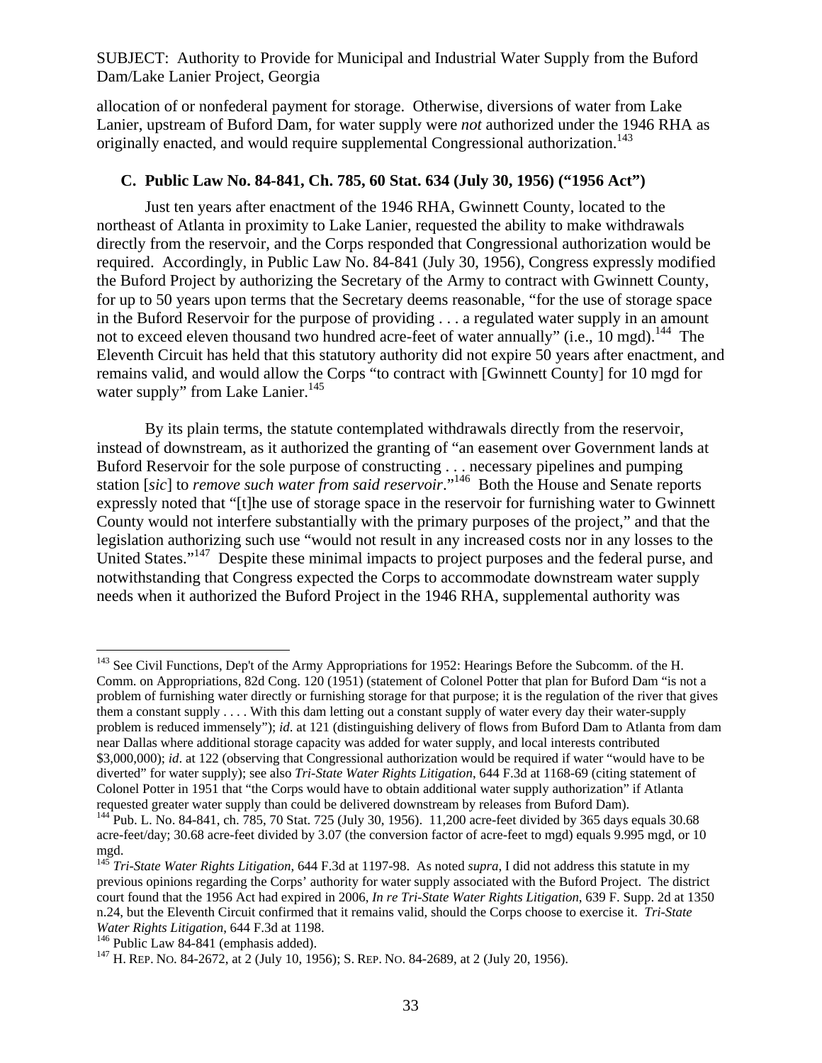allocation of or nonfederal payment for storage. Otherwise, diversions of water from Lake Lanier, upstream of Buford Dam, for water supply were *not* authorized under the 1946 RHA as originally enacted, and would require supplemental Congressional authorization.[143]

### C. Public Law No. 84-841, Ch. 785, 60 Stat. 634 (July 30, 1956) ("1956 Act")

Just ten years after enactment of the 1946 RHA, Gwinnett County, located to the northeast of Atlanta in proximity to Lake Lanier, requested the ability to make withdrawals directly from the reservoir, and the Corps responded that Congressional authorization would be required. Accordingly, in Public Law No. 84-841 (July 30, 1956), Congress expressly modified the Buford Project by authorizing the Secretary of the Army to contract with Gwinnett County, for up to 50 years upon terms that the Secretary deems reasonable, "for the use of storage space in the Buford Reservoir for the purpose of providing . . . a regulated water supply in an amount not to exceed eleven thousand two hundred acre-feet of water annually" (i.e., 10 mgd).[144] The Eleventh Circuit has held that this statutory authority did not expire 50 years after enactment, and remains valid, and would allow the Corps "to contract with [Gwinnett County] for 10 mgd for water supply" from Lake Lanier.[145]

By its plain terms, the statute contemplated withdrawals directly from the reservoir, instead of downstream, as it authorized the granting of "an easement over Government lands at Buford Reservoir for the sole purpose of constructing . . . necessary pipelines and pumping station [*sic*] to *remove such water from said reservoir*."[146] Both the House and Senate reports expressly noted that "[t]he use of storage space in the reservoir for furnishing water to Gwinnett County would not interfere substantially with the primary purposes of the project," and that the legislation authorizing such use "would not result in any increased costs nor in any losses to the United States."[147] Despite these minimal impacts to project purposes and the federal purse, and notwithstanding that Congress expected the Corps to accommodate downstream water supply needs when it authorized the Buford Project in the 1946 RHA, supplemental authority was

---

[143] See Civil Functions, Dep't of the Army Appropriations for 1952: Hearings Before the Subcomm. of the H. Comm. on Appropriations, 82d Cong. 120 (1951) (statement of Colonel Potter that plan for Buford Dam "is not a problem of furnishing water directly or furnishing storage for that purpose; it is the regulation of the river that gives them a constant supply . . . . With this dam letting out a constant supply of water every day their water-supply problem is reduced immensely"); *id*. at 121 (distinguishing delivery of flows from Buford Dam to Atlanta from dam near Dallas where additional storage capacity was added for water supply, and local interests contributed \$3,000,000); *id*. at 122 (observing that Congressional authorization would be required if water "would have to be diverted" for water supply); see also *Tri-State Water Rights Litigation*, 644 F.3d at 1168-69 (citing statement of Colonel Potter in 1951 that "the Corps would have to obtain additional water supply authorization" if Atlanta requested greater water supply than could be delivered downstream by releases from Buford Dam).

[144] Pub. L. No. 84-841, ch. 785, 70 Stat. 725 (July 30, 1956). 11,200 acre-feet divided by 365 days equals 30.68 acre-feet/day; 30.68 acre-feet divided by 3.07 (the conversion factor of acre-feet to mgd) equals 9.995 mgd, or 10 mgd.

[145] *Tri-State Water Rights Litigation*, 644 F.3d at 1197-98. As noted *supra*, I did not address this statute in my previous opinions regarding the Corps' authority for water supply associated with the Buford Project. The district court found that the 1956 Act had expired in 2006, *In re Tri-State Water Rights Litigation*, 639 F. Supp. 2d at 1350 n.24, but the Eleventh Circuit confirmed that it remains valid, should the Corps choose to exercise it. *Tri-State Water Rights Litigation*, 644 F.3d at 1198.

[146] Public Law 84-841 (emphasis added).

[147] H. REP. NO. 84-2672, at 2 (July 10, 1956); S. REP. NO. 84-2689, at 2 (July 20, 1956).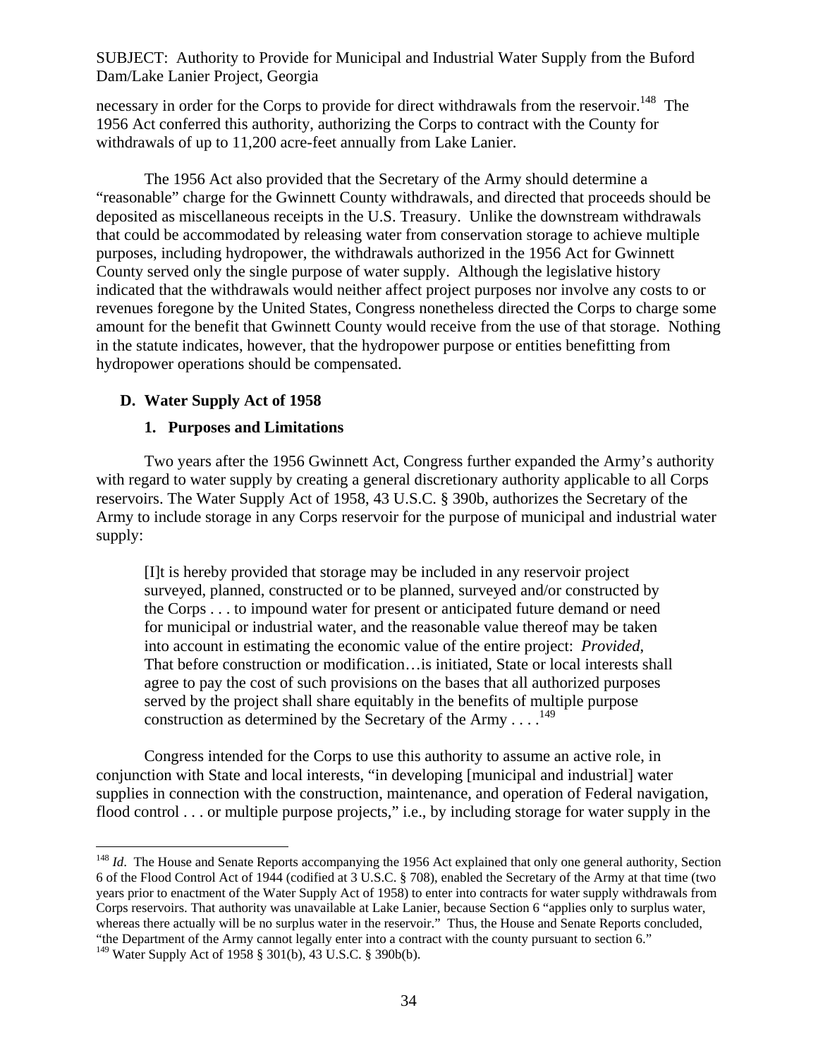necessary in order for the Corps to provide for direct withdrawals from the reservoir.[148] The 1956 Act conferred this authority, authorizing the Corps to contract with the County for withdrawals of up to 11,200 acre-feet annually from Lake Lanier.

The 1956 Act also provided that the Secretary of the Army should determine a "reasonable" charge for the Gwinnett County withdrawals, and directed that proceeds should be deposited as miscellaneous receipts in the U.S. Treasury. Unlike the downstream withdrawals that could be accommodated by releasing water from conservation storage to achieve multiple purposes, including hydropower, the withdrawals authorized in the 1956 Act for Gwinnett County served only the single purpose of water supply. Although the legislative history indicated that the withdrawals would neither affect project purposes nor involve any costs to or revenues foregone by the United States, Congress nonetheless directed the Corps to charge some amount for the benefit that Gwinnett County would receive from the use of that storage. Nothing in the statute indicates, however, that the hydropower purpose or entities benefitting from hydropower operations should be compensated.

## D. Water Supply Act of 1958

### 1. Purposes and Limitations

Two years after the 1956 Gwinnett Act, Congress further expanded the Army's authority with regard to water supply by creating a general discretionary authority applicable to all Corps reservoirs. The Water Supply Act of 1958, 43 U.S.C. § 390b, authorizes the Secretary of the Army to include storage in any Corps reservoir for the purpose of municipal and industrial water supply:

> [I]t is hereby provided that storage may be included in any reservoir project surveyed, planned, constructed or to be planned, surveyed and/or constructed by the Corps . . . to impound water for present or anticipated future demand or need for municipal or industrial water, and the reasonable value thereof may be taken into account in estimating the economic value of the entire project: *Provided*, That before construction or modification…is initiated, State or local interests shall agree to pay the cost of such provisions on the bases that all authorized purposes served by the project shall share equitably in the benefits of multiple purpose construction as determined by the Secretary of the Army . . . .[149]

Congress intended for the Corps to use this authority to assume an active role, in conjunction with State and local interests, "in developing [municipal and industrial] water supplies in connection with the construction, maintenance, and operation of Federal navigation, flood control . . . or multiple purpose projects," i.e., by including storage for water supply in the

---

[148] *Id*. The House and Senate Reports accompanying the 1956 Act explained that only one general authority, Section 6 of the Flood Control Act of 1944 (codified at 3 U.S.C. § 708), enabled the Secretary of the Army at that time (two years prior to enactment of the Water Supply Act of 1958) to enter into contracts for water supply withdrawals from Corps reservoirs. That authority was unavailable at Lake Lanier, because Section 6 "applies only to surplus water, whereas there actually will be no surplus water in the reservoir." Thus, the House and Senate Reports concluded, "the Department of the Army cannot legally enter into a contract with the county pursuant to section 6."

[149] Water Supply Act of 1958 § 301(b), 43 U.S.C. § 390b(b).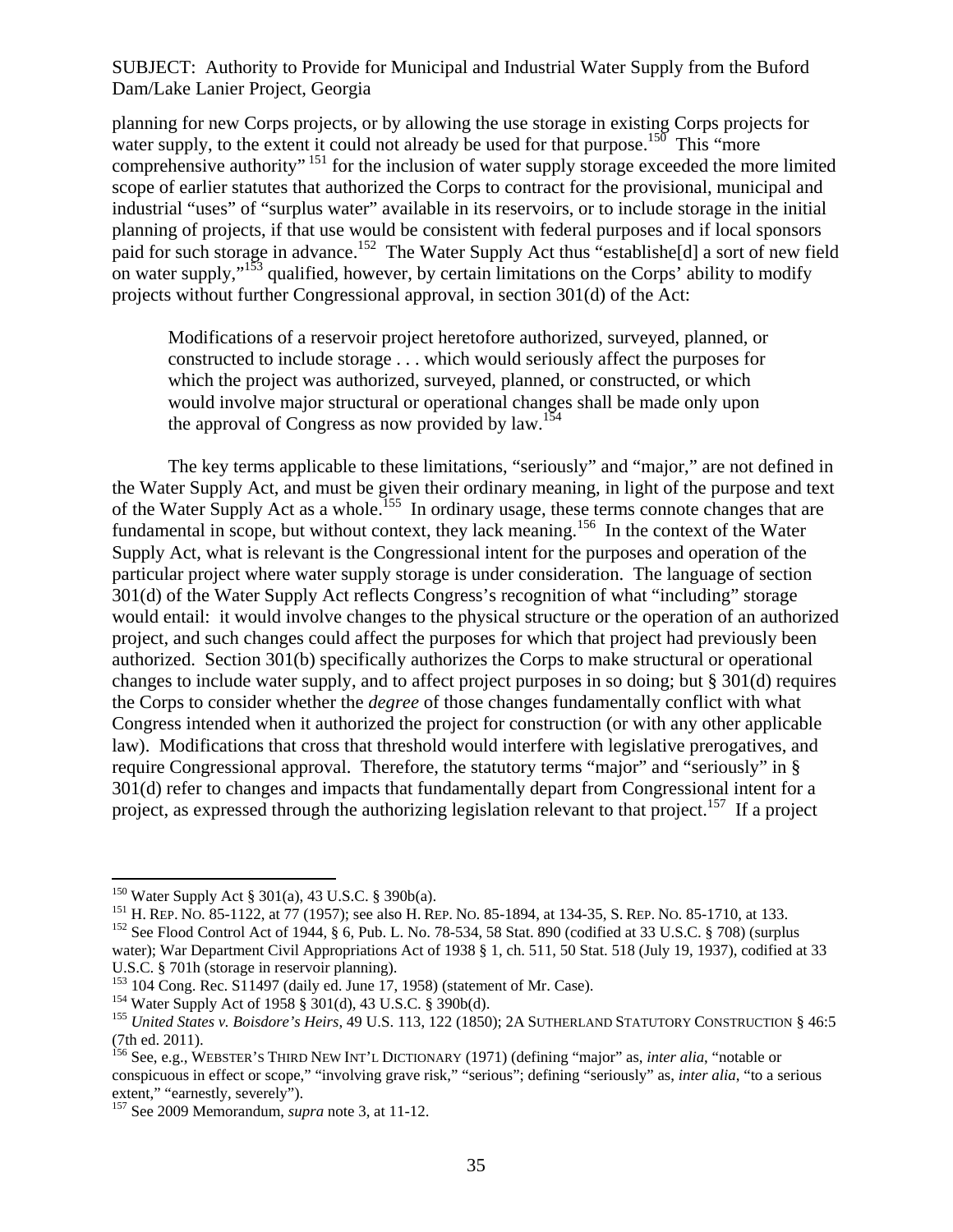planning for new Corps projects, or by allowing the use storage in existing Corps projects for water supply, to the extent it could not already be used for that purpose.[150] This "more comprehensive authority" [151] for the inclusion of water supply storage exceeded the more limited scope of earlier statutes that authorized the Corps to contract for the provisional, municipal and industrial "uses" of "surplus water" available in its reservoirs, or to include storage in the initial planning of projects, if that use would be consistent with federal purposes and if local sponsors paid for such storage in advance.[152] The Water Supply Act thus "establishe[d] a sort of new field on water supply,"[153] qualified, however, by certain limitations on the Corps' ability to modify projects without further Congressional approval, in section 301(d) of the Act:

> Modifications of a reservoir project heretofore authorized, surveyed, planned, or constructed to include storage . . . which would seriously affect the purposes for which the project was authorized, surveyed, planned, or constructed, or which would involve major structural or operational changes shall be made only upon the approval of Congress as now provided by law.[154]

The key terms applicable to these limitations, "seriously" and "major," are not defined in the Water Supply Act, and must be given their ordinary meaning, in light of the purpose and text of the Water Supply Act as a whole.[155] In ordinary usage, these terms connote changes that are fundamental in scope, but without context, they lack meaning.[156] In the context of the Water Supply Act, what is relevant is the Congressional intent for the purposes and operation of the particular project where water supply storage is under consideration. The language of section 301(d) of the Water Supply Act reflects Congress's recognition of what "including" storage would entail: it would involve changes to the physical structure or the operation of an authorized project, and such changes could affect the purposes for which that project had previously been authorized. Section 301(b) specifically authorizes the Corps to make structural or operational changes to include water supply, and to affect project purposes in so doing; but § 301(d) requires the Corps to consider whether the *degree* of those changes fundamentally conflict with what Congress intended when it authorized the project for construction (or with any other applicable law). Modifications that cross that threshold would interfere with legislative prerogatives, and require Congressional approval. Therefore, the statutory terms "major" and "seriously" in § 301(d) refer to changes and impacts that fundamentally depart from Congressional intent for a project, as expressed through the authorizing legislation relevant to that project.[157] If a project

---

[150] Water Supply Act § 301(a), 43 U.S.C. § 390b(a).

[151] H. Rep. No. 85-1122, at 77 (1957); see also H. Rep. No. 85-1894, at 134-35, S. Rep. No. 85-1710, at 133.

[152] See Flood Control Act of 1944, § 6, Pub. L. No. 78-534, 58 Stat. 890 (codified at 33 U.S.C. § 708) (surplus water); War Department Civil Appropriations Act of 1938 § 1, ch. 511, 50 Stat. 518 (July 19, 1937), codified at 33 U.S.C. § 701h (storage in reservoir planning).

[153] 104 Cong. Rec. S11497 (daily ed. June 17, 1958) (statement of Mr. Case).

[154] Water Supply Act of 1958 § 301(d), 43 U.S.C. § 390b(d).

[155] *United States v. Boisdore's Heirs*, 49 U.S. 113, 122 (1850); 2A Sutherland Statutory Construction § 46:5 (7th ed. 2011).

[156] See, e.g., Webster's Third New Int'l Dictionary (1971) (defining "major" as, *inter alia*, "notable or conspicuous in effect or scope," "involving grave risk," "serious"; defining "seriously" as, *inter alia*, "to a serious extent," "earnestly, severely").

[157] See 2009 Memorandum, *supra* note 3, at 11-12.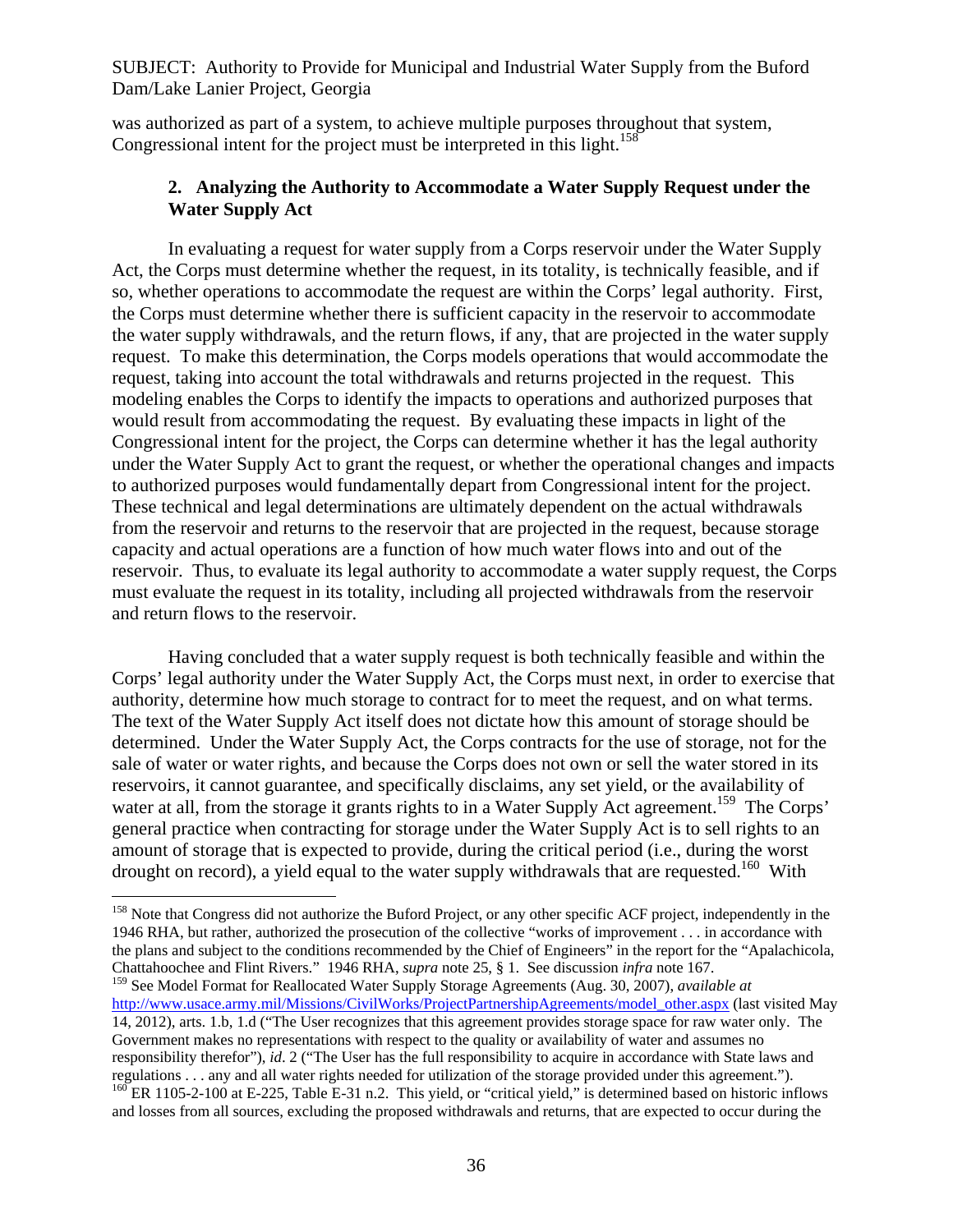was authorized as part of a system, to achieve multiple purposes throughout that system, Congressional intent for the project must be interpreted in this light.[158]

### 2. Analyzing the Authority to Accommodate a Water Supply Request under the Water Supply Act

In evaluating a request for water supply from a Corps reservoir under the Water Supply Act, the Corps must determine whether the request, in its totality, is technically feasible, and if so, whether operations to accommodate the request are within the Corps' legal authority. First, the Corps must determine whether there is sufficient capacity in the reservoir to accommodate the water supply withdrawals, and the return flows, if any, that are projected in the water supply request. To make this determination, the Corps models operations that would accommodate the request, taking into account the total withdrawals and returns projected in the request. This modeling enables the Corps to identify the impacts to operations and authorized purposes that would result from accommodating the request. By evaluating these impacts in light of the Congressional intent for the project, the Corps can determine whether it has the legal authority under the Water Supply Act to grant the request, or whether the operational changes and impacts to authorized purposes would fundamentally depart from Congressional intent for the project. These technical and legal determinations are ultimately dependent on the actual withdrawals from the reservoir and returns to the reservoir that are projected in the request, because storage capacity and actual operations are a function of how much water flows into and out of the reservoir. Thus, to evaluate its legal authority to accommodate a water supply request, the Corps must evaluate the request in its totality, including all projected withdrawals from the reservoir and return flows to the reservoir.

Having concluded that a water supply request is both technically feasible and within the Corps' legal authority under the Water Supply Act, the Corps must next, in order to exercise that authority, determine how much storage to contract for to meet the request, and on what terms. The text of the Water Supply Act itself does not dictate how this amount of storage should be determined. Under the Water Supply Act, the Corps contracts for the use of storage, not for the sale of water or water rights, and because the Corps does not own or sell the water stored in its reservoirs, it cannot guarantee, and specifically disclaims, any set yield, or the availability of water at all, from the storage it grants rights to in a Water Supply Act agreement.[159] The Corps' general practice when contracting for storage under the Water Supply Act is to sell rights to an amount of storage that is expected to provide, during the critical period (i.e., during the worst drought on record), a yield equal to the water supply withdrawals that are requested.[160] With

---

[158] Note that Congress did not authorize the Buford Project, or any other specific ACF project, independently in the 1946 RHA, but rather, authorized the prosecution of the collective "works of improvement . . . in accordance with the plans and subject to the conditions recommended by the Chief of Engineers" in the report for the "Apalachicola, Chattahoochee and Flint Rivers." 1946 RHA, *supra* note 25, § 1. See discussion *infra* note 167.

[159] See Model Format for Reallocated Water Supply Storage Agreements (Aug. 30, 2007), *available at* http://www.usace.army.mil/Missions/CivilWorks/ProjectPartnershipAgreements/model_other.aspx (last visited May 14, 2012), arts. 1.b, 1.d ("The User recognizes that this agreement provides storage space for raw water only. The Government makes no representations with respect to the quality or availability of water and assumes no responsibility therefor"), *id*. 2 ("The User has the full responsibility to acquire in accordance with State laws and regulations . . . any and all water rights needed for utilization of the storage provided under this agreement.").

[160] ER 1105-2-100 at E-225, Table E-31 n.2. This yield, or "critical yield," is determined based on historic inflows and losses from all sources, excluding the proposed withdrawals and returns, that are expected to occur during the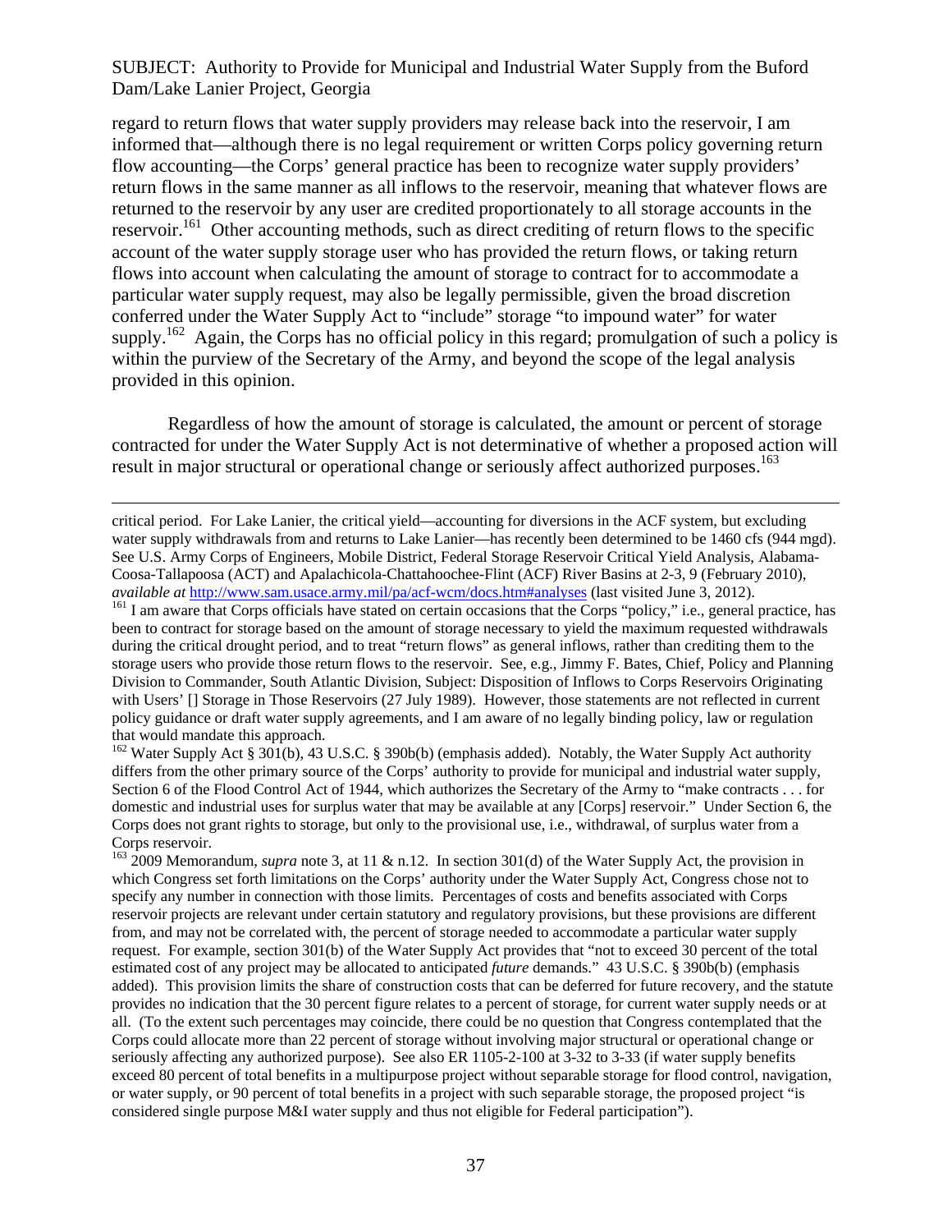regard to return flows that water supply providers may release back into the reservoir, I am informed that—although there is no legal requirement or written Corps policy governing return flow accounting—the Corps' general practice has been to recognize water supply providers' return flows in the same manner as all inflows to the reservoir, meaning that whatever flows are returned to the reservoir by any user are credited proportionately to all storage accounts in the reservoir.[161] Other accounting methods, such as direct crediting of return flows to the specific account of the water supply storage user who has provided the return flows, or taking return flows into account when calculating the amount of storage to contract for to accommodate a particular water supply request, may also be legally permissible, given the broad discretion conferred under the Water Supply Act to "include" storage "to impound water" for water supply.[162] Again, the Corps has no official policy in this regard; promulgation of such a policy is within the purview of the Secretary of the Army, and beyond the scope of the legal analysis provided in this opinion.

Regardless of how the amount of storage is calculated, the amount or percent of storage contracted for under the Water Supply Act is not determinative of whether a proposed action will result in major structural or operational change or seriously affect authorized purposes.[163]

---

critical period. For Lake Lanier, the critical yield—accounting for diversions in the ACF system, but excluding water supply withdrawals from and returns to Lake Lanier—has recently been determined to be 1460 cfs (944 mgd). See U.S. Army Corps of Engineers, Mobile District, Federal Storage Reservoir Critical Yield Analysis, Alabama-Coosa-Tallapoosa (ACT) and Apalachicola-Chattahoochee-Flint (ACF) River Basins at 2-3, 9 (February 2010), *available at* http://www.sam.usace.army.mil/pa/acf-wcm/docs.htm#analyses (last visited June 3, 2012).

[161] I am aware that Corps officials have stated on certain occasions that the Corps "policy," i.e., general practice, has been to contract for storage based on the amount of storage necessary to yield the maximum requested withdrawals during the critical drought period, and to treat "return flows" as general inflows, rather than crediting them to the storage users who provide those return flows to the reservoir. See, e.g., Jimmy F. Bates, Chief, Policy and Planning Division to Commander, South Atlantic Division, Subject: Disposition of Inflows to Corps Reservoirs Originating with Users' [] Storage in Those Reservoirs (27 July 1989). However, those statements are not reflected in current policy guidance or draft water supply agreements, and I am aware of no legally binding policy, law or regulation that would mandate this approach.

[162] Water Supply Act § 301(b), 43 U.S.C. § 390b(b) (emphasis added). Notably, the Water Supply Act authority differs from the other primary source of the Corps' authority to provide for municipal and industrial water supply, Section 6 of the Flood Control Act of 1944, which authorizes the Secretary of the Army to "make contracts . . . for domestic and industrial uses for surplus water that may be available at any [Corps] reservoir." Under Section 6, the Corps does not grant rights to storage, but only to the provisional use, i.e., withdrawal, of surplus water from a Corps reservoir.

[163] 2009 Memorandum, *supra* note 3, at 11 & n.12. In section 301(d) of the Water Supply Act, the provision in which Congress set forth limitations on the Corps' authority under the Water Supply Act, Congress chose not to specify any number in connection with those limits. Percentages of costs and benefits associated with Corps reservoir projects are relevant under certain statutory and regulatory provisions, but these provisions are different from, and may not be correlated with, the percent of storage needed to accommodate a particular water supply request. For example, section 301(b) of the Water Supply Act provides that "not to exceed 30 percent of the total estimated cost of any project may be allocated to anticipated *future* demands." 43 U.S.C. § 390b(b) (emphasis added). This provision limits the share of construction costs that can be deferred for future recovery, and the statute provides no indication that the 30 percent figure relates to a percent of storage, for current water supply needs or at all. (To the extent such percentages may coincide, there could be no question that Congress contemplated that the Corps could allocate more than 22 percent of storage without involving major structural or operational change or seriously affecting any authorized purpose). See also ER 1105-2-100 at 3-32 to 3-33 (if water supply benefits exceed 80 percent of total benefits in a multipurpose project without separable storage for flood control, navigation, or water supply, or 90 percent of total benefits in a project with such separable storage, the proposed project "is considered single purpose M&I water supply and thus not eligible for Federal participation").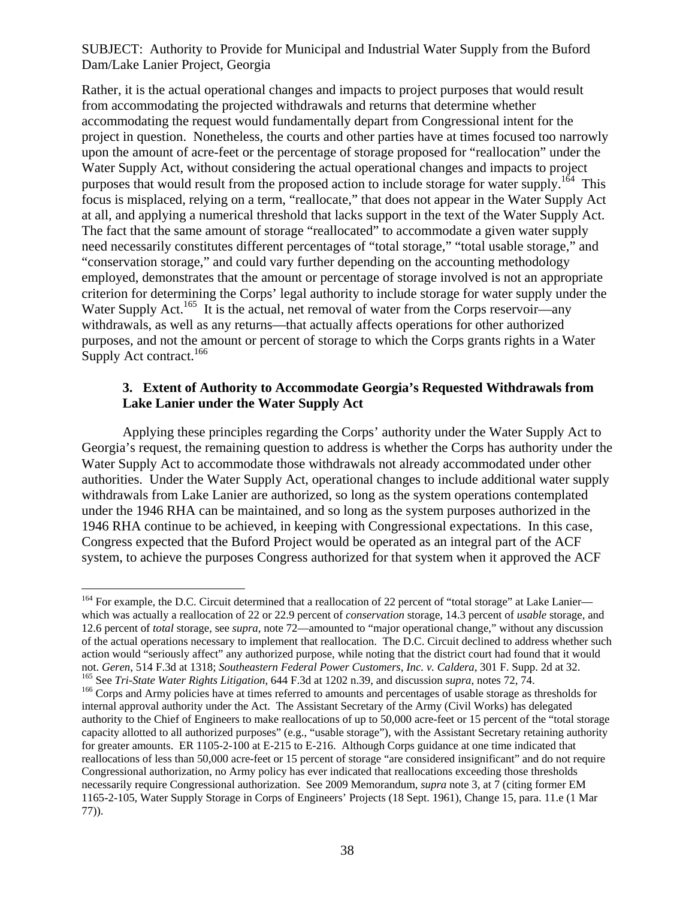Rather, it is the actual operational changes and impacts to project purposes that would result from accommodating the projected withdrawals and returns that determine whether accommodating the request would fundamentally depart from Congressional intent for the project in question. Nonetheless, the courts and other parties have at times focused too narrowly upon the amount of acre-feet or the percentage of storage proposed for "reallocation" under the Water Supply Act, without considering the actual operational changes and impacts to project purposes that would result from the proposed action to include storage for water supply.[164] This focus is misplaced, relying on a term, "reallocate," that does not appear in the Water Supply Act at all, and applying a numerical threshold that lacks support in the text of the Water Supply Act. The fact that the same amount of storage "reallocated" to accommodate a given water supply need necessarily constitutes different percentages of "total storage," "total usable storage," and "conservation storage," and could vary further depending on the accounting methodology employed, demonstrates that the amount or percentage of storage involved is not an appropriate criterion for determining the Corps' legal authority to include storage for water supply under the Water Supply Act.[165] It is the actual, net removal of water from the Corps reservoir—any withdrawals, as well as any returns—that actually affects operations for other authorized purposes, and not the amount or percent of storage to which the Corps grants rights in a Water Supply Act contract.[166]

### 3. Extent of Authority to Accommodate Georgia's Requested Withdrawals from Lake Lanier under the Water Supply Act

Applying these principles regarding the Corps' authority under the Water Supply Act to Georgia's request, the remaining question to address is whether the Corps has authority under the Water Supply Act to accommodate those withdrawals not already accommodated under other authorities. Under the Water Supply Act, operational changes to include additional water supply withdrawals from Lake Lanier are authorized, so long as the system operations contemplated under the 1946 RHA can be maintained, and so long as the system purposes authorized in the 1946 RHA continue to be achieved, in keeping with Congressional expectations. In this case, Congress expected that the Buford Project would be operated as an integral part of the ACF system, to achieve the purposes Congress authorized for that system when it approved the ACF

---

[164] For example, the D.C. Circuit determined that a reallocation of 22 percent of "total storage" at Lake Lanier—which was actually a reallocation of 22 or 22.9 percent of *conservation* storage, 14.3 percent of *usable* storage, and 12.6 percent of *total* storage, see *supra*, note 72—amounted to "major operational change," without any discussion of the actual operations necessary to implement that reallocation. The D.C. Circuit declined to address whether such action would "seriously affect" any authorized purpose, while noting that the district court had found that it would not. *Geren*, 514 F.3d at 1318; *Southeastern Federal Power Customers, Inc. v. Caldera*, 301 F. Supp. 2d at 32.

[165] See *Tri-State Water Rights Litigation*, 644 F.3d at 1202 n.39, and discussion *supra*, notes 72, 74.

[166] Corps and Army policies have at times referred to amounts and percentages of usable storage as thresholds for internal approval authority under the Act. The Assistant Secretary of the Army (Civil Works) has delegated authority to the Chief of Engineers to make reallocations of up to 50,000 acre-feet or 15 percent of the "total storage capacity allotted to all authorized purposes" (e.g., "usable storage"), with the Assistant Secretary retaining authority for greater amounts. ER 1105-2-100 at E-215 to E-216. Although Corps guidance at one time indicated that reallocations of less than 50,000 acre-feet or 15 percent of storage "are considered insignificant" and do not require Congressional authorization, no Army policy has ever indicated that reallocations exceeding those thresholds necessarily require Congressional authorization. See 2009 Memorandum, *supra* note 3, at 7 (citing former EM 1165-2-105, Water Supply Storage in Corps of Engineers' Projects (18 Sept. 1961), Change 15, para. 11.e (1 Mar 77)).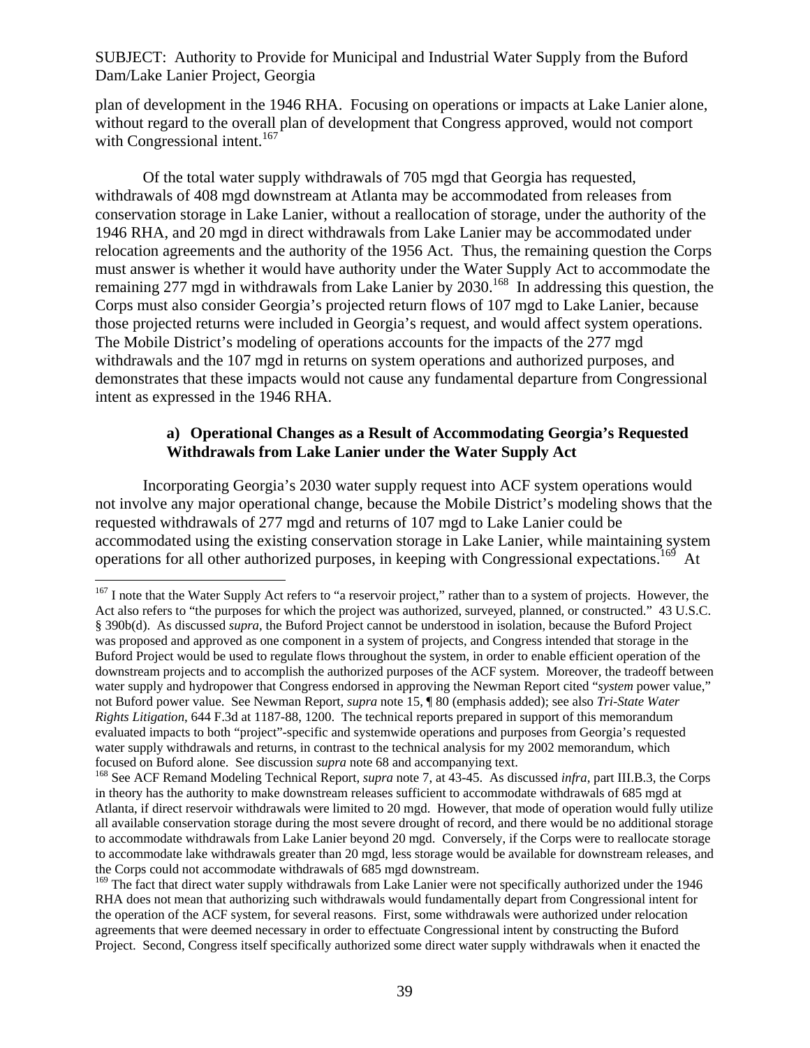plan of development in the 1946 RHA. Focusing on operations or impacts at Lake Lanier alone, without regard to the overall plan of development that Congress approved, would not comport with Congressional intent.[167]

Of the total water supply withdrawals of 705 mgd that Georgia has requested, withdrawals of 408 mgd downstream at Atlanta may be accommodated from releases from conservation storage in Lake Lanier, without a reallocation of storage, under the authority of the 1946 RHA, and 20 mgd in direct withdrawals from Lake Lanier may be accommodated under relocation agreements and the authority of the 1956 Act. Thus, the remaining question the Corps must answer is whether it would have authority under the Water Supply Act to accommodate the remaining 277 mgd in withdrawals from Lake Lanier by 2030.[168] In addressing this question, the Corps must also consider Georgia's projected return flows of 107 mgd to Lake Lanier, because those projected returns were included in Georgia's request, and would affect system operations. The Mobile District's modeling of operations accounts for the impacts of the 277 mgd withdrawals and the 107 mgd in returns on system operations and authorized purposes, and demonstrates that these impacts would not cause any fundamental departure from Congressional intent as expressed in the 1946 RHA.

**a) Operational Changes as a Result of Accommodating Georgia's Requested Withdrawals from Lake Lanier under the Water Supply Act**

Incorporating Georgia's 2030 water supply request into ACF system operations would not involve any major operational change, because the Mobile District's modeling shows that the requested withdrawals of 277 mgd and returns of 107 mgd to Lake Lanier could be accommodated using the existing conservation storage in Lake Lanier, while maintaining system operations for all other authorized purposes, in keeping with Congressional expectations.[169] At

---

[167] I note that the Water Supply Act refers to "a reservoir project," rather than to a system of projects. However, the Act also refers to "the purposes for which the project was authorized, surveyed, planned, or constructed." 43 U.S.C. § 390b(d). As discussed *supra*, the Buford Project cannot be understood in isolation, because the Buford Project was proposed and approved as one component in a system of projects, and Congress intended that storage in the Buford Project would be used to regulate flows throughout the system, in order to enable efficient operation of the downstream projects and to accomplish the authorized purposes of the ACF system. Moreover, the tradeoff between water supply and hydropower that Congress endorsed in approving the Newman Report cited "*system* power value," not Buford power value. See Newman Report, *supra* note 15, ¶ 80 (emphasis added); see also *Tri-State Water Rights Litigation*, 644 F.3d at 1187-88, 1200. The technical reports prepared in support of this memorandum evaluated impacts to both "project"-specific and systemwide operations and purposes from Georgia's requested water supply withdrawals and returns, in contrast to the technical analysis for my 2002 memorandum, which focused on Buford alone. See discussion *supra* note 68 and accompanying text.

[168] See ACF Remand Modeling Technical Report, *supra* note 7, at 43-45. As discussed *infra*, part III.B.3, the Corps in theory has the authority to make downstream releases sufficient to accommodate withdrawals of 685 mgd at Atlanta, if direct reservoir withdrawals were limited to 20 mgd. However, that mode of operation would fully utilize all available conservation storage during the most severe drought of record, and there would be no additional storage to accommodate withdrawals from Lake Lanier beyond 20 mgd. Conversely, if the Corps were to reallocate storage to accommodate lake withdrawals greater than 20 mgd, less storage would be available for downstream releases, and the Corps could not accommodate withdrawals of 685 mgd downstream.

[169] The fact that direct water supply withdrawals from Lake Lanier were not specifically authorized under the 1946 RHA does not mean that authorizing such withdrawals would fundamentally depart from Congressional intent for the operation of the ACF system, for several reasons. First, some withdrawals were authorized under relocation agreements that were deemed necessary in order to effectuate Congressional intent by constructing the Buford Project. Second, Congress itself specifically authorized some direct water supply withdrawals when it enacted the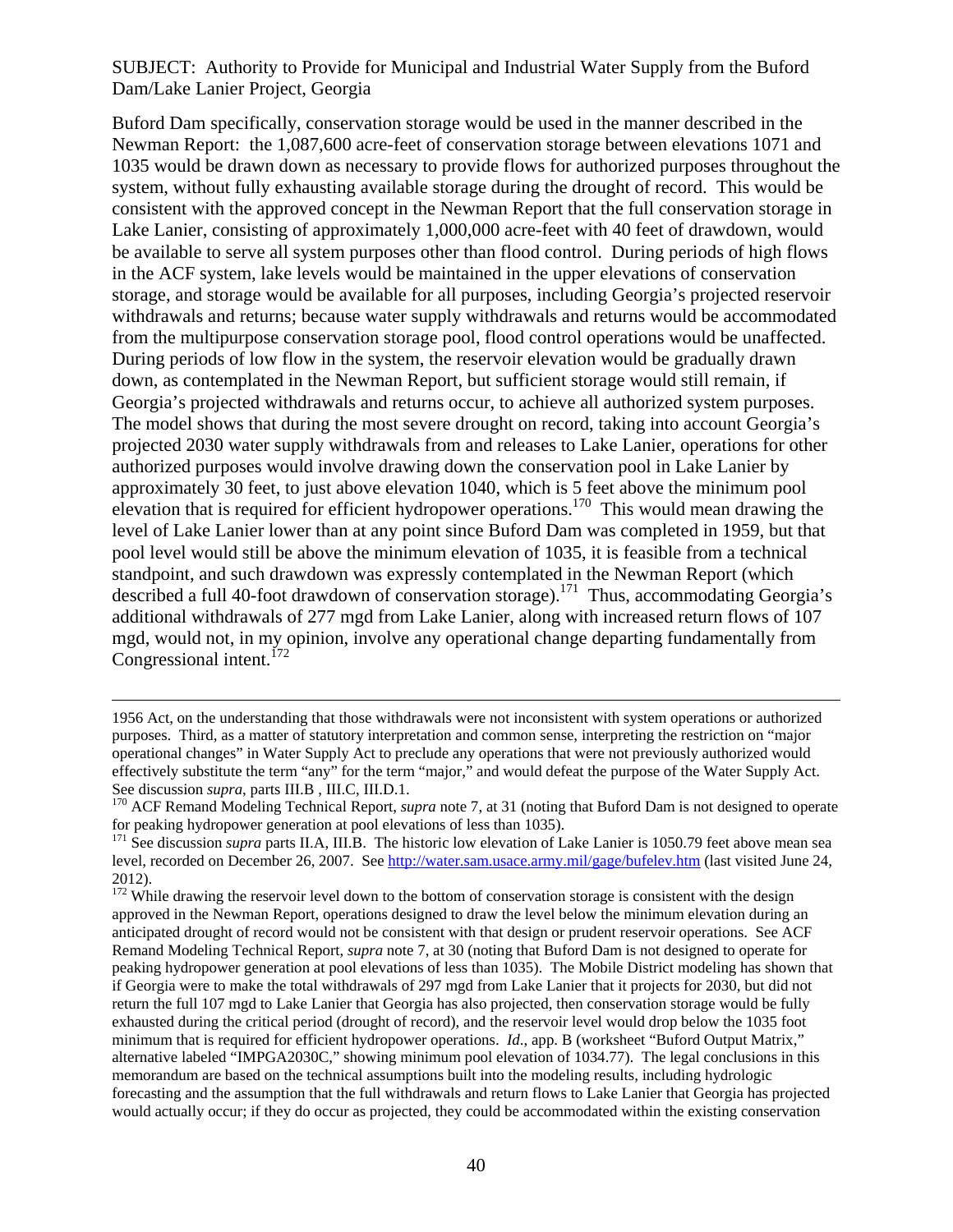Buford Dam specifically, conservation storage would be used in the manner described in the Newman Report: the 1,087,600 acre-feet of conservation storage between elevations 1071 and 1035 would be drawn down as necessary to provide flows for authorized purposes throughout the system, without fully exhausting available storage during the drought of record. This would be consistent with the approved concept in the Newman Report that the full conservation storage in Lake Lanier, consisting of approximately 1,000,000 acre-feet with 40 feet of drawdown, would be available to serve all system purposes other than flood control. During periods of high flows in the ACF system, lake levels would be maintained in the upper elevations of conservation storage, and storage would be available for all purposes, including Georgia's projected reservoir withdrawals and returns; because water supply withdrawals and returns would be accommodated from the multipurpose conservation storage pool, flood control operations would be unaffected. During periods of low flow in the system, the reservoir elevation would be gradually drawn down, as contemplated in the Newman Report, but sufficient storage would still remain, if Georgia's projected withdrawals and returns occur, to achieve all authorized system purposes. The model shows that during the most severe drought on record, taking into account Georgia's projected 2030 water supply withdrawals from and releases to Lake Lanier, operations for other authorized purposes would involve drawing down the conservation pool in Lake Lanier by approximately 30 feet, to just above elevation 1040, which is 5 feet above the minimum pool elevation that is required for efficient hydropower operations.[170] This would mean drawing the level of Lake Lanier lower than at any point since Buford Dam was completed in 1959, but that pool level would still be above the minimum elevation of 1035, it is feasible from a technical standpoint, and such drawdown was expressly contemplated in the Newman Report (which described a full 40-foot drawdown of conservation storage).[171] Thus, accommodating Georgia's additional withdrawals of 277 mgd from Lake Lanier, along with increased return flows of 107 mgd, would not, in my opinion, involve any operational change departing fundamentally from Congressional intent.[172]

---

1956 Act, on the understanding that those withdrawals were not inconsistent with system operations or authorized purposes. Third, as a matter of statutory interpretation and common sense, interpreting the restriction on "major operational changes" in Water Supply Act to preclude any operations that were not previously authorized would effectively substitute the term "any" for the term "major," and would defeat the purpose of the Water Supply Act. See discussion *supra*, parts III.B , III.C, III.D.1.

[170] ACF Remand Modeling Technical Report, *supra* note 7, at 31 (noting that Buford Dam is not designed to operate for peaking hydropower generation at pool elevations of less than 1035).

[171] See discussion *supra* parts II.A, III.B. The historic low elevation of Lake Lanier is 1050.79 feet above mean sea level, recorded on December 26, 2007. See http://water.sam.usace.army.mil/gage/bufelev.htm (last visited June 24, 2012).

[172] While drawing the reservoir level down to the bottom of conservation storage is consistent with the design approved in the Newman Report, operations designed to draw the level below the minimum elevation during an anticipated drought of record would not be consistent with that design or prudent reservoir operations. See ACF Remand Modeling Technical Report, *supra* note 7, at 30 (noting that Buford Dam is not designed to operate for peaking hydropower generation at pool elevations of less than 1035). The Mobile District modeling has shown that if Georgia were to make the total withdrawals of 297 mgd from Lake Lanier that it projects for 2030, but did not return the full 107 mgd to Lake Lanier that Georgia has also projected, then conservation storage would be fully exhausted during the critical period (drought of record), and the reservoir level would drop below the 1035 foot minimum that is required for efficient hydropower operations. *Id*., app. B (worksheet "Buford Output Matrix," alternative labeled "IMPGA2030C," showing minimum pool elevation of 1034.77). The legal conclusions in this memorandum are based on the technical assumptions built into the modeling results, including hydrologic forecasting and the assumption that the full withdrawals and return flows to Lake Lanier that Georgia has projected would actually occur; if they do occur as projected, they could be accommodated within the existing conservation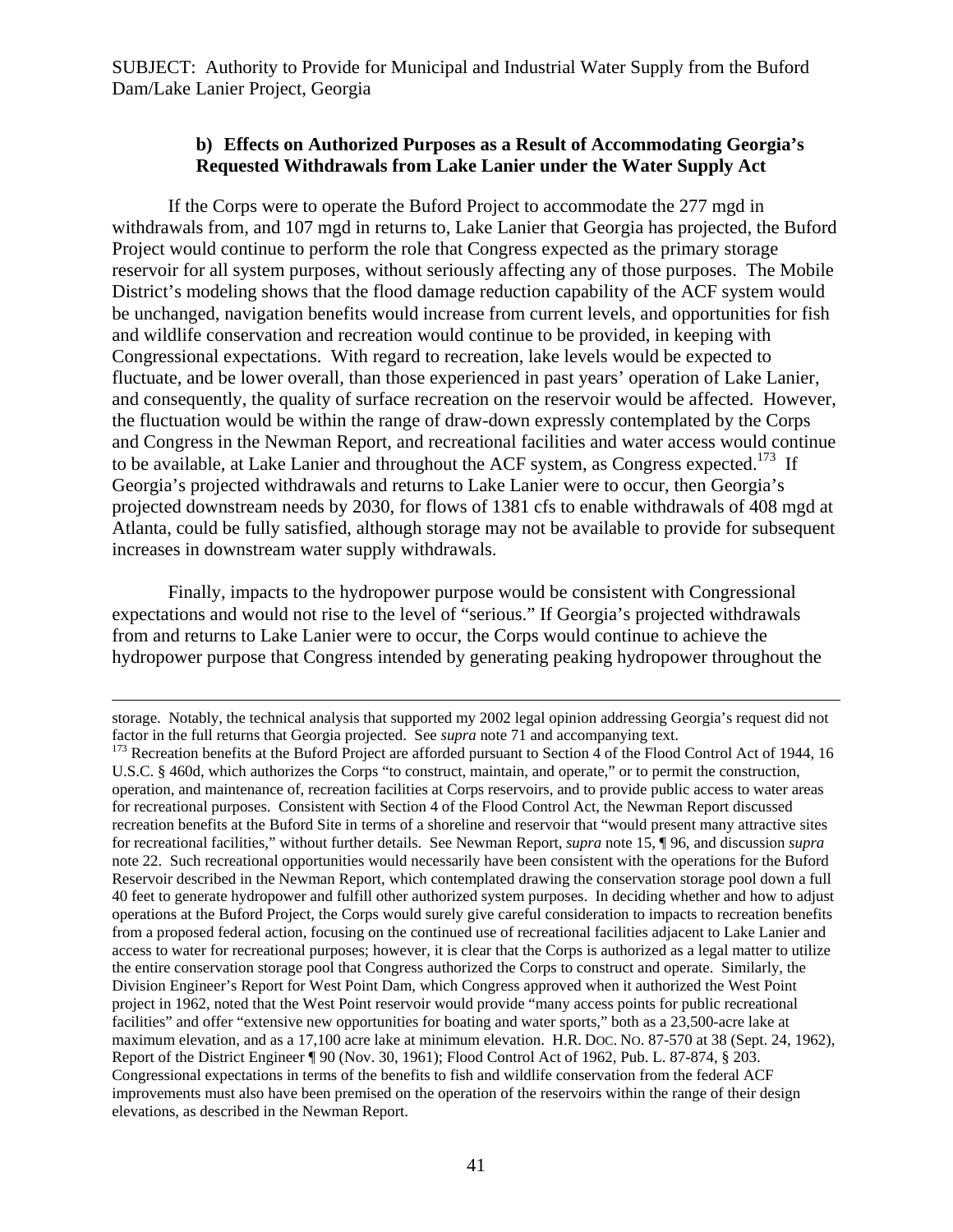#### b) Effects on Authorized Purposes as a Result of Accommodating Georgia's Requested Withdrawals from Lake Lanier under the Water Supply Act

If the Corps were to operate the Buford Project to accommodate the 277 mgd in withdrawals from, and 107 mgd in returns to, Lake Lanier that Georgia has projected, the Buford Project would continue to perform the role that Congress expected as the primary storage reservoir for all system purposes, without seriously affecting any of those purposes. The Mobile District's modeling shows that the flood damage reduction capability of the ACF system would be unchanged, navigation benefits would increase from current levels, and opportunities for fish and wildlife conservation and recreation would continue to be provided, in keeping with Congressional expectations. With regard to recreation, lake levels would be expected to fluctuate, and be lower overall, than those experienced in past years' operation of Lake Lanier, and consequently, the quality of surface recreation on the reservoir would be affected. However, the fluctuation would be within the range of draw-down expressly contemplated by the Corps and Congress in the Newman Report, and recreational facilities and water access would continue to be available, at Lake Lanier and throughout the ACF system, as Congress expected.[173] If Georgia's projected withdrawals and returns to Lake Lanier were to occur, then Georgia's projected downstream needs by 2030, for flows of 1381 cfs to enable withdrawals of 408 mgd at Atlanta, could be fully satisfied, although storage may not be available to provide for subsequent increases in downstream water supply withdrawals.

Finally, impacts to the hydropower purpose would be consistent with Congressional expectations and would not rise to the level of "serious." If Georgia's projected withdrawals from and returns to Lake Lanier were to occur, the Corps would continue to achieve the hydropower purpose that Congress intended by generating peaking hydropower throughout the

---

storage. Notably, the technical analysis that supported my 2002 legal opinion addressing Georgia's request did not factor in the full returns that Georgia projected. See *supra* note 71 and accompanying text.

[173] Recreation benefits at the Buford Project are afforded pursuant to Section 4 of the Flood Control Act of 1944, 16 U.S.C. § 460d, which authorizes the Corps "to construct, maintain, and operate," or to permit the construction, operation, and maintenance of, recreation facilities at Corps reservoirs, and to provide public access to water areas for recreational purposes. Consistent with Section 4 of the Flood Control Act, the Newman Report discussed recreation benefits at the Buford Site in terms of a shoreline and reservoir that "would present many attractive sites for recreational facilities," without further details. See Newman Report, *supra* note 15, ¶ 96, and discussion *supra* note 22. Such recreational opportunities would necessarily have been consistent with the operations for the Buford Reservoir described in the Newman Report, which contemplated drawing the conservation storage pool down a full 40 feet to generate hydropower and fulfill other authorized system purposes. In deciding whether and how to adjust operations at the Buford Project, the Corps would surely give careful consideration to impacts to recreation benefits from a proposed federal action, focusing on the continued use of recreational facilities adjacent to Lake Lanier and access to water for recreational purposes; however, it is clear that the Corps is authorized as a legal matter to utilize the entire conservation storage pool that Congress authorized the Corps to construct and operate. Similarly, the Division Engineer's Report for West Point Dam, which Congress approved when it authorized the West Point project in 1962, noted that the West Point reservoir would provide "many access points for public recreational facilities" and offer "extensive new opportunities for boating and water sports," both as a 23,500-acre lake at maximum elevation, and as a 17,100 acre lake at minimum elevation. H.R. DOC. NO. 87-570 at 38 (Sept. 24, 1962), Report of the District Engineer ¶ 90 (Nov. 30, 1961); Flood Control Act of 1962, Pub. L. 87-874, § 203. Congressional expectations in terms of the benefits to fish and wildlife conservation from the federal ACF improvements must also have been premised on the operation of the reservoirs within the range of their design elevations, as described in the Newman Report.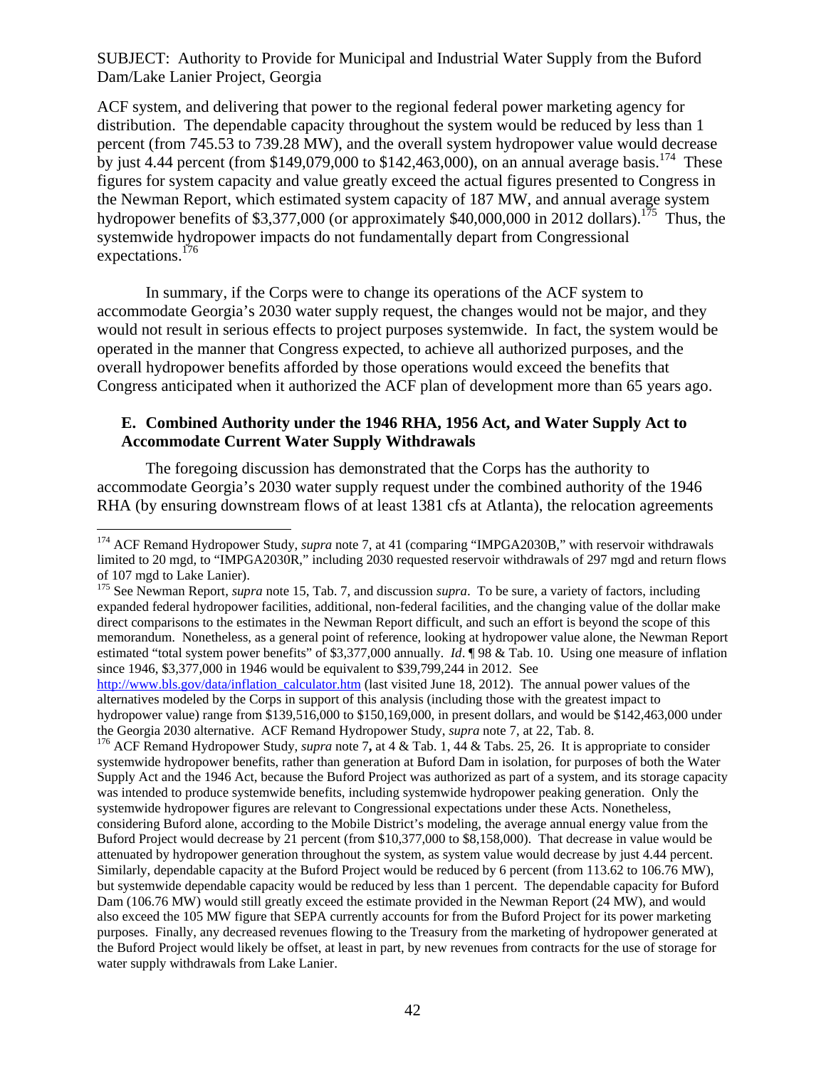ACF system, and delivering that power to the regional federal power marketing agency for distribution. The dependable capacity throughout the system would be reduced by less than 1 percent (from 745.53 to 739.28 MW), and the overall system hydropower value would decrease by just 4.44 percent (from $149,079,000 to $142,463,000), on an annual average basis.[174] These figures for system capacity and value greatly exceed the actual figures presented to Congress in the Newman Report, which estimated system capacity of 187 MW, and annual average system hydropower benefits of $3,377,000 (or approximately $40,000,000 in 2012 dollars).[175] Thus, the systemwide hydropower impacts do not fundamentally depart from Congressional expectations.[176]

In summary, if the Corps were to change its operations of the ACF system to accommodate Georgia's 2030 water supply request, the changes would not be major, and they would not result in serious effects to project purposes systemwide. In fact, the system would be operated in the manner that Congress expected, to achieve all authorized purposes, and the overall hydropower benefits afforded by those operations would exceed the benefits that Congress anticipated when it authorized the ACF plan of development more than 65 years ago.

### E. Combined Authority under the 1946 RHA, 1956 Act, and Water Supply Act to Accommodate Current Water Supply Withdrawals

The foregoing discussion has demonstrated that the Corps has the authority to accommodate Georgia's 2030 water supply request under the combined authority of the 1946 RHA (by ensuring downstream flows of at least 1381 cfs at Atlanta), the relocation agreements

---

[174] ACF Remand Hydropower Study, *supra* note 7, at 41 (comparing "IMPGA2030B," with reservoir withdrawals limited to 20 mgd, to "IMPGA2030R," including 2030 requested reservoir withdrawals of 297 mgd and return flows of 107 mgd to Lake Lanier).

[175] See Newman Report, *supra* note 15, Tab. 7, and discussion *supra*. To be sure, a variety of factors, including expanded federal hydropower facilities, additional, non-federal facilities, and the changing value of the dollar make direct comparisons to the estimates in the Newman Report difficult, and such an effort is beyond the scope of this memorandum. Nonetheless, as a general point of reference, looking at hydropower value alone, the Newman Report estimated "total system power benefits" of $3,377,000 annually. *Id*. ¶ 98 & Tab. 10. Using one measure of inflation since 1946, $3,377,000 in 1946 would be equivalent to $39,799,244 in 2012. See http://www.bls.gov/data/inflation_calculator.htm (last visited June 18, 2012). The annual power values of the alternatives modeled by the Corps in support of this analysis (including those with the greatest impact to hydropower value) range from $139,516,000 to $150,169,000, in present dollars, and would be $142,463,000 under the Georgia 2030 alternative. ACF Remand Hydropower Study, *supra* note 7, at 22, Tab. 8.

[176] ACF Remand Hydropower Study, *supra* note 7**,** at 4 & Tab. 1, 44 & Tabs. 25, 26. It is appropriate to consider systemwide hydropower benefits, rather than generation at Buford Dam in isolation, for purposes of both the Water Supply Act and the 1946 Act, because the Buford Project was authorized as part of a system, and its storage capacity was intended to produce systemwide benefits, including systemwide hydropower peaking generation. Only the systemwide hydropower figures are relevant to Congressional expectations under these Acts. Nonetheless, considering Buford alone, according to the Mobile District's modeling, the average annual energy value from the Buford Project would decrease by 21 percent (from $10,377,000 to $8,158,000). That decrease in value would be attenuated by hydropower generation throughout the system, as system value would decrease by just 4.44 percent. Similarly, dependable capacity at the Buford Project would be reduced by 6 percent (from 113.62 to 106.76 MW), but systemwide dependable capacity would be reduced by less than 1 percent. The dependable capacity for Buford Dam (106.76 MW) would still greatly exceed the estimate provided in the Newman Report (24 MW), and would also exceed the 105 MW figure that SEPA currently accounts for from the Buford Project for its power marketing purposes. Finally, any decreased revenues flowing to the Treasury from the marketing of hydropower generated at the Buford Project would likely be offset, at least in part, by new revenues from contracts for the use of storage for water supply withdrawals from Lake Lanier.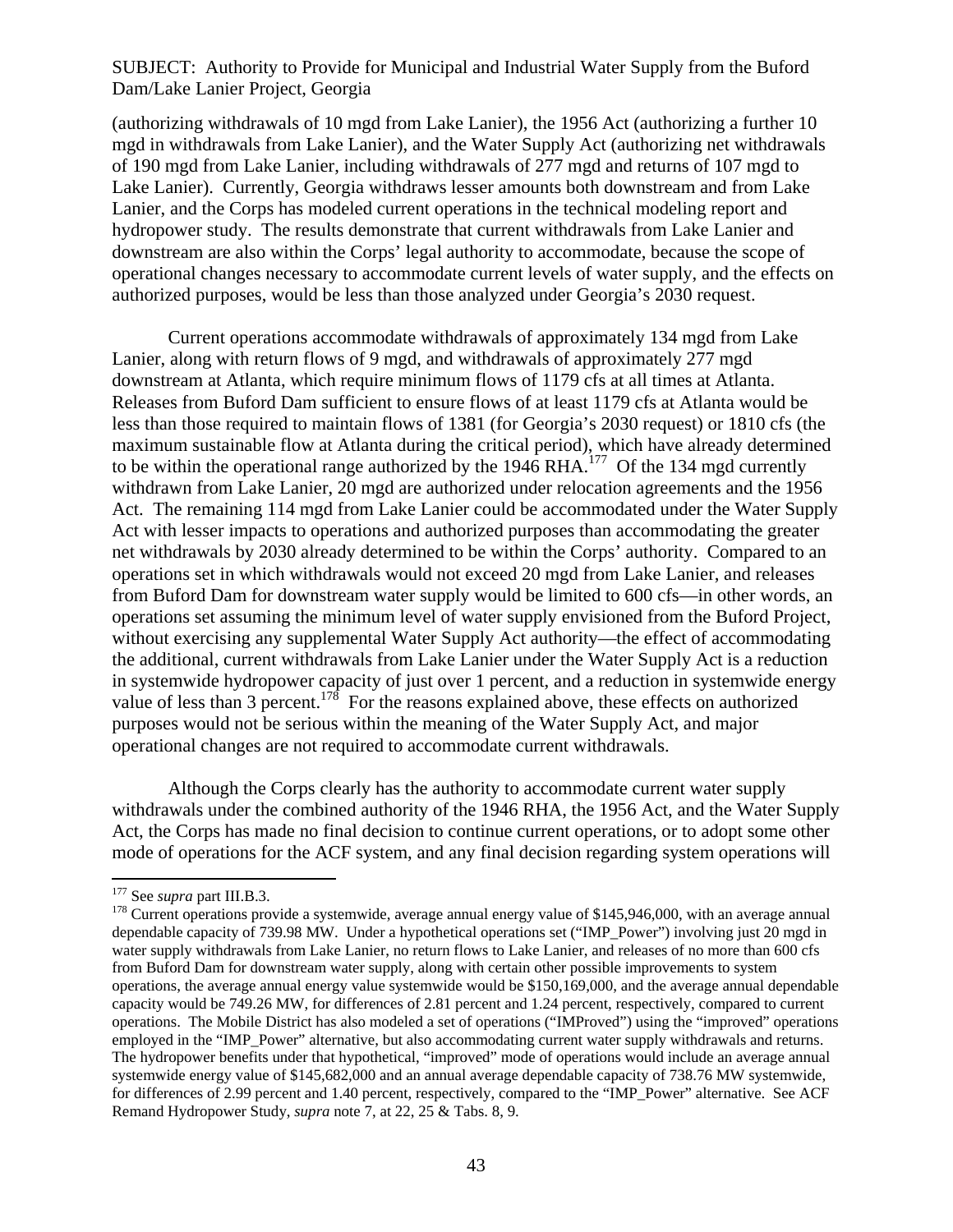(authorizing withdrawals of 10 mgd from Lake Lanier), the 1956 Act (authorizing a further 10 mgd in withdrawals from Lake Lanier), and the Water Supply Act (authorizing net withdrawals of 190 mgd from Lake Lanier, including withdrawals of 277 mgd and returns of 107 mgd to Lake Lanier). Currently, Georgia withdraws lesser amounts both downstream and from Lake Lanier, and the Corps has modeled current operations in the technical modeling report and hydropower study. The results demonstrate that current withdrawals from Lake Lanier and downstream are also within the Corps' legal authority to accommodate, because the scope of operational changes necessary to accommodate current levels of water supply, and the effects on authorized purposes, would be less than those analyzed under Georgia's 2030 request.

Current operations accommodate withdrawals of approximately 134 mgd from Lake Lanier, along with return flows of 9 mgd, and withdrawals of approximately 277 mgd downstream at Atlanta, which require minimum flows of 1179 cfs at all times at Atlanta. Releases from Buford Dam sufficient to ensure flows of at least 1179 cfs at Atlanta would be less than those required to maintain flows of 1381 (for Georgia's 2030 request) or 1810 cfs (the maximum sustainable flow at Atlanta during the critical period), which have already determined to be within the operational range authorized by the 1946 RHA.[177] Of the 134 mgd currently withdrawn from Lake Lanier, 20 mgd are authorized under relocation agreements and the 1956 Act. The remaining 114 mgd from Lake Lanier could be accommodated under the Water Supply Act with lesser impacts to operations and authorized purposes than accommodating the greater net withdrawals by 2030 already determined to be within the Corps' authority. Compared to an operations set in which withdrawals would not exceed 20 mgd from Lake Lanier, and releases from Buford Dam for downstream water supply would be limited to 600 cfs—in other words, an operations set assuming the minimum level of water supply envisioned from the Buford Project, without exercising any supplemental Water Supply Act authority—the effect of accommodating the additional, current withdrawals from Lake Lanier under the Water Supply Act is a reduction in systemwide hydropower capacity of just over 1 percent, and a reduction in systemwide energy value of less than 3 percent.[178] For the reasons explained above, these effects on authorized purposes would not be serious within the meaning of the Water Supply Act, and major operational changes are not required to accommodate current withdrawals.

Although the Corps clearly has the authority to accommodate current water supply withdrawals under the combined authority of the 1946 RHA, the 1956 Act, and the Water Supply Act, the Corps has made no final decision to continue current operations, or to adopt some other mode of operations for the ACF system, and any final decision regarding system operations will

---

[177] See *supra* part III.B.3.

[178] Current operations provide a systemwide, average annual energy value of $145,946,000, with an average annual dependable capacity of 739.98 MW. Under a hypothetical operations set ("IMP_Power") involving just 20 mgd in water supply withdrawals from Lake Lanier, no return flows to Lake Lanier, and releases of no more than 600 cfs from Buford Dam for downstream water supply, along with certain other possible improvements to system operations, the average annual energy value systemwide would be $150,169,000, and the average annual dependable capacity would be 749.26 MW, for differences of 2.81 percent and 1.24 percent, respectively, compared to current operations. The Mobile District has also modeled a set of operations ("IMProved") using the "improved" operations employed in the "IMP_Power" alternative, but also accommodating current water supply withdrawals and returns. The hydropower benefits under that hypothetical, "improved" mode of operations would include an average annual systemwide energy value of $145,682,000 and an annual average dependable capacity of 738.76 MW systemwide, for differences of 2.99 percent and 1.40 percent, respectively, compared to the "IMP_Power" alternative. See ACF Remand Hydropower Study, *supra* note 7, at 22, 25 & Tabs. 8, 9.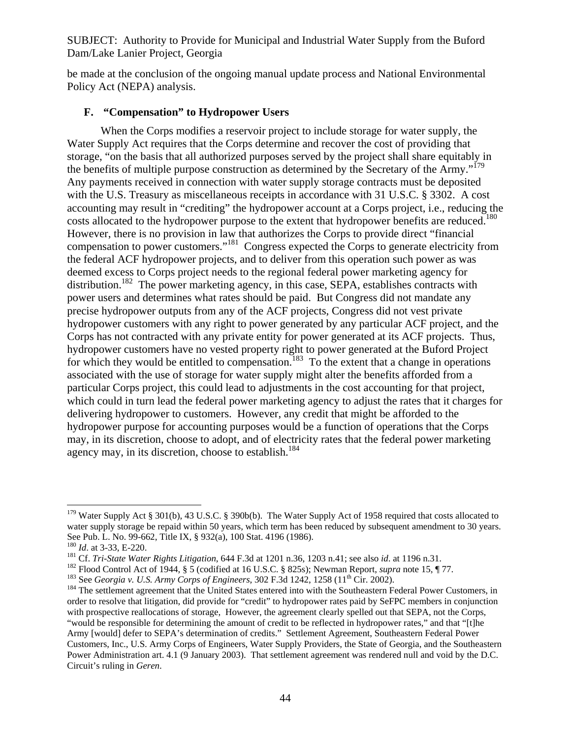be made at the conclusion of the ongoing manual update process and National Environmental Policy Act (NEPA) analysis.

### F. "Compensation" to Hydropower Users

When the Corps modifies a reservoir project to include storage for water supply, the Water Supply Act requires that the Corps determine and recover the cost of providing that storage, "on the basis that all authorized purposes served by the project shall share equitably in the benefits of multiple purpose construction as determined by the Secretary of the Army."[179] Any payments received in connection with water supply storage contracts must be deposited with the U.S. Treasury as miscellaneous receipts in accordance with 31 U.S.C. § 3302. A cost accounting may result in "crediting" the hydropower account at a Corps project, i.e., reducing the costs allocated to the hydropower purpose to the extent that hydropower benefits are reduced.[180] However, there is no provision in law that authorizes the Corps to provide direct "financial compensation to power customers."[181] Congress expected the Corps to generate electricity from the federal ACF hydropower projects, and to deliver from this operation such power as was deemed excess to Corps project needs to the regional federal power marketing agency for distribution.[182] The power marketing agency, in this case, SEPA, establishes contracts with power users and determines what rates should be paid. But Congress did not mandate any precise hydropower outputs from any of the ACF projects, Congress did not vest private hydropower customers with any right to power generated by any particular ACF project, and the Corps has not contracted with any private entity for power generated at its ACF projects. Thus, hydropower customers have no vested property right to power generated at the Buford Project for which they would be entitled to compensation.[183] To the extent that a change in operations associated with the use of storage for water supply might alter the benefits afforded from a particular Corps project, this could lead to adjustments in the cost accounting for that project, which could in turn lead the federal power marketing agency to adjust the rates that it charges for delivering hydropower to customers. However, any credit that might be afforded to the hydropower purpose for accounting purposes would be a function of operations that the Corps may, in its discretion, choose to adopt, and of electricity rates that the federal power marketing agency may, in its discretion, choose to establish.[184]

---

[179] Water Supply Act § 301(b), 43 U.S.C. § 390b(b). The Water Supply Act of 1958 required that costs allocated to water supply storage be repaid within 50 years, which term has been reduced by subsequent amendment to 30 years. See Pub. L. No. 99-662, Title IX, § 932(a), 100 Stat. 4196 (1986).

[180] *Id*. at 3-33, E-220.

[181] Cf. *Tri-State Water Rights Litigation*, 644 F.3d at 1201 n.36, 1203 n.41; see also *id*. at 1196 n.31.

[182] Flood Control Act of 1944, § 5 (codified at 16 U.S.C. § 825s); Newman Report, *supra* note 15, ¶ 77.

[183] See *Georgia v. U.S. Army Corps of Engineers*, 302 F.3d 1242, 1258 (11th Cir. 2002).

[184] The settlement agreement that the United States entered into with the Southeastern Federal Power Customers, in order to resolve that litigation, did provide for "credit" to hydropower rates paid by SeFPC members in conjunction with prospective reallocations of storage, However, the agreement clearly spelled out that SEPA, not the Corps, "would be responsible for determining the amount of credit to be reflected in hydropower rates," and that "[t]he Army [would] defer to SEPA's determination of credits." Settlement Agreement, Southeastern Federal Power Customers, Inc., U.S. Army Corps of Engineers, Water Supply Providers, the State of Georgia, and the Southeastern Power Administration art. 4.1 (9 January 2003). That settlement agreement was rendered null and void by the D.C. Circuit's ruling in *Geren*.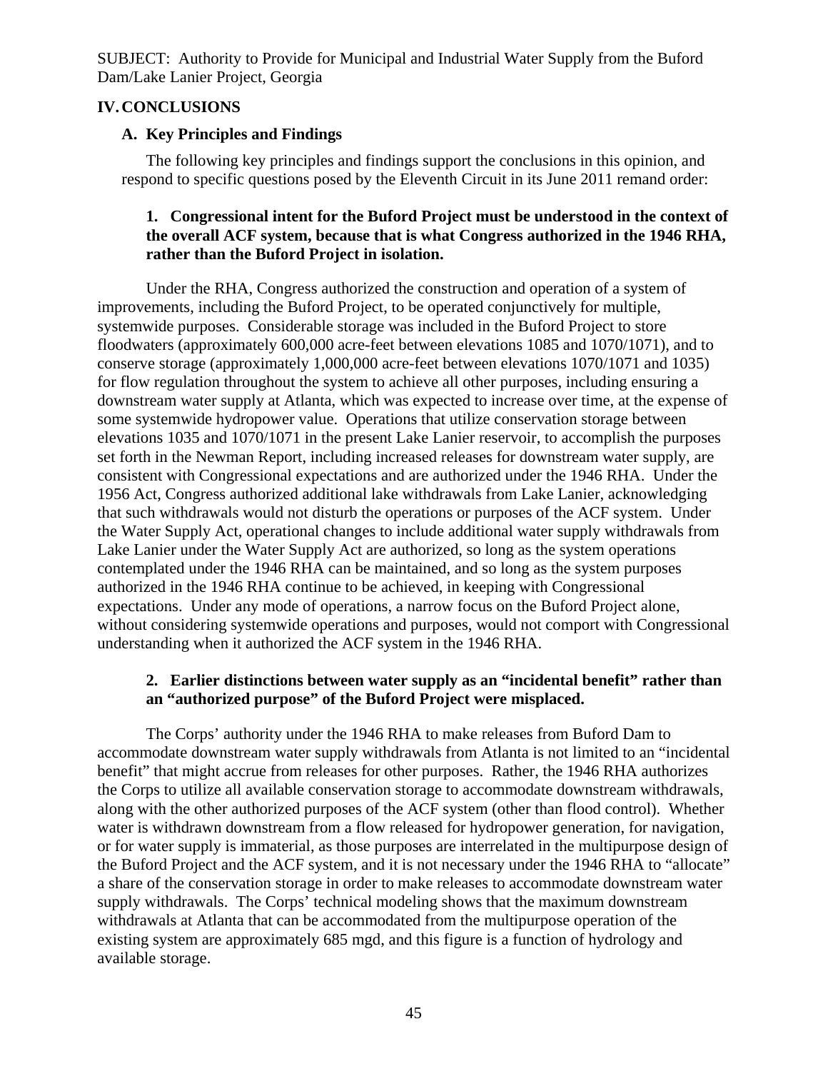SUBJECT: Authority to Provide for Municipal and Industrial Water Supply from the Buford Dam/Lake Lanier Project, Georgia

## IV. CONCLUSIONS

### A. Key Principles and Findings

The following key principles and findings support the conclusions in this opinion, and respond to specific questions posed by the Eleventh Circuit in its June 2011 remand order:

#### 1. Congressional intent for the Buford Project must be understood in the context of the overall ACF system, because that is what Congress authorized in the 1946 RHA, rather than the Buford Project in isolation.

Under the RHA, Congress authorized the construction and operation of a system of improvements, including the Buford Project, to be operated conjunctively for multiple, systemwide purposes. Considerable storage was included in the Buford Project to store floodwaters (approximately 600,000 acre-feet between elevations 1085 and 1070/1071), and to conserve storage (approximately 1,000,000 acre-feet between elevations 1070/1071 and 1035) for flow regulation throughout the system to achieve all other purposes, including ensuring a downstream water supply at Atlanta, which was expected to increase over time, at the expense of some systemwide hydropower value. Operations that utilize conservation storage between elevations 1035 and 1070/1071 in the present Lake Lanier reservoir, to accomplish the purposes set forth in the Newman Report, including increased releases for downstream water supply, are consistent with Congressional expectations and are authorized under the 1946 RHA. Under the 1956 Act, Congress authorized additional lake withdrawals from Lake Lanier, acknowledging that such withdrawals would not disturb the operations or purposes of the ACF system. Under the Water Supply Act, operational changes to include additional water supply withdrawals from Lake Lanier under the Water Supply Act are authorized, so long as the system operations contemplated under the 1946 RHA can be maintained, and so long as the system purposes authorized in the 1946 RHA continue to be achieved, in keeping with Congressional expectations. Under any mode of operations, a narrow focus on the Buford Project alone, without considering systemwide operations and purposes, would not comport with Congressional understanding when it authorized the ACF system in the 1946 RHA.

#### 2. Earlier distinctions between water supply as an "incidental benefit" rather than an "authorized purpose" of the Buford Project were misplaced.

The Corps' authority under the 1946 RHA to make releases from Buford Dam to accommodate downstream water supply withdrawals from Atlanta is not limited to an "incidental benefit" that might accrue from releases for other purposes. Rather, the 1946 RHA authorizes the Corps to utilize all available conservation storage to accommodate downstream withdrawals, along with the other authorized purposes of the ACF system (other than flood control). Whether water is withdrawn downstream from a flow released for hydropower generation, for navigation, or for water supply is immaterial, as those purposes are interrelated in the multipurpose design of the Buford Project and the ACF system, and it is not necessary under the 1946 RHA to "allocate" a share of the conservation storage in order to make releases to accommodate downstream water supply withdrawals. The Corps' technical modeling shows that the maximum downstream withdrawals at Atlanta that can be accommodated from the multipurpose operation of the existing system are approximately 685 mgd, and this figure is a function of hydrology and available storage.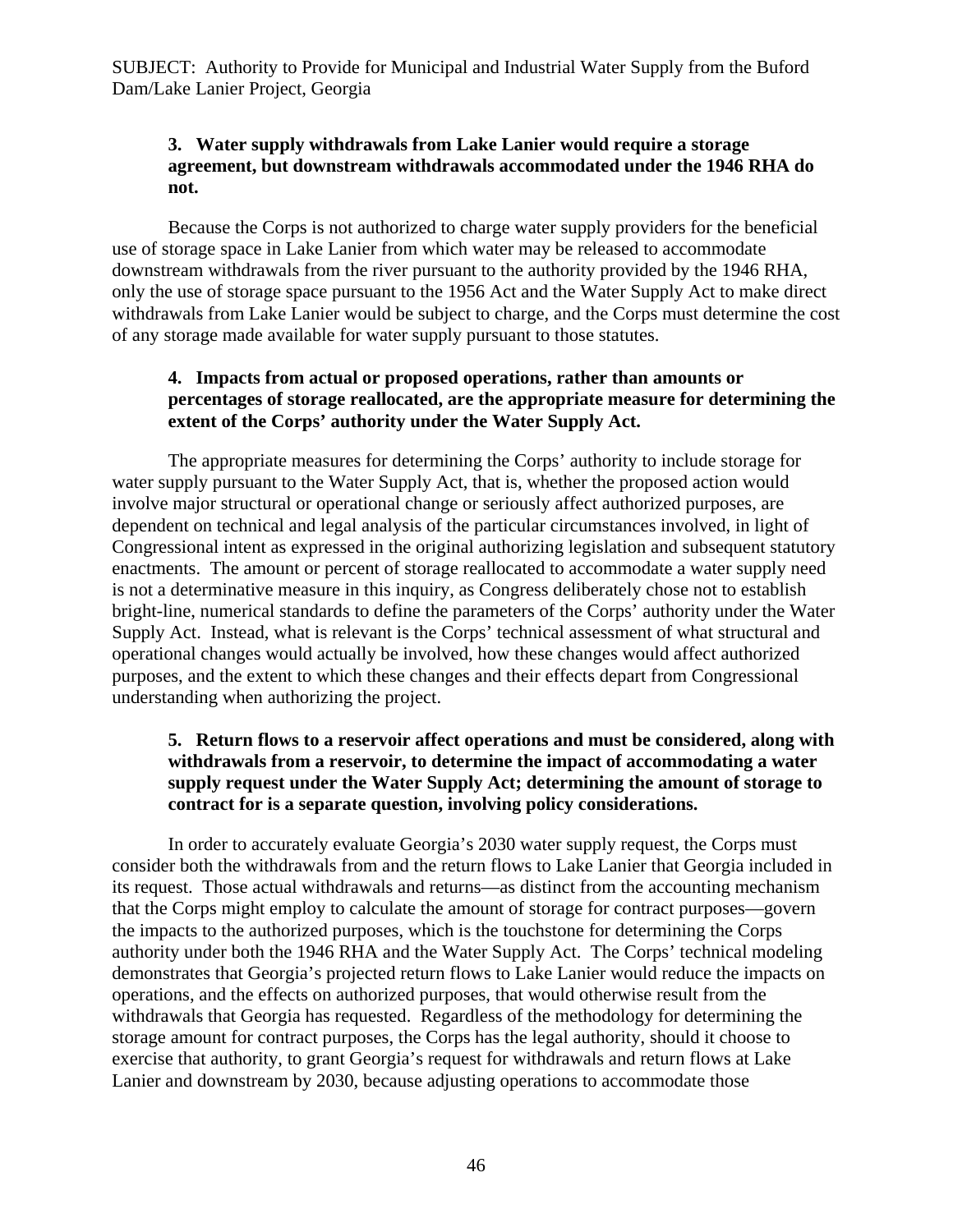**3. Water supply withdrawals from Lake Lanier would require a storage agreement, but downstream withdrawals accommodated under the 1946 RHA do not.**

Because the Corps is not authorized to charge water supply providers for the beneficial use of storage space in Lake Lanier from which water may be released to accommodate downstream withdrawals from the river pursuant to the authority provided by the 1946 RHA, only the use of storage space pursuant to the 1956 Act and the Water Supply Act to make direct withdrawals from Lake Lanier would be subject to charge, and the Corps must determine the cost of any storage made available for water supply pursuant to those statutes.

**4. Impacts from actual or proposed operations, rather than amounts or percentages of storage reallocated, are the appropriate measure for determining the extent of the Corps' authority under the Water Supply Act.**

The appropriate measures for determining the Corps' authority to include storage for water supply pursuant to the Water Supply Act, that is, whether the proposed action would involve major structural or operational change or seriously affect authorized purposes, are dependent on technical and legal analysis of the particular circumstances involved, in light of Congressional intent as expressed in the original authorizing legislation and subsequent statutory enactments. The amount or percent of storage reallocated to accommodate a water supply need is not a determinative measure in this inquiry, as Congress deliberately chose not to establish bright-line, numerical standards to define the parameters of the Corps' authority under the Water Supply Act. Instead, what is relevant is the Corps' technical assessment of what structural and operational changes would actually be involved, how these changes would affect authorized purposes, and the extent to which these changes and their effects depart from Congressional understanding when authorizing the project.

**5. Return flows to a reservoir affect operations and must be considered, along with withdrawals from a reservoir, to determine the impact of accommodating a water supply request under the Water Supply Act; determining the amount of storage to contract for is a separate question, involving policy considerations.**

In order to accurately evaluate Georgia's 2030 water supply request, the Corps must consider both the withdrawals from and the return flows to Lake Lanier that Georgia included in its request. Those actual withdrawals and returns—as distinct from the accounting mechanism that the Corps might employ to calculate the amount of storage for contract purposes—govern the impacts to the authorized purposes, which is the touchstone for determining the Corps authority under both the 1946 RHA and the Water Supply Act. The Corps' technical modeling demonstrates that Georgia's projected return flows to Lake Lanier would reduce the impacts on operations, and the effects on authorized purposes, that would otherwise result from the withdrawals that Georgia has requested. Regardless of the methodology for determining the storage amount for contract purposes, the Corps has the legal authority, should it choose to exercise that authority, to grant Georgia's request for withdrawals and return flows at Lake Lanier and downstream by 2030, because adjusting operations to accommodate those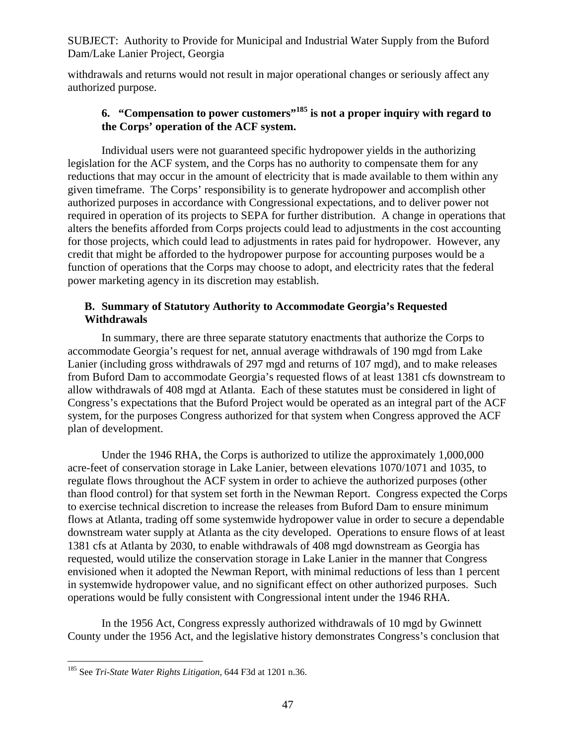withdrawals and returns would not result in major operational changes or seriously affect any authorized purpose.

### 6. "Compensation to power customers"[185] is not a proper inquiry with regard to the Corps' operation of the ACF system.

Individual users were not guaranteed specific hydropower yields in the authorizing legislation for the ACF system, and the Corps has no authority to compensate them for any reductions that may occur in the amount of electricity that is made available to them within any given timeframe. The Corps' responsibility is to generate hydropower and accomplish other authorized purposes in accordance with Congressional expectations, and to deliver power not required in operation of its projects to SEPA for further distribution. A change in operations that alters the benefits afforded from Corps projects could lead to adjustments in the cost accounting for those projects, which could lead to adjustments in rates paid for hydropower. However, any credit that might be afforded to the hydropower purpose for accounting purposes would be a function of operations that the Corps may choose to adopt, and electricity rates that the federal power marketing agency in its discretion may establish.

## B. Summary of Statutory Authority to Accommodate Georgia's Requested Withdrawals

In summary, there are three separate statutory enactments that authorize the Corps to accommodate Georgia's request for net, annual average withdrawals of 190 mgd from Lake Lanier (including gross withdrawals of 297 mgd and returns of 107 mgd), and to make releases from Buford Dam to accommodate Georgia's requested flows of at least 1381 cfs downstream to allow withdrawals of 408 mgd at Atlanta. Each of these statutes must be considered in light of Congress's expectations that the Buford Project would be operated as an integral part of the ACF system, for the purposes Congress authorized for that system when Congress approved the ACF plan of development.

Under the 1946 RHA, the Corps is authorized to utilize the approximately 1,000,000 acre-feet of conservation storage in Lake Lanier, between elevations 1070/1071 and 1035, to regulate flows throughout the ACF system in order to achieve the authorized purposes (other than flood control) for that system set forth in the Newman Report. Congress expected the Corps to exercise technical discretion to increase the releases from Buford Dam to ensure minimum flows at Atlanta, trading off some systemwide hydropower value in order to secure a dependable downstream water supply at Atlanta as the city developed. Operations to ensure flows of at least 1381 cfs at Atlanta by 2030, to enable withdrawals of 408 mgd downstream as Georgia has requested, would utilize the conservation storage in Lake Lanier in the manner that Congress envisioned when it adopted the Newman Report, with minimal reductions of less than 1 percent in systemwide hydropower value, and no significant effect on other authorized purposes. Such operations would be fully consistent with Congressional intent under the 1946 RHA.

In the 1956 Act, Congress expressly authorized withdrawals of 10 mgd by Gwinnett County under the 1956 Act, and the legislative history demonstrates Congress's conclusion that

---

[185] See *Tri-State Water Rights Litigation*, 644 F3d at 1201 n.36.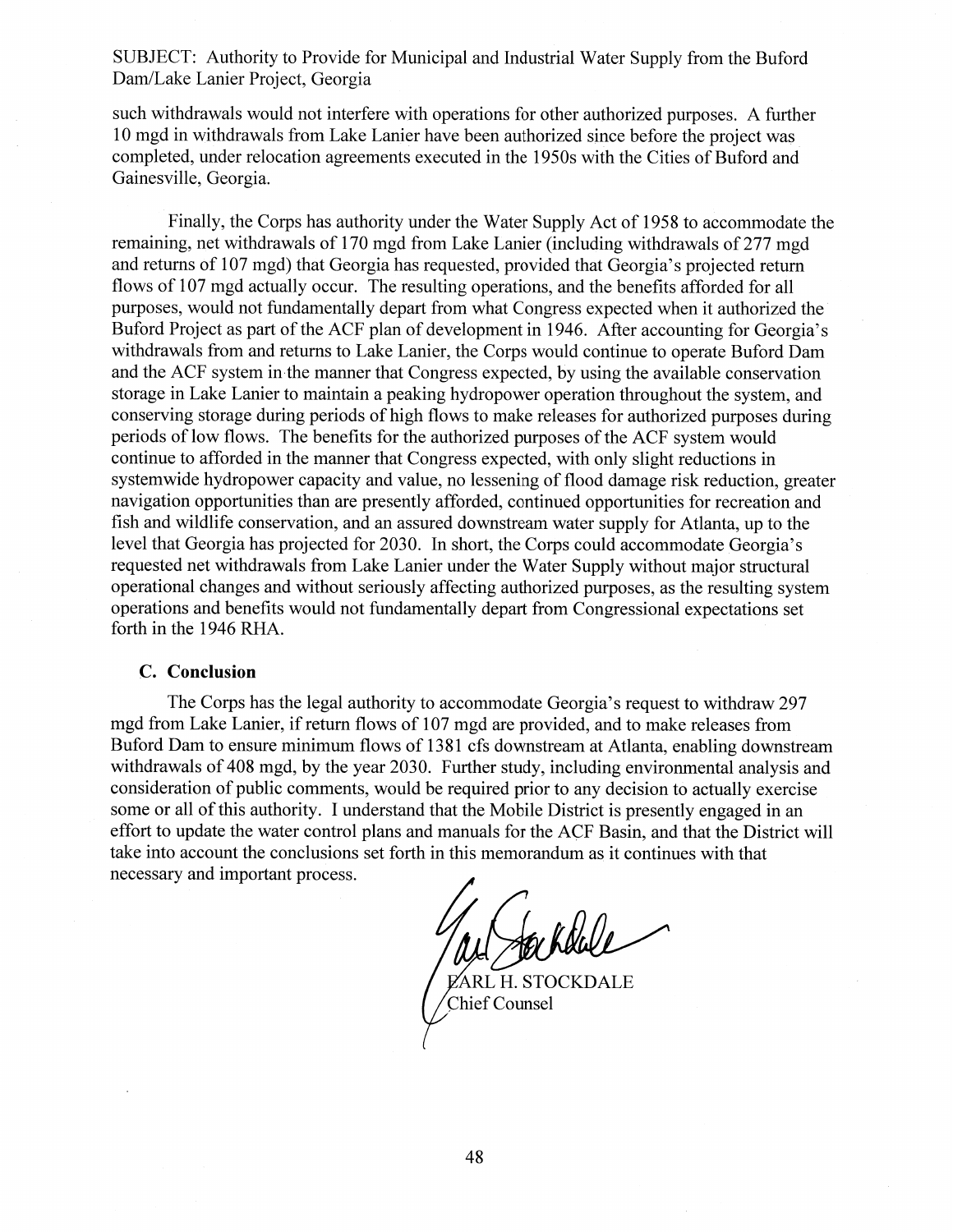SUBJECT: Authority to Provide for Municipal and Industrial Water Supply from the Buford Dam/Lake Lanier Project, Georgia

such withdrawals would not interfere with operations for other authorized purposes. A further 10 mgd in withdrawals from Lake Lanier have been authorized since before the project was completed, under relocation agreements executed in the 1950s with the Cities of Buford and Gainesville, Georgia.

Finally, the Corps has authority under the Water Supply Act of 1958 to accommodate the remaining, net withdrawals of 170 mgd from Lake Lanier (including withdrawals of 277 mgd and returns of 107 mgd) that Georgia has requested, provided that Georgia's projected return flows of 107 mgd actually occur. The resulting operations, and the benefits afforded for all purposes, would not fundamentally depart from what Congress expected when it authorized the Buford Project as part of the ACF plan of development in 1946. After accounting for Georgia's withdrawals from and returns to Lake Lanier, the Corps would continue to operate Buford Dam and the ACF system in the manner that Congress expected, by using the available conservation storage in Lake Lanier to maintain a peaking hydropower operation throughout the system, and conserving storage during periods of high flows to make releases for authorized purposes during periods of low flows. The benefits for the authorized purposes of the ACF system would continue to afforded in the manner that Congress expected, with only slight reductions in systemwide hydropower capacity and value, no lessening of flood damage risk reduction, greater navigation opportunities than are presently afforded, continued opportunities for recreation and fish and wildlife conservation, and an assured downstream water supply for Atlanta, up to the level that Georgia has projected for 2030. In short, the Corps could accommodate Georgia's requested net withdrawals from Lake Lanier under the Water Supply without major structural operational changes and without seriously affecting authorized purposes, as the resulting system operations and benefits would not fundamentally depart from Congressional expectations set forth in the 1946 RHA.

### C. Conclusion

The Corps has the legal authority to accommodate Georgia's request to withdraw 297 mgd from Lake Lanier, if return flows of 107 mgd are provided, and to make releases from Buford Dam to ensure minimum flows of 1381 cfs downstream at Atlanta, enabling downstream withdrawals of 408 mgd, by the year 2030. Further study, including environmental analysis and consideration of public comments, would be required prior to any decision to actually exercise some or all of this authority. I understand that the Mobile District is presently engaged in an effort to update the water control plans and manuals for the ACF Basin, and that the District will take into account the conclusions set forth in this memorandum as it continues with that necessary and important process.

EARL H. STOCKDALE
Chief Counsel